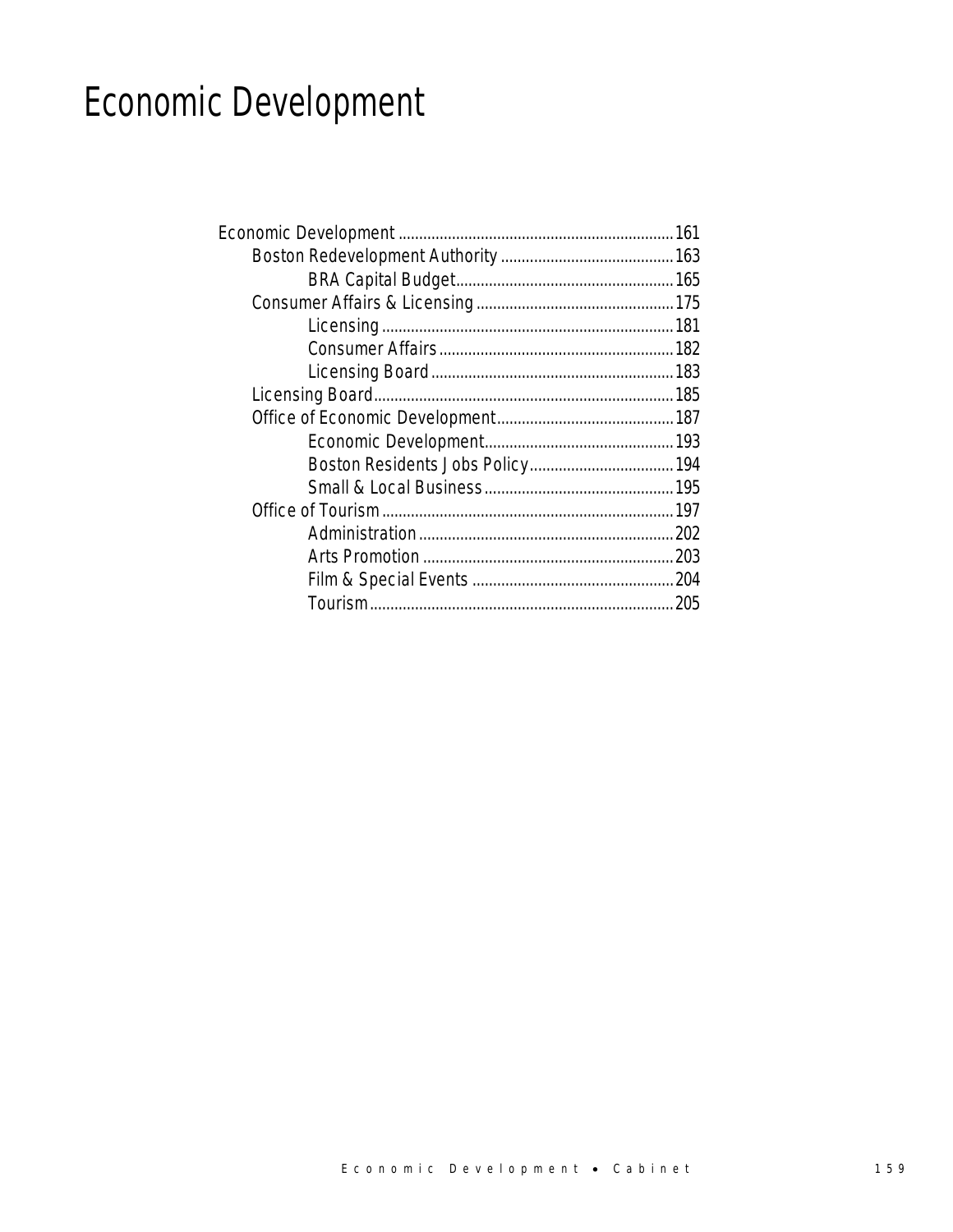# Economic Development

- Economic Development ... 161
  - Boston Redevelopment Authority ... 163
    - BRA Capital Budget ... 165
  - Consumer Affairs & Licensing ... 175
    - Licensing ... 181
    - Consumer Affairs ... 182
    - Licensing Board ... 183
  - Licensing Board ... 185
  - Office of Economic Development ... 187
    - Economic Development ... 193
    - Boston Residents Jobs Policy ... 194
    - Small & Local Business ... 195
  - Office of Tourism ... 197
    - Administration ... 202
    - Arts Promotion ... 203
    - Film & Special Events ... 204
    - Tourism ... 205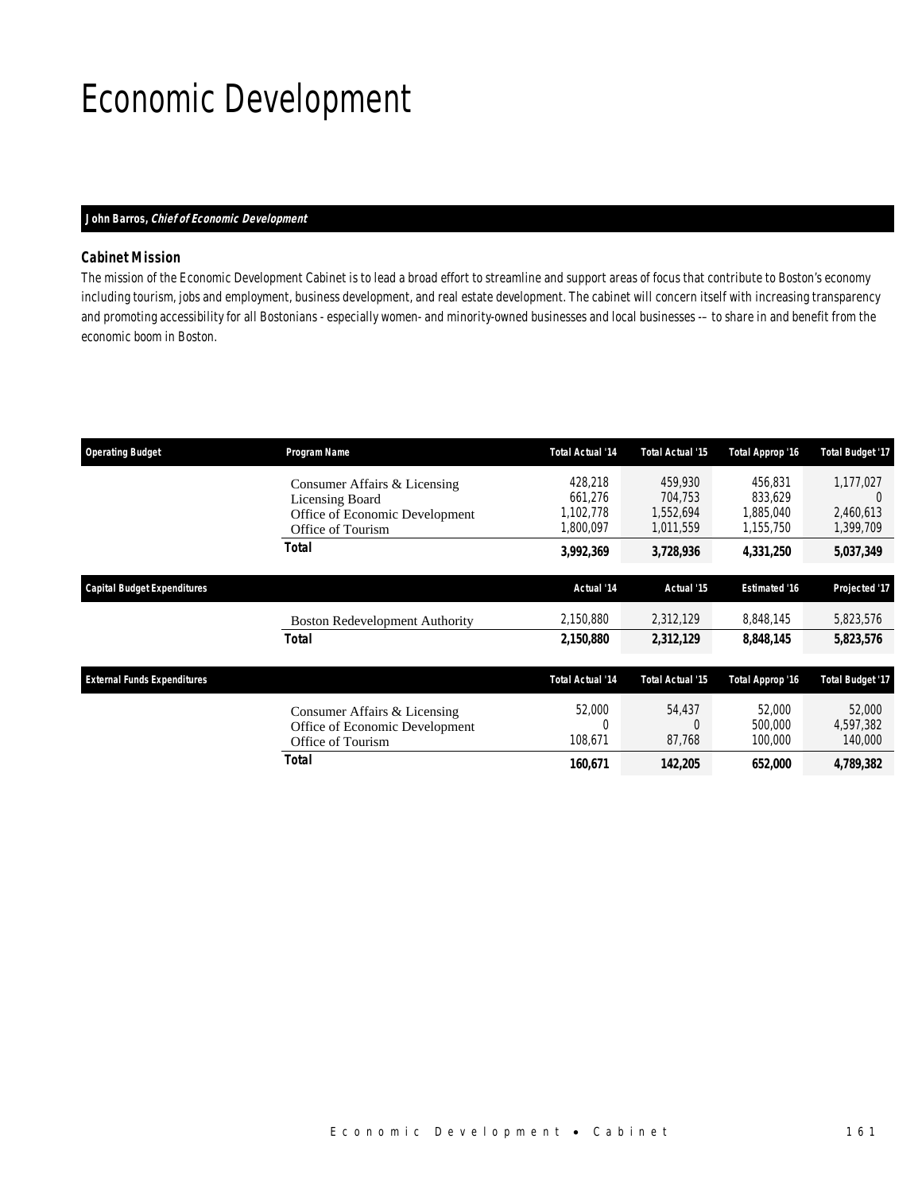# Economic Development

**John Barros, *Chief of Economic Development***

### Cabinet Mission

*The mission of the Economic Development Cabinet is to lead a broad effort to streamline and support areas of focus that contribute to Boston's economy including tourism, jobs and employment, business development, and real estate development. The cabinet will concern itself with increasing transparency and promoting accessibility for all Bostonians - especially women- and minority-owned businesses and local businesses –- to share in and benefit from the economic boom in Boston.*

| Operating Budget | Program Name | Total Actual '14 | Total Actual '15 | Total Approp '16 | Total Budget '17 |
|---|---|---|---|---|---|
| | Consumer Affairs & Licensing | 428,218 | 459,930 | 456,831 | 1,177,027 |
| | Licensing Board | 661,276 | 704,753 | 833,629 | 0 |
| | Office of Economic Development | 1,102,778 | 1,552,694 | 1,885,040 | 2,460,613 |
| | Office of Tourism | 1,800,097 | 1,011,559 | 1,155,750 | 1,399,709 |
| | **Total** | **3,992,369** | **3,728,936** | **4,331,250** | **5,037,349** |

| Capital Budget Expenditures | | Actual '14 | Actual '15 | Estimated '16 | Projected '17 |
|---|---|---|---|---|---|
| | Boston Redevelopment Authority | 2,150,880 | 2,312,129 | 8,848,145 | 5,823,576 |
| | **Total** | **2,150,880** | **2,312,129** | **8,848,145** | **5,823,576** |

| External Funds Expenditures | | Total Actual '14 | Total Actual '15 | Total Approp '16 | Total Budget '17 |
|---|---|---|---|---|---|
| | Consumer Affairs & Licensing | 52,000 | 54,437 | 52,000 | 52,000 |
| | Office of Economic Development | 0 | 0 | 500,000 | 4,597,382 |
| | Office of Tourism | 108,671 | 87,768 | 100,000 | 140,000 |
| | **Total** | **160,671** | **142,205** | **652,000** | **4,789,382** |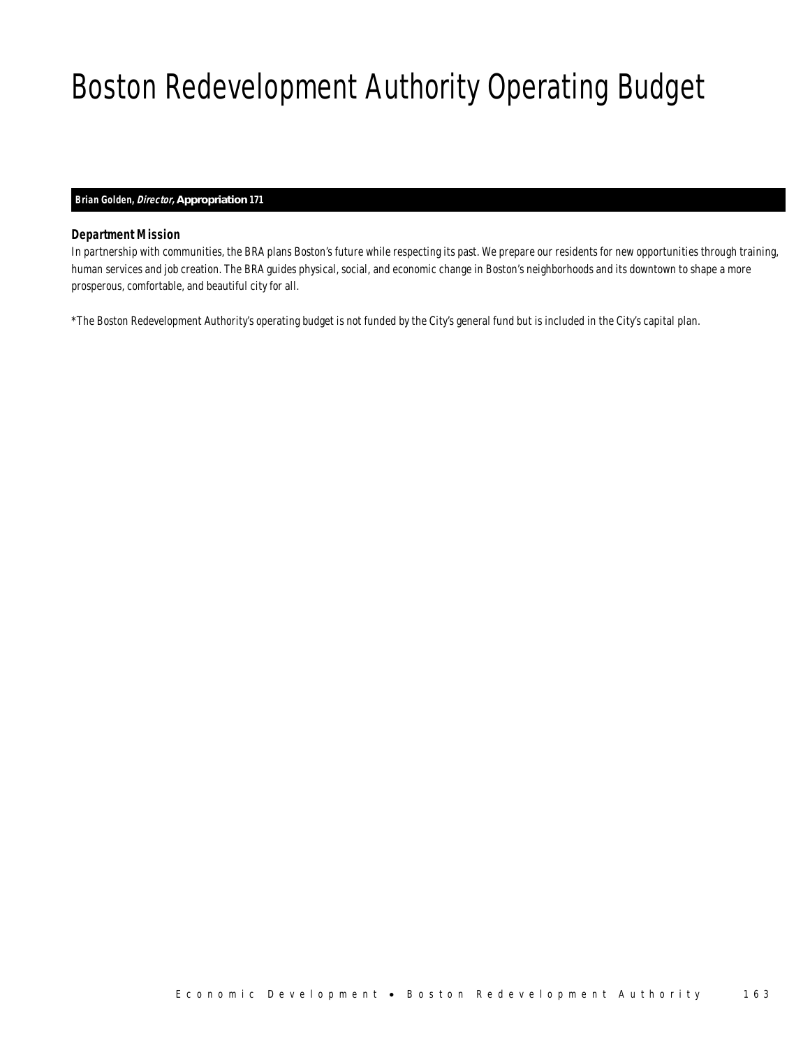# Boston Redevelopment Authority Operating Budget

***Brian Golden, Director,* Appropriation 171**

### *Department Mission*

*In partnership with communities, the BRA plans Boston's future while respecting its past. We prepare our residents for new opportunities through training, human services and job creation. The BRA guides physical, social, and economic change in Boston's neighborhoods and its downtown to shape a more prosperous, comfortable, and beautiful city for all.*

*\*The Boston Redevelopment Authority's operating budget is not funded by the City's general fund but is included in the City's capital plan.*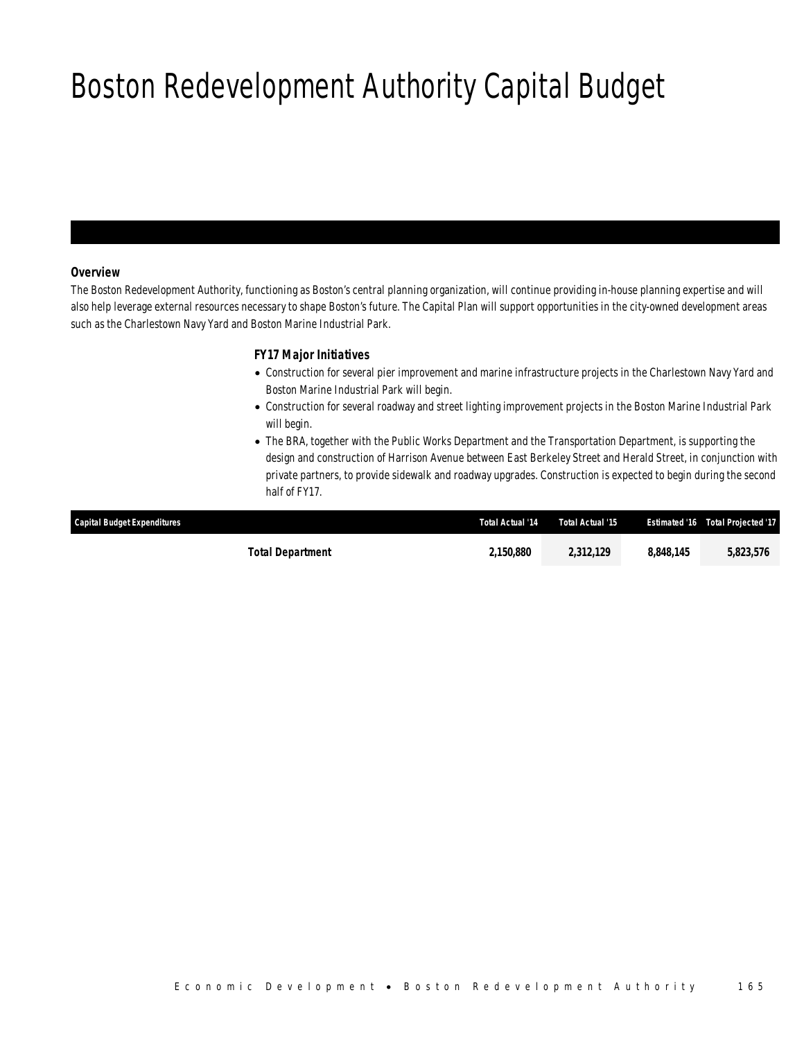# Boston Redevelopment Authority Capital Budget

***Overview***

*The Boston Redevelopment Authority, functioning as Boston's central planning organization, will continue providing in-house planning expertise and will also help leverage external resources necessary to shape Boston's future. The Capital Plan will support opportunities in the city-owned development areas such as the Charlestown Navy Yard and Boston Marine Industrial Park.*

***FY17 Major Initiatives***

- *Construction for several pier improvement and marine infrastructure projects in the Charlestown Navy Yard and Boston Marine Industrial Park will begin.*
- *Construction for several roadway and street lighting improvement projects in the Boston Marine Industrial Park will begin.*
- *The BRA, together with the Public Works Department and the Transportation Department, is supporting the design and construction of Harrison Avenue between East Berkeley Street and Herald Street, in conjunction with private partners, to provide sidewalk and roadway upgrades. Construction is expected to begin during the second half of FY17.*

| Capital Budget Expenditures | Total Actual '14 | Total Actual '15 | Estimated '16 | Total Projected '17 |
|---|---|---|---|---|
| **Total Department** | **2,150,880** | **2,312,129** | **8,848,145** | **5,823,576** |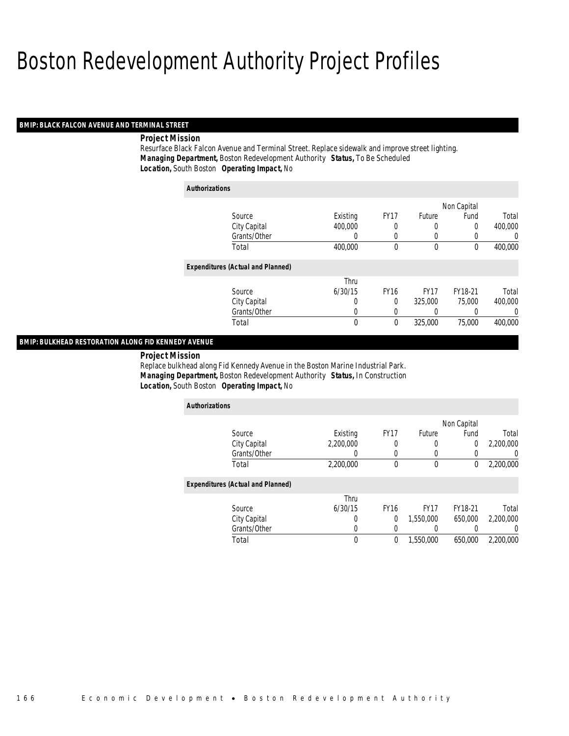# Boston Redevelopment Authority Project Profiles

## BMIP: BLACK FALCON AVENUE AND TERMINAL STREET

**Project Mission**

Resurface Black Falcon Avenue and Terminal Street. Replace sidewalk and improve street lighting.

***Managing Department,*** Boston Redevelopment Authority ***Status,*** To Be Scheduled

***Location,*** South Boston ***Operating Impact,*** No

**Authorizations**

| Source | Existing | FY17 | Future | Non Capital Fund | Total |
|---|---|---|---|---|---|
| City Capital | 400,000 | 0 | 0 | 0 | 400,000 |
| Grants/Other | 0 | 0 | 0 | 0 | 0 |
| Total | 400,000 | 0 | 0 | 0 | 400,000 |

**Expenditures (Actual and Planned)**

| Source | Thru 6/30/15 | FY16 | FY17 | FY18-21 | Total |
|---|---|---|---|---|---|
| City Capital | 0 | 0 | 325,000 | 75,000 | 400,000 |
| Grants/Other | 0 | 0 | 0 | 0 | 0 |
| Total | 0 | 0 | 325,000 | 75,000 | 400,000 |

## BMIP: BULKHEAD RESTORATION ALONG FID KENNEDY AVENUE

**Project Mission**

Replace bulkhead along Fid Kennedy Avenue in the Boston Marine Industrial Park.

***Managing Department,*** Boston Redevelopment Authority ***Status,*** In Construction

***Location,*** South Boston ***Operating Impact,*** No

**Authorizations**

| Source | Existing | FY17 | Future | Non Capital Fund | Total |
|---|---|---|---|---|---|
| City Capital | 2,200,000 | 0 | 0 | 0 | 2,200,000 |
| Grants/Other | 0 | 0 | 0 | 0 | 0 |
| Total | 2,200,000 | 0 | 0 | 0 | 2,200,000 |

**Expenditures (Actual and Planned)**

| Source | Thru 6/30/15 | FY16 | FY17 | FY18-21 | Total |
|---|---|---|---|---|---|
| City Capital | 0 | 0 | 1,550,000 | 650,000 | 2,200,000 |
| Grants/Other | 0 | 0 | 0 | 0 | 0 |
| Total | 0 | 0 | 1,550,000 | 650,000 | 2,200,000 |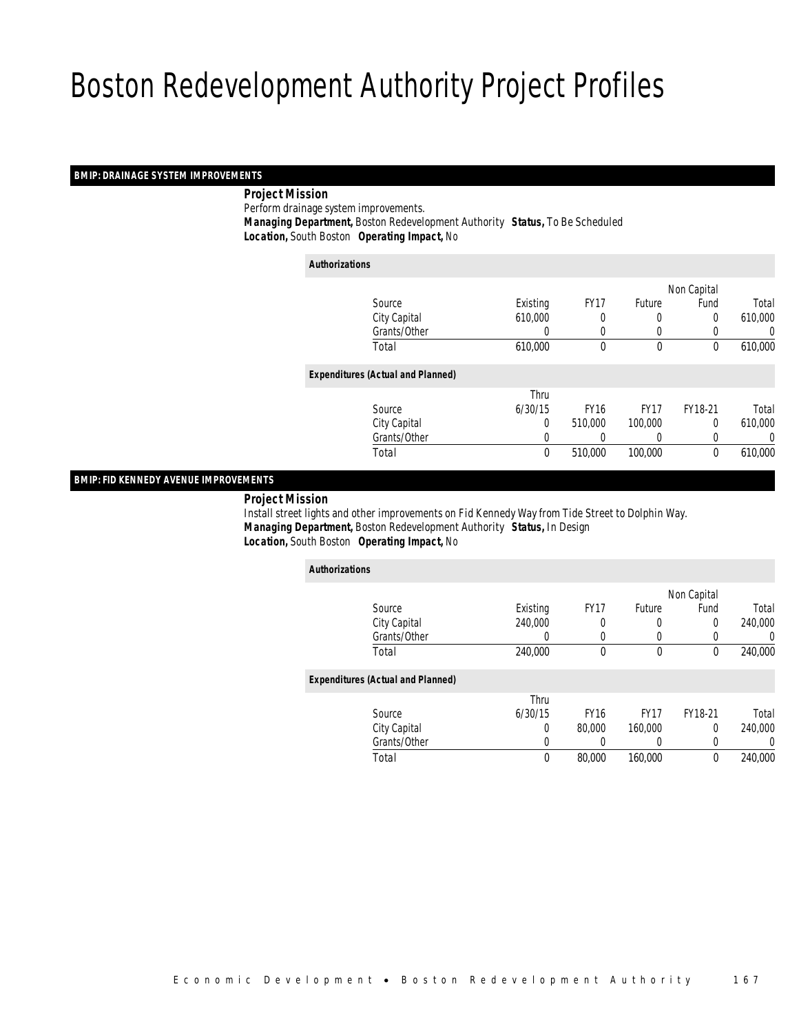# Boston Redevelopment Authority Project Profiles

## BMIP: DRAINAGE SYSTEM IMPROVEMENTS

**Project Mission**

Perform drainage system improvements.

***Managing Department,*** Boston Redevelopment Authority ***Status,*** To Be Scheduled

***Location,*** South Boston ***Operating Impact,*** No

***Authorizations***

| Source | Existing | FY17 | Future | Non Capital Fund | Total |
|---|---|---|---|---|---|
| City Capital | 610,000 | 0 | 0 | 0 | 610,000 |
| Grants/Other | 0 | 0 | 0 | 0 | 0 |
| Total | 610,000 | 0 | 0 | 0 | 610,000 |

***Expenditures (Actual and Planned)***

| Source | Thru 6/30/15 | FY16 | FY17 | FY18-21 | Total |
|---|---|---|---|---|---|
| City Capital | 0 | 510,000 | 100,000 | 0 | 610,000 |
| Grants/Other | 0 | 0 | 0 | 0 | 0 |
| Total | 0 | 510,000 | 100,000 | 0 | 610,000 |

## BMIP: FID KENNEDY AVENUE IMPROVEMENTS

**Project Mission**

Install street lights and other improvements on Fid Kennedy Way from Tide Street to Dolphin Way.

***Managing Department,*** Boston Redevelopment Authority ***Status,*** In Design

***Location,*** South Boston ***Operating Impact,*** No

***Authorizations***

| Source | Existing | FY17 | Future | Non Capital Fund | Total |
|---|---|---|---|---|---|
| City Capital | 240,000 | 0 | 0 | 0 | 240,000 |
| Grants/Other | 0 | 0 | 0 | 0 | 0 |
| Total | 240,000 | 0 | 0 | 0 | 240,000 |

***Expenditures (Actual and Planned)***

| Source | Thru 6/30/15 | FY16 | FY17 | FY18-21 | Total |
|---|---|---|---|---|---|
| City Capital | 0 | 80,000 | 160,000 | 0 | 240,000 |
| Grants/Other | 0 | 0 | 0 | 0 | 0 |
| Total | 0 | 80,000 | 160,000 | 0 | 240,000 |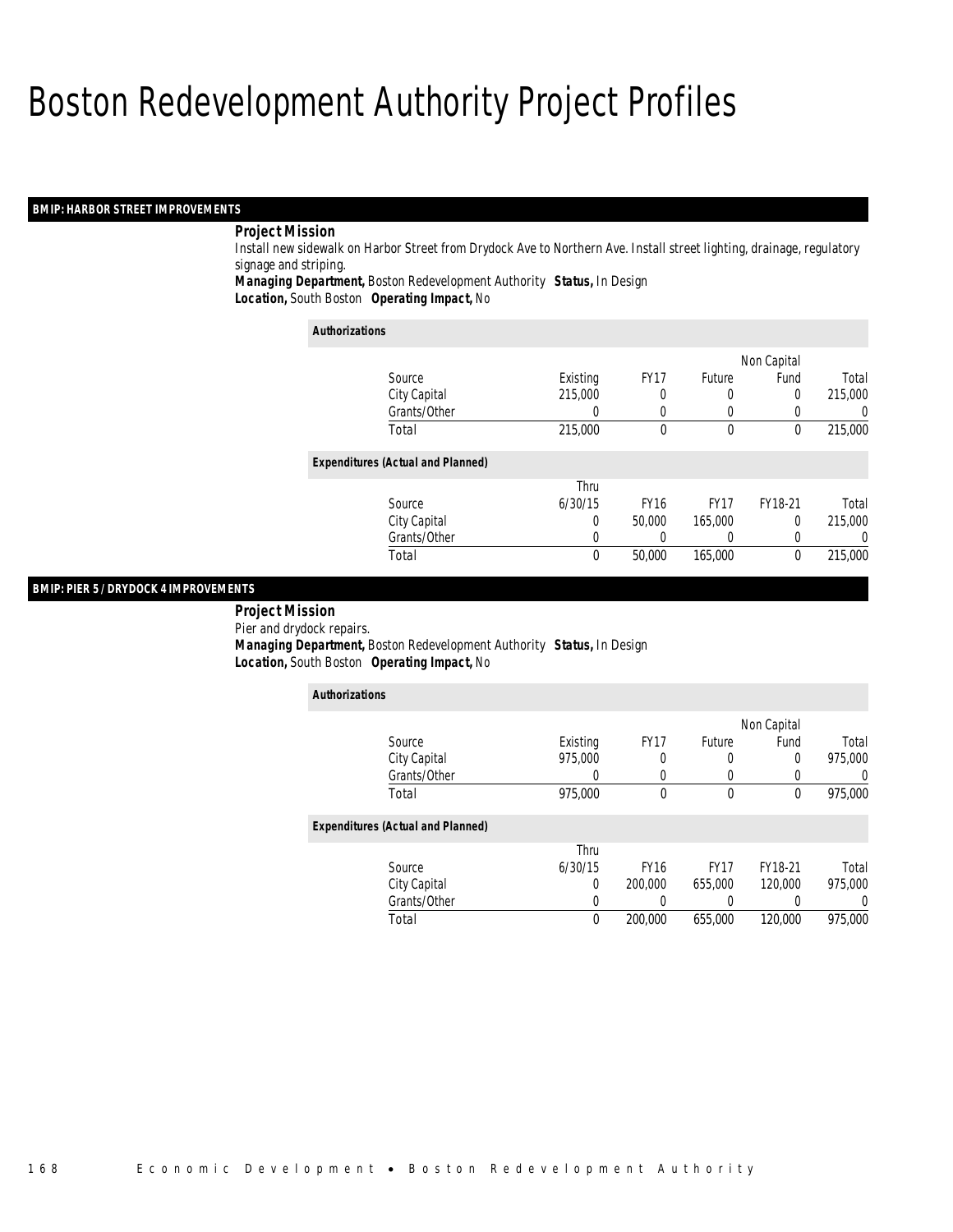# Boston Redevelopment Authority Project Profiles

## BMIP: HARBOR STREET IMPROVEMENTS

**Project Mission**

Install new sidewalk on Harbor Street from Drydock Ave to Northern Ave. Install street lighting, drainage, regulatory signage and striping.

***Managing Department,*** Boston Redevelopment Authority ***Status,*** In Design

***Location,*** South Boston ***Operating Impact,*** No

***Authorizations***

| Source | Existing | FY17 | Future | Non Capital Fund | Total |
|---|---|---|---|---|---|
| City Capital | 215,000 | 0 | 0 | 0 | 215,000 |
| Grants/Other | 0 | 0 | 0 | 0 | 0 |
| Total | 215,000 | 0 | 0 | 0 | 215,000 |

***Expenditures (Actual and Planned)***

| Source | Thru 6/30/15 | FY16 | FY17 | FY18-21 | Total |
|---|---|---|---|---|---|
| City Capital | 0 | 50,000 | 165,000 | 0 | 215,000 |
| Grants/Other | 0 | 0 | 0 | 0 | 0 |
| Total | 0 | 50,000 | 165,000 | 0 | 215,000 |

## BMIP: PIER 5 / DRYDOCK 4 IMPROVEMENTS

**Project Mission**

Pier and drydock repairs.

***Managing Department,*** Boston Redevelopment Authority ***Status,*** In Design

***Location,*** South Boston ***Operating Impact,*** No

***Authorizations***

| Source | Existing | FY17 | Future | Non Capital Fund | Total |
|---|---|---|---|---|---|
| City Capital | 975,000 | 0 | 0 | 0 | 975,000 |
| Grants/Other | 0 | 0 | 0 | 0 | 0 |
| Total | 975,000 | 0 | 0 | 0 | 975,000 |

***Expenditures (Actual and Planned)***

| Source | Thru 6/30/15 | FY16 | FY17 | FY18-21 | Total |
|---|---|---|---|---|---|
| City Capital | 0 | 200,000 | 655,000 | 120,000 | 975,000 |
| Grants/Other | 0 | 0 | 0 | 0 | 0 |
| Total | 0 | 200,000 | 655,000 | 120,000 | 975,000 |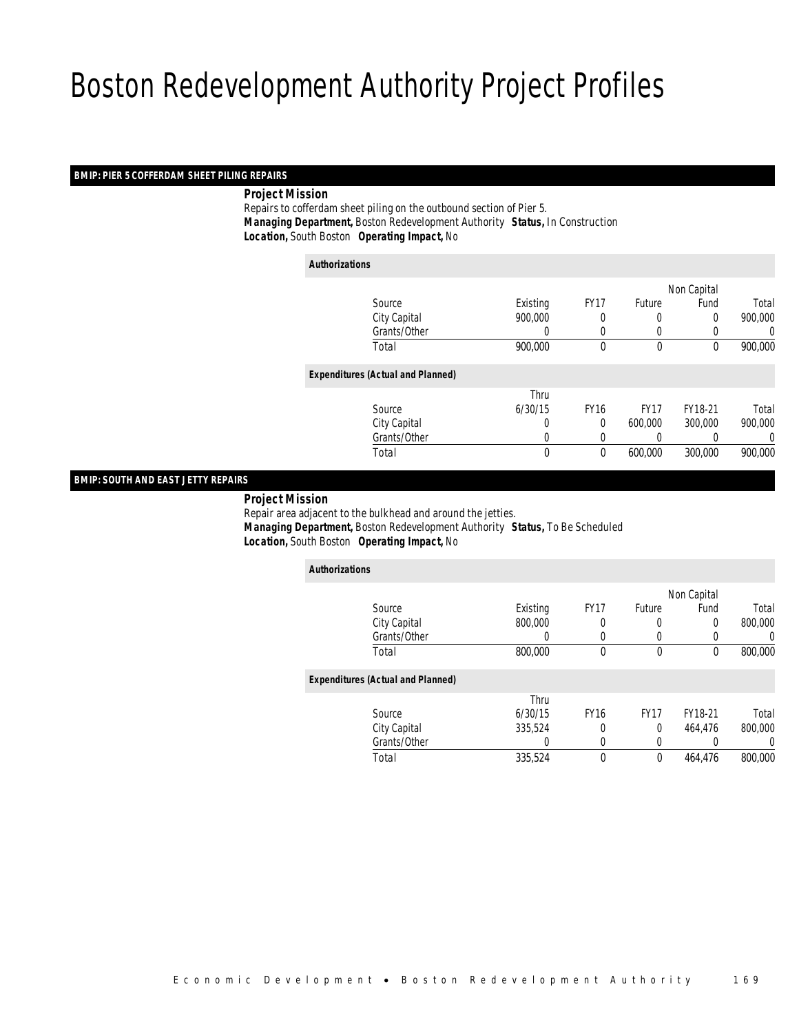# Boston Redevelopment Authority Project Profiles

## BMIP: PIER 5 COFFERDAM SHEET PILING REPAIRS

***Project Mission***

Repairs to cofferdam sheet piling on the outbound section of Pier 5.

***Managing Department,*** Boston Redevelopment Authority ***Status,*** In Construction

***Location,*** South Boston ***Operating Impact,*** No

***Authorizations***

| Source | Existing | FY17 | Future | Non Capital Fund | Total |
|---|---|---|---|---|---|
| City Capital | 900,000 | 0 | 0 | 0 | 900,000 |
| Grants/Other | 0 | 0 | 0 | 0 | 0 |
| Total | 900,000 | 0 | 0 | 0 | 900,000 |

***Expenditures (Actual and Planned)***

| Source | Thru 6/30/15 | FY16 | FY17 | FY18-21 | Total |
|---|---|---|---|---|---|
| City Capital | 0 | 0 | 600,000 | 300,000 | 900,000 |
| Grants/Other | 0 | 0 | 0 | 0 | 0 |
| Total | 0 | 0 | 600,000 | 300,000 | 900,000 |

## BMIP: SOUTH AND EAST JETTY REPAIRS

***Project Mission***

Repair area adjacent to the bulkhead and around the jetties.

***Managing Department,*** Boston Redevelopment Authority ***Status,*** To Be Scheduled

***Location,*** South Boston ***Operating Impact,*** No

***Authorizations***

| Source | Existing | FY17 | Future | Non Capital Fund | Total |
|---|---|---|---|---|---|
| City Capital | 800,000 | 0 | 0 | 0 | 800,000 |
| Grants/Other | 0 | 0 | 0 | 0 | 0 |
| Total | 800,000 | 0 | 0 | 0 | 800,000 |

***Expenditures (Actual and Planned)***

| Source | Thru 6/30/15 | FY16 | FY17 | FY18-21 | Total |
|---|---|---|---|---|---|
| City Capital | 335,524 | 0 | 0 | 464,476 | 800,000 |
| Grants/Other | 0 | 0 | 0 | 0 | 0 |
| Total | 335,524 | 0 | 0 | 464,476 | 800,000 |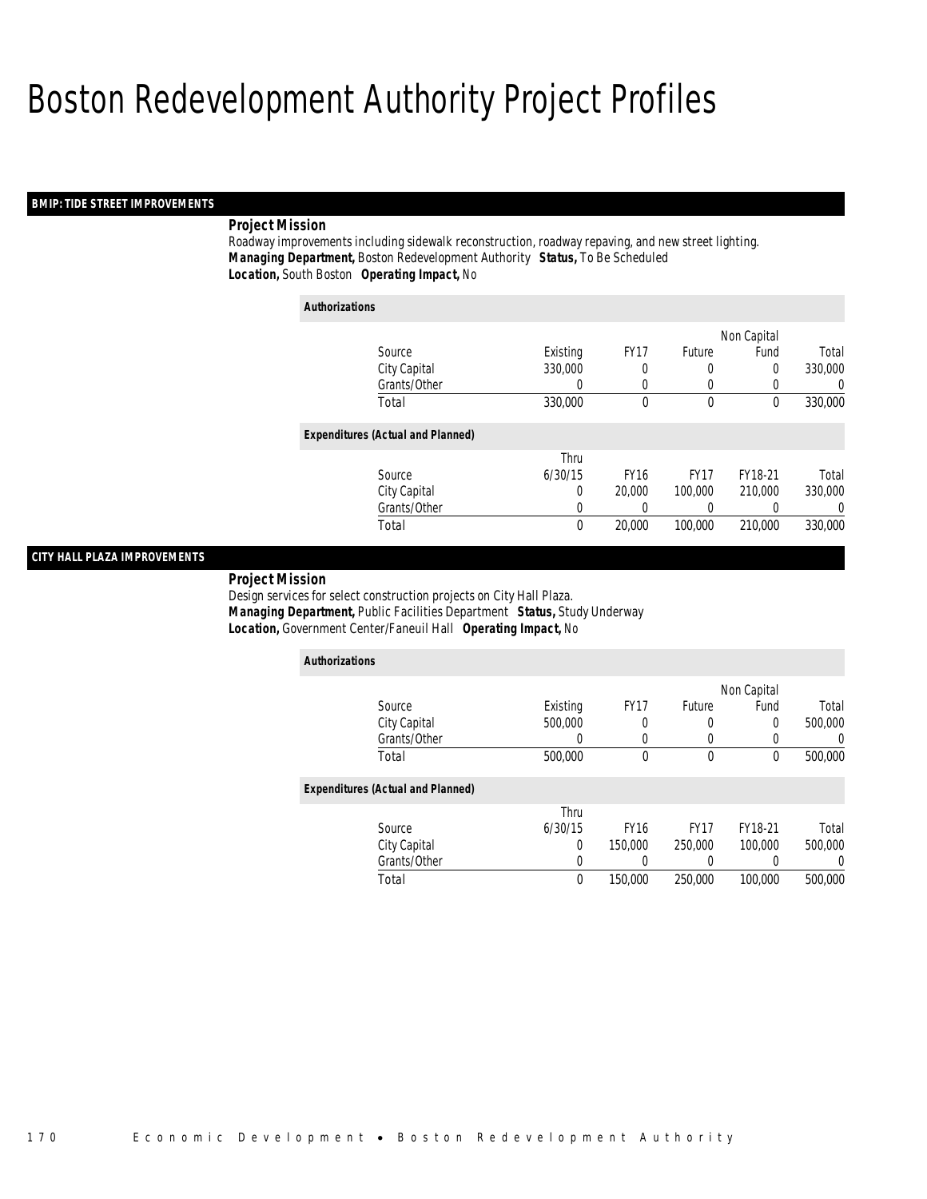# Boston Redevelopment Authority Project Profiles

## BMIP: TIDE STREET IMPROVEMENTS

***Project Mission***

Roadway improvements including sidewalk reconstruction, roadway repaving, and new street lighting.

***Managing Department,*** Boston Redevelopment Authority ***Status,*** To Be Scheduled

***Location,*** South Boston ***Operating Impact,*** No

***Authorizations***

| Source | Existing | FY17 | Future | Non Capital Fund | Total |
|---|---|---|---|---|---|
| City Capital | 330,000 | 0 | 0 | 0 | 330,000 |
| Grants/Other | 0 | 0 | 0 | 0 | 0 |
| Total | 330,000 | 0 | 0 | 0 | 330,000 |

***Expenditures (Actual and Planned)***

| Source | Thru 6/30/15 | FY16 | FY17 | FY18-21 | Total |
|---|---|---|---|---|---|
| City Capital | 0 | 20,000 | 100,000 | 210,000 | 330,000 |
| Grants/Other | 0 | 0 | 0 | 0 | 0 |
| Total | 0 | 20,000 | 100,000 | 210,000 | 330,000 |

## CITY HALL PLAZA IMPROVEMENTS

***Project Mission***

Design services for select construction projects on City Hall Plaza.

***Managing Department,*** Public Facilities Department ***Status,*** Study Underway

***Location,*** Government Center/Faneuil Hall ***Operating Impact,*** No

***Authorizations***

| Source | Existing | FY17 | Future | Non Capital Fund | Total |
|---|---|---|---|---|---|
| City Capital | 500,000 | 0 | 0 | 0 | 500,000 |
| Grants/Other | 0 | 0 | 0 | 0 | 0 |
| Total | 500,000 | 0 | 0 | 0 | 500,000 |

***Expenditures (Actual and Planned)***

| Source | Thru 6/30/15 | FY16 | FY17 | FY18-21 | Total |
|---|---|---|---|---|---|
| City Capital | 0 | 150,000 | 250,000 | 100,000 | 500,000 |
| Grants/Other | 0 | 0 | 0 | 0 | 0 |
| Total | 0 | 150,000 | 250,000 | 100,000 | 500,000 |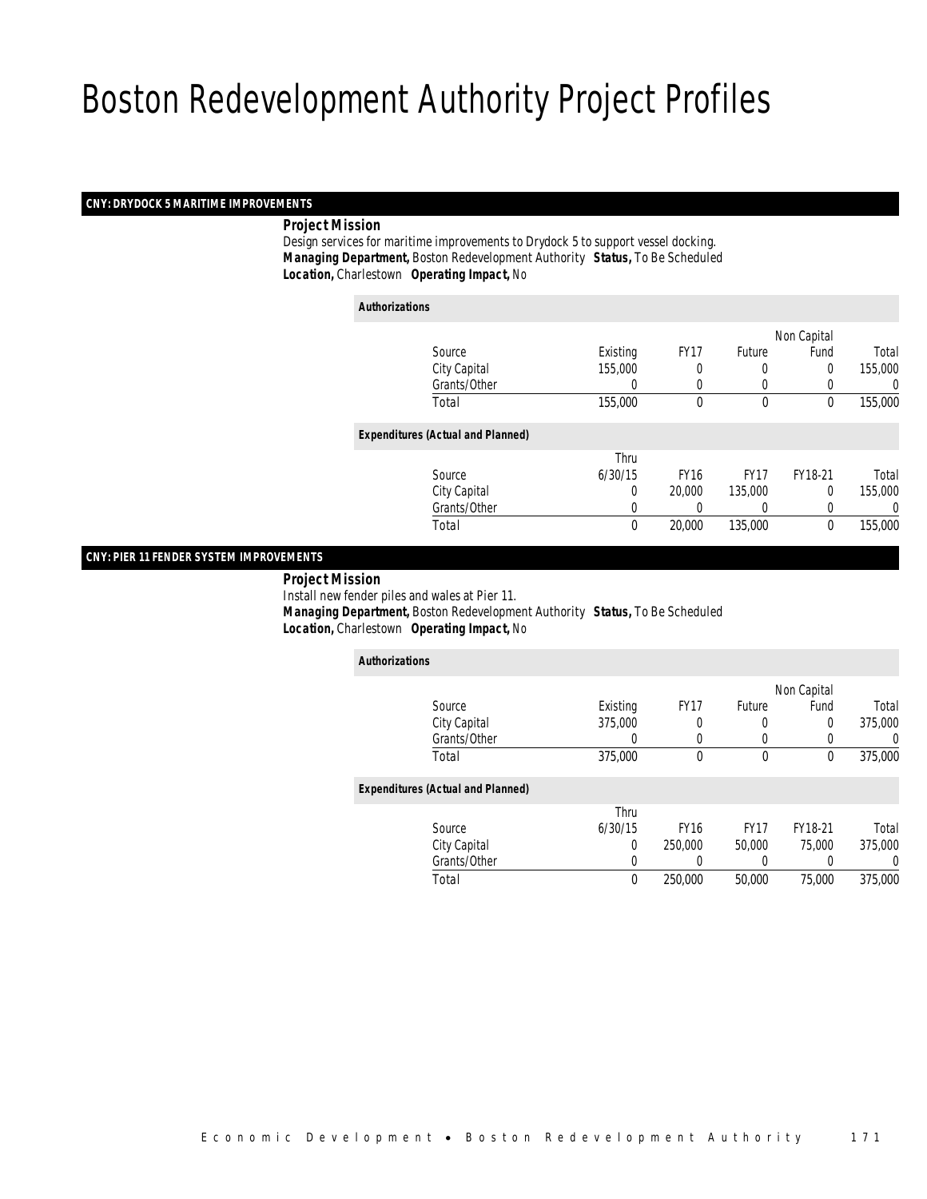# Boston Redevelopment Authority Project Profiles

## CNY: DRYDOCK 5 MARITIME IMPROVEMENTS

***Project Mission***

Design services for maritime improvements to Drydock 5 to support vessel docking.

***Managing Department,*** Boston Redevelopment Authority ***Status,*** To Be Scheduled

***Location,*** Charlestown ***Operating Impact,*** No

***Authorizations***

| Source | Existing | FY17 | Future | Non Capital Fund | Total |
|---|---|---|---|---|---|
| City Capital | 155,000 | 0 | 0 | 0 | 155,000 |
| Grants/Other | 0 | 0 | 0 | 0 | 0 |
| Total | 155,000 | 0 | 0 | 0 | 155,000 |

***Expenditures (Actual and Planned)***

| Source | Thru 6/30/15 | FY16 | FY17 | FY18-21 | Total |
|---|---|---|---|---|---|
| City Capital | 0 | 20,000 | 135,000 | 0 | 155,000 |
| Grants/Other | 0 | 0 | 0 | 0 | 0 |
| Total | 0 | 20,000 | 135,000 | 0 | 155,000 |

## CNY: PIER 11 FENDER SYSTEM IMPROVEMENTS

***Project Mission***

Install new fender piles and wales at Pier 11.

***Managing Department,*** Boston Redevelopment Authority ***Status,*** To Be Scheduled

***Location,*** Charlestown ***Operating Impact,*** No

***Authorizations***

| Source | Existing | FY17 | Future | Non Capital Fund | Total |
|---|---|---|---|---|---|
| City Capital | 375,000 | 0 | 0 | 0 | 375,000 |
| Grants/Other | 0 | 0 | 0 | 0 | 0 |
| Total | 375,000 | 0 | 0 | 0 | 375,000 |

***Expenditures (Actual and Planned)***

| Source | Thru 6/30/15 | FY16 | FY17 | FY18-21 | Total |
|---|---|---|---|---|---|
| City Capital | 0 | 250,000 | 50,000 | 75,000 | 375,000 |
| Grants/Other | 0 | 0 | 0 | 0 | 0 |
| Total | 0 | 250,000 | 50,000 | 75,000 | 375,000 |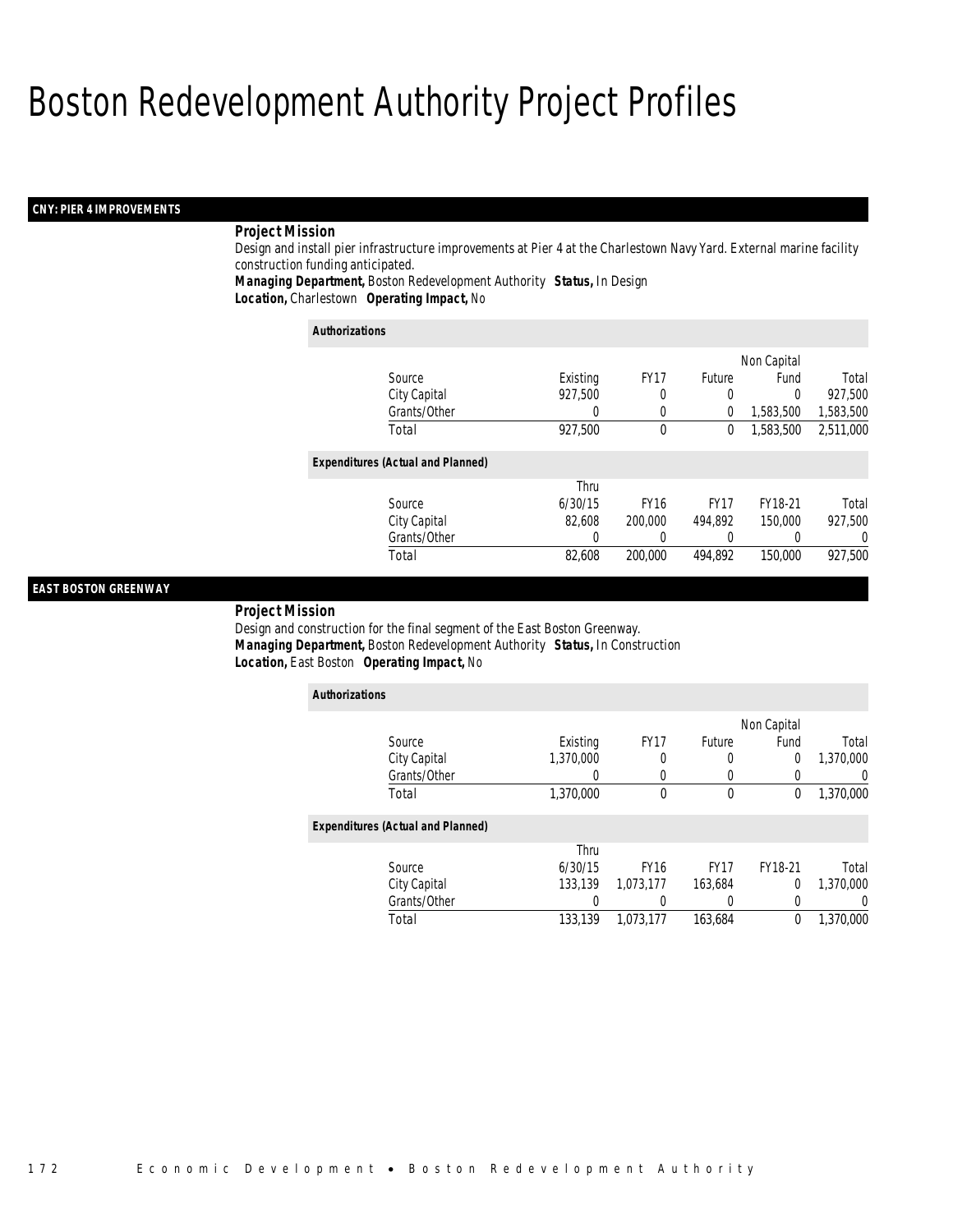# Boston Redevelopment Authority Project Profiles

## CNY: PIER 4 IMPROVEMENTS

***Project Mission***

Design and install pier infrastructure improvements at Pier 4 at the Charlestown Navy Yard. External marine facility construction funding anticipated.

***Managing Department,*** Boston Redevelopment Authority ***Status,*** In Design

***Location,*** Charlestown ***Operating Impact,*** No

***Authorizations***

| Source | Existing | FY17 | Future | Non Capital Fund | Total |
|---|---|---|---|---|---|
| City Capital | 927,500 | 0 | 0 | 0 | 927,500 |
| Grants/Other | 0 | 0 | 0 | 1,583,500 | 1,583,500 |
| Total | 927,500 | 0 | 0 | 1,583,500 | 2,511,000 |

***Expenditures (Actual and Planned)***

| Source | Thru 6/30/15 | FY16 | FY17 | FY18-21 | Total |
|---|---|---|---|---|---|
| City Capital | 82,608 | 200,000 | 494,892 | 150,000 | 927,500 |
| Grants/Other | 0 | 0 | 0 | 0 | 0 |
| Total | 82,608 | 200,000 | 494,892 | 150,000 | 927,500 |

## EAST BOSTON GREENWAY

***Project Mission***

Design and construction for the final segment of the East Boston Greenway.

***Managing Department,*** Boston Redevelopment Authority ***Status,*** In Construction

***Location,*** East Boston ***Operating Impact,*** No

***Authorizations***

| Source | Existing | FY17 | Future | Non Capital Fund | Total |
|---|---|---|---|---|---|
| City Capital | 1,370,000 | 0 | 0 | 0 | 1,370,000 |
| Grants/Other | 0 | 0 | 0 | 0 | 0 |
| Total | 1,370,000 | 0 | 0 | 0 | 1,370,000 |

***Expenditures (Actual and Planned)***

| Source | Thru 6/30/15 | FY16 | FY17 | FY18-21 | Total |
|---|---|---|---|---|---|
| City Capital | 133,139 | 1,073,177 | 163,684 | 0 | 1,370,000 |
| Grants/Other | 0 | 0 | 0 | 0 | 0 |
| Total | 133,139 | 1,073,177 | 163,684 | 0 | 1,370,000 |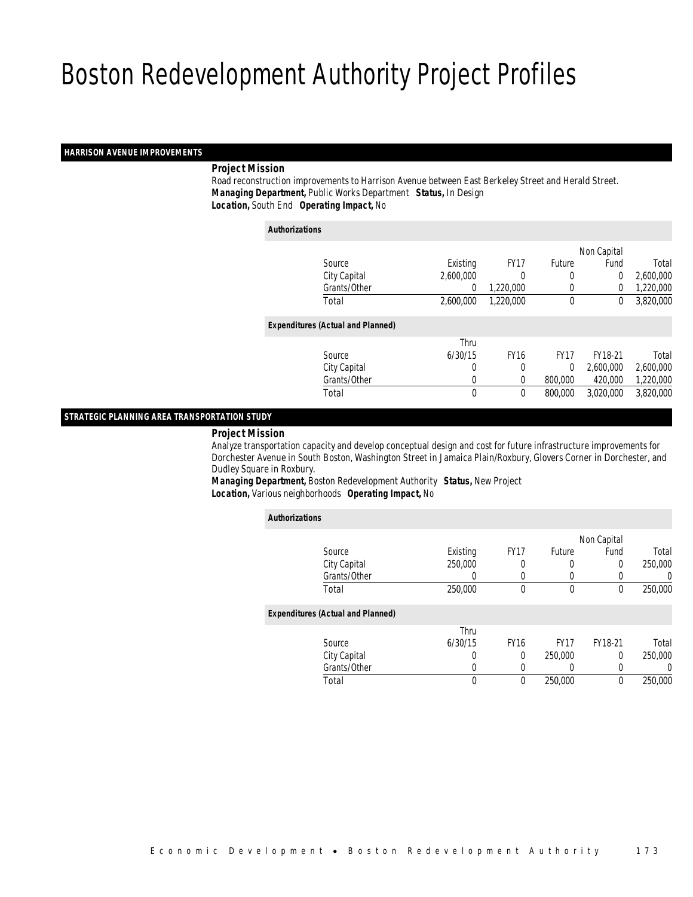# Boston Redevelopment Authority Project Profiles

## HARRISON AVENUE IMPROVEMENTS

***Project Mission***

Road reconstruction improvements to Harrison Avenue between East Berkeley Street and Herald Street.

***Managing Department,*** Public Works Department ***Status,*** In Design

***Location,*** South End ***Operating Impact,*** No

***Authorizations***

| Source | Existing | FY17 | Future | Non Capital Fund | Total |
|---|---|---|---|---|---|
| City Capital | 2,600,000 | 0 | 0 | 0 | 2,600,000 |
| Grants/Other | 0 | 1,220,000 | 0 | 0 | 1,220,000 |
| Total | 2,600,000 | 1,220,000 | 0 | 0 | 3,820,000 |

***Expenditures (Actual and Planned)***

| Source | Thru 6/30/15 | FY16 | FY17 | FY18-21 | Total |
|---|---|---|---|---|---|
| City Capital | 0 | 0 | 0 | 2,600,000 | 2,600,000 |
| Grants/Other | 0 | 0 | 800,000 | 420,000 | 1,220,000 |
| Total | 0 | 0 | 800,000 | 3,020,000 | 3,820,000 |

## STRATEGIC PLANNING AREA TRANSPORTATION STUDY

***Project Mission***

Analyze transportation capacity and develop conceptual design and cost for future infrastructure improvements for Dorchester Avenue in South Boston, Washington Street in Jamaica Plain/Roxbury, Glovers Corner in Dorchester, and Dudley Square in Roxbury.

***Managing Department,*** Boston Redevelopment Authority ***Status,*** New Project

***Location,*** Various neighborhoods ***Operating Impact,*** No

***Authorizations***

| Source | Existing | FY17 | Future | Non Capital Fund | Total |
|---|---|---|---|---|---|
| City Capital | 250,000 | 0 | 0 | 0 | 250,000 |
| Grants/Other | 0 | 0 | 0 | 0 | 0 |
| Total | 250,000 | 0 | 0 | 0 | 250,000 |

***Expenditures (Actual and Planned)***

| Source | Thru 6/30/15 | FY16 | FY17 | FY18-21 | Total |
|---|---|---|---|---|---|
| City Capital | 0 | 0 | 250,000 | 0 | 250,000 |
| Grants/Other | 0 | 0 | 0 | 0 | 0 |
| Total | 0 | 0 | 250,000 | 0 | 250,000 |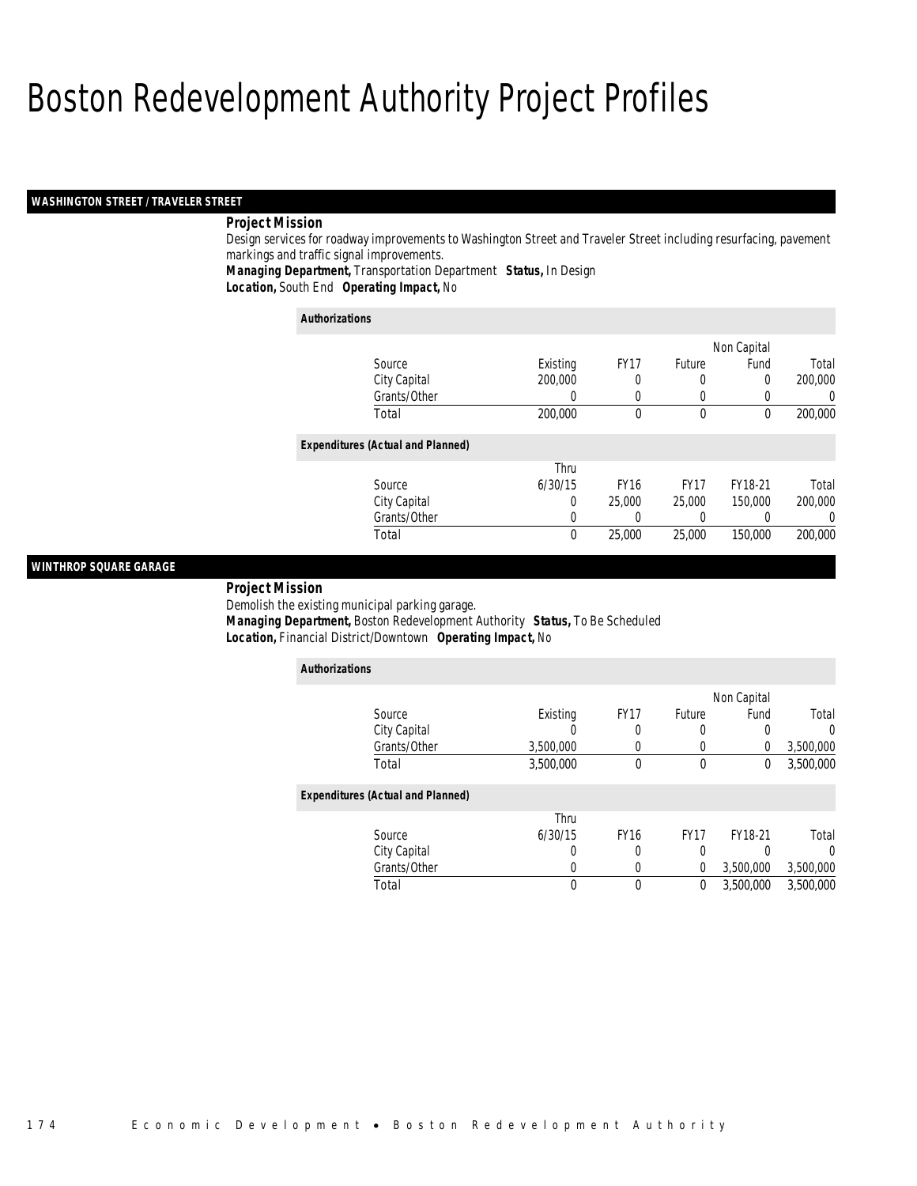# Boston Redevelopment Authority Project Profiles

## WASHINGTON STREET / TRAVELER STREET

***Project Mission***

Design services for roadway improvements to Washington Street and Traveler Street including resurfacing, pavement markings and traffic signal improvements.

***Managing Department,*** Transportation Department ***Status,*** In Design

***Location,*** South End ***Operating Impact,*** No

***Authorizations***

| Source | Existing | FY17 | Future | Non Capital Fund | Total |
|---|---|---|---|---|---|
| City Capital | 200,000 | 0 | 0 | 0 | 200,000 |
| Grants/Other | 0 | 0 | 0 | 0 | 0 |
| Total | 200,000 | 0 | 0 | 0 | 200,000 |

***Expenditures (Actual and Planned)***

| Source | Thru 6/30/15 | FY16 | FY17 | FY18-21 | Total |
|---|---|---|---|---|---|
| City Capital | 0 | 25,000 | 25,000 | 150,000 | 200,000 |
| Grants/Other | 0 | 0 | 0 | 0 | 0 |
| Total | 0 | 25,000 | 25,000 | 150,000 | 200,000 |

## WINTHROP SQUARE GARAGE

***Project Mission***

Demolish the existing municipal parking garage.

***Managing Department,*** Boston Redevelopment Authority ***Status,*** To Be Scheduled

***Location,*** Financial District/Downtown ***Operating Impact,*** No

***Authorizations***

| Source | Existing | FY17 | Future | Non Capital Fund | Total |
|---|---|---|---|---|---|
| City Capital | 0 | 0 | 0 | 0 | 0 |
| Grants/Other | 3,500,000 | 0 | 0 | 0 | 3,500,000 |
| Total | 3,500,000 | 0 | 0 | 0 | 3,500,000 |

***Expenditures (Actual and Planned)***

| Source | Thru 6/30/15 | FY16 | FY17 | FY18-21 | Total |
|---|---|---|---|---|---|
| City Capital | 0 | 0 | 0 | 0 | 0 |
| Grants/Other | 0 | 0 | 0 | 3,500,000 | 3,500,000 |
| Total | 0 | 0 | 0 | 3,500,000 | 3,500,000 |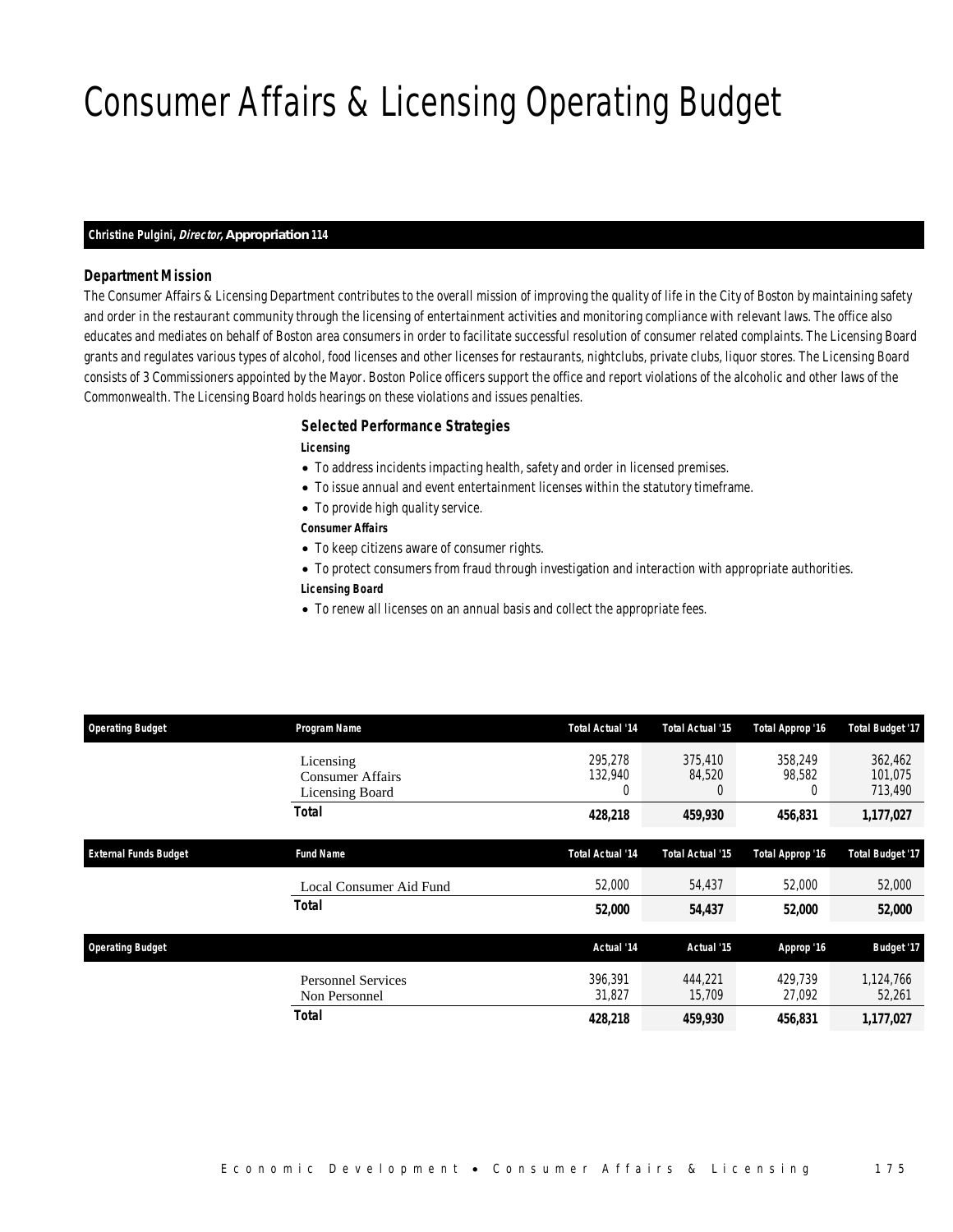# Consumer Affairs & Licensing Operating Budget

**Christine Pulgini, *Director*, Appropriation 114**

### Department Mission

The Consumer Affairs & Licensing Department contributes to the overall mission of improving the quality of life in the City of Boston by maintaining safety and order in the restaurant community through the licensing of entertainment activities and monitoring compliance with relevant laws. The office also educates and mediates on behalf of Boston area consumers in order to facilitate successful resolution of consumer related complaints. The Licensing Board grants and regulates various types of alcohol, food licenses and other licenses for restaurants, nightclubs, private clubs, liquor stores. The Licensing Board consists of 3 Commissioners appointed by the Mayor. Boston Police officers support the office and report violations of the alcoholic and other laws of the Commonwealth. The Licensing Board holds hearings on these violations and issues penalties.

### Selected Performance Strategies

**Licensing**

- To address incidents impacting health, safety and order in licensed premises.
- To issue annual and event entertainment licenses within the statutory timeframe.
- To provide high quality service.

**Consumer Affairs**

- To keep citizens aware of consumer rights.
- To protect consumers from fraud through investigation and interaction with appropriate authorities.

**Licensing Board**

- To renew all licenses on an annual basis and collect the appropriate fees.

| Operating Budget | Program Name | Total Actual '14 | Total Actual '15 | Total Approp '16 | Total Budget '17 |
|---|---|---|---|---|---|
| | Licensing | 295,278 | 375,410 | 358,249 | 362,462 |
| | Consumer Affairs | 132,940 | 84,520 | 98,582 | 101,075 |
| | Licensing Board | 0 | 0 | 0 | 713,490 |
| | **Total** | **428,218** | **459,930** | **456,831** | **1,177,027** |

| External Funds Budget | Fund Name | Total Actual '14 | Total Actual '15 | Total Approp '16 | Total Budget '17 |
|---|---|---|---|---|---|
| | Local Consumer Aid Fund | 52,000 | 54,437 | 52,000 | 52,000 |
| | **Total** | **52,000** | **54,437** | **52,000** | **52,000** |

| Operating Budget | | Actual '14 | Actual '15 | Approp '16 | Budget '17 |
|---|---|---|---|---|---|
| | Personnel Services | 396,391 | 444,221 | 429,739 | 1,124,766 |
| | Non Personnel | 31,827 | 15,709 | 27,092 | 52,261 |
| | **Total** | **428,218** | **459,930** | **456,831** | **1,177,027** |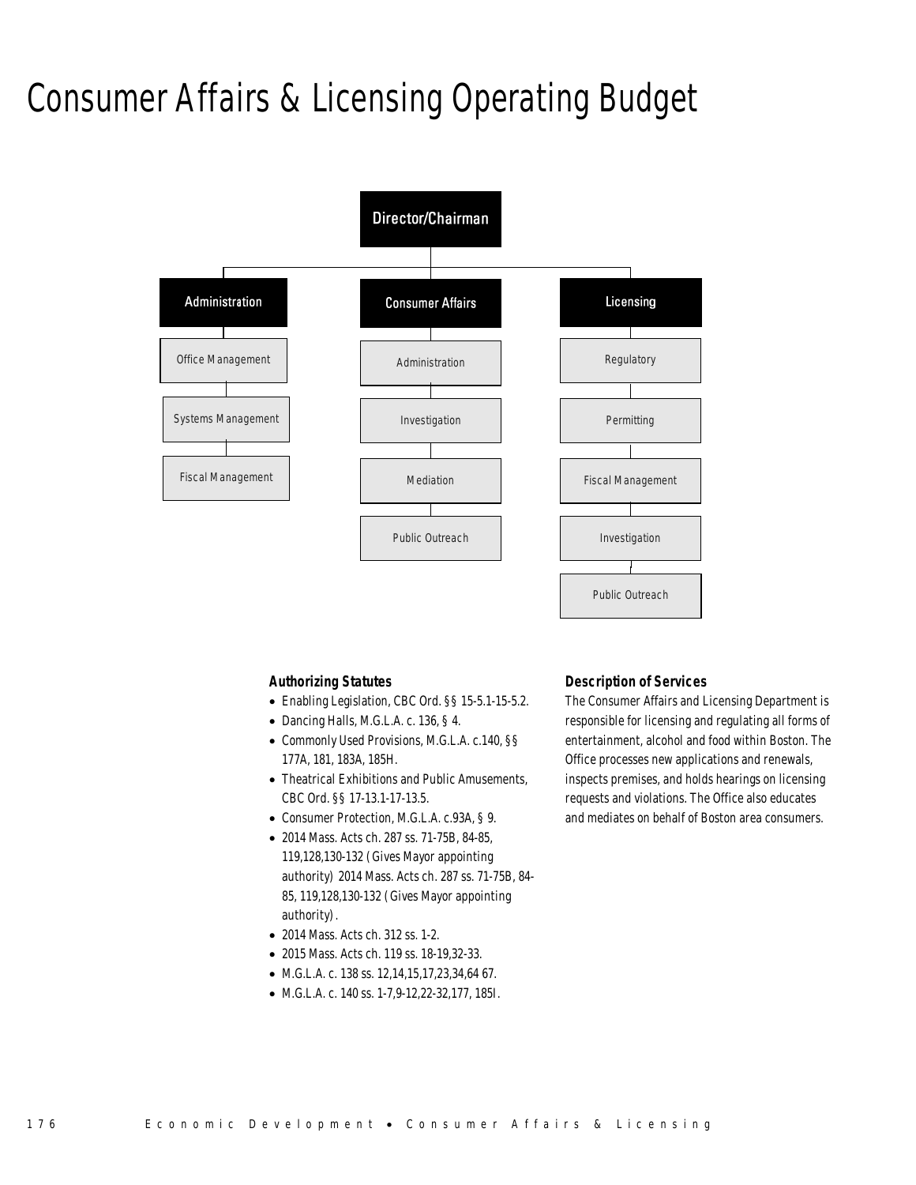# Consumer Affairs & Licensing Operating Budget

Director/Chairman

- Administration
  - Office Management
  - Systems Management
  - Fiscal Management
- Consumer Affairs
  - Administration
  - Investigation
  - Mediation
  - Public Outreach
- Licensing
  - Regulatory
  - Permitting
  - Fiscal Management
  - Investigation
  - Public Outreach

### Authorizing Statutes

- Enabling Legislation, CBC Ord. §§ 15-5.1-15-5.2.
- Dancing Halls, M.G.L.A. c. 136, § 4.
- Commonly Used Provisions, M.G.L.A. c.140, §§ 177A, 181, 183A, 185H.
- Theatrical Exhibitions and Public Amusements, CBC Ord. §§ 17-13.1-17-13.5.
- Consumer Protection, M.G.L.A. c.93A, § 9.
- 2014 Mass. Acts ch. 287 ss. 71-75B, 84-85, 119,128,130-132 (Gives Mayor appointing authority) 2014 Mass. Acts ch. 287 ss. 71-75B, 84-85, 119,128,130-132 (Gives Mayor appointing authority).
- 2014 Mass. Acts ch. 312 ss. 1-2.
- 2015 Mass. Acts ch. 119 ss. 18-19,32-33.
- M.G.L.A. c. 138 ss. 12,14,15,17,23,34,64 67.
- M.G.L.A. c. 140 ss. 1-7,9-12,22-32,177, 185I.

### Description of Services

The Consumer Affairs and Licensing Department is responsible for licensing and regulating all forms of entertainment, alcohol and food within Boston. The Office processes new applications and renewals, inspects premises, and holds hearings on licensing requests and violations. The Office also educates and mediates on behalf of Boston area consumers.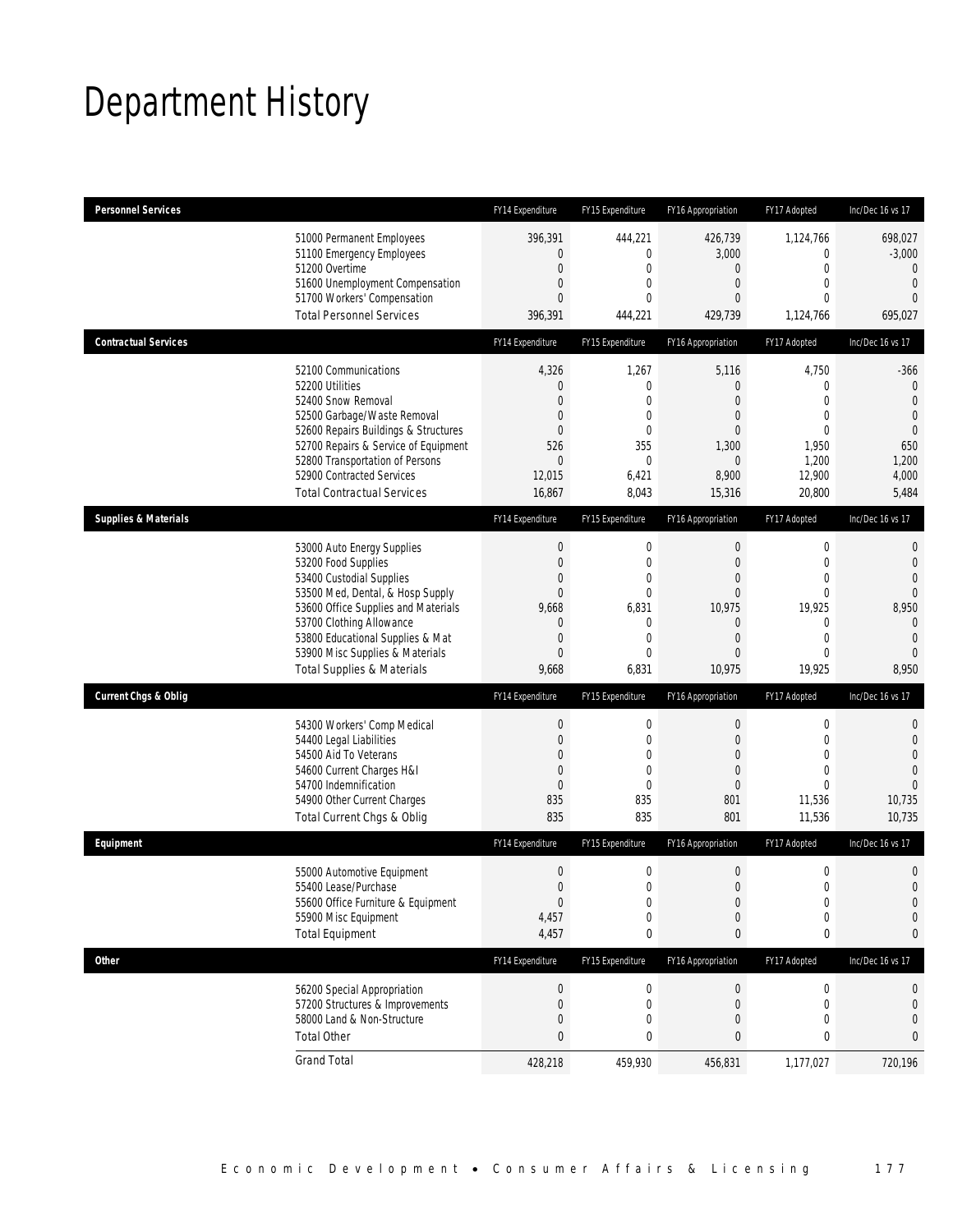# Department History

| Personnel Services | FY14 Expenditure | FY15 Expenditure | FY16 Appropriation | FY17 Adopted | Inc/Dec 16 vs 17 |
|---|---|---|---|---|---|
| 51000 Permanent Employees | 396,391 | 444,221 | 426,739 | 1,124,766 | 698,027 |
| 51100 Emergency Employees | 0 | 0 | 3,000 | 0 | -3,000 |
| 51200 Overtime | 0 | 0 | 0 | 0 | 0 |
| 51600 Unemployment Compensation | 0 | 0 | 0 | 0 | 0 |
| 51700 Workers' Compensation | 0 | 0 | 0 | 0 | 0 |
| Total Personnel Services | 396,391 | 444,221 | 429,739 | 1,124,766 | 695,027 |

| Contractual Services | FY14 Expenditure | FY15 Expenditure | FY16 Appropriation | FY17 Adopted | Inc/Dec 16 vs 17 |
|---|---|---|---|---|---|
| 52100 Communications | 4,326 | 1,267 | 5,116 | 4,750 | -366 |
| 52200 Utilities | 0 | 0 | 0 | 0 | 0 |
| 52400 Snow Removal | 0 | 0 | 0 | 0 | 0 |
| 52500 Garbage/Waste Removal | 0 | 0 | 0 | 0 | 0 |
| 52600 Repairs Buildings & Structures | 0 | 0 | 0 | 0 | 0 |
| 52700 Repairs & Service of Equipment | 526 | 355 | 1,300 | 1,950 | 650 |
| 52800 Transportation of Persons | 0 | 0 | 0 | 1,200 | 1,200 |
| 52900 Contracted Services | 12,015 | 6,421 | 8,900 | 12,900 | 4,000 |
| Total Contractual Services | 16,867 | 8,043 | 15,316 | 20,800 | 5,484 |

| Supplies & Materials | FY14 Expenditure | FY15 Expenditure | FY16 Appropriation | FY17 Adopted | Inc/Dec 16 vs 17 |
|---|---|---|---|---|---|
| 53000 Auto Energy Supplies | 0 | 0 | 0 | 0 | 0 |
| 53200 Food Supplies | 0 | 0 | 0 | 0 | 0 |
| 53400 Custodial Supplies | 0 | 0 | 0 | 0 | 0 |
| 53500 Med, Dental, & Hosp Supply | 0 | 0 | 0 | 0 | 0 |
| 53600 Office Supplies and Materials | 9,668 | 6,831 | 10,975 | 19,925 | 8,950 |
| 53700 Clothing Allowance | 0 | 0 | 0 | 0 | 0 |
| 53800 Educational Supplies & Mat | 0 | 0 | 0 | 0 | 0 |
| 53900 Misc Supplies & Materials | 0 | 0 | 0 | 0 | 0 |
| Total Supplies & Materials | 9,668 | 6,831 | 10,975 | 19,925 | 8,950 |

| Current Chgs & Oblig | FY14 Expenditure | FY15 Expenditure | FY16 Appropriation | FY17 Adopted | Inc/Dec 16 vs 17 |
|---|---|---|---|---|---|
| 54300 Workers' Comp Medical | 0 | 0 | 0 | 0 | 0 |
| 54400 Legal Liabilities | 0 | 0 | 0 | 0 | 0 |
| 54500 Aid To Veterans | 0 | 0 | 0 | 0 | 0 |
| 54600 Current Charges H&I | 0 | 0 | 0 | 0 | 0 |
| 54700 Indemnification | 0 | 0 | 0 | 0 | 0 |
| 54900 Other Current Charges | 835 | 835 | 801 | 11,536 | 10,735 |
| Total Current Chgs & Oblig | 835 | 835 | 801 | 11,536 | 10,735 |

| Equipment | FY14 Expenditure | FY15 Expenditure | FY16 Appropriation | FY17 Adopted | Inc/Dec 16 vs 17 |
|---|---|---|---|---|---|
| 55000 Automotive Equipment | 0 | 0 | 0 | 0 | 0 |
| 55400 Lease/Purchase | 0 | 0 | 0 | 0 | 0 |
| 55600 Office Furniture & Equipment | 0 | 0 | 0 | 0 | 0 |
| 55900 Misc Equipment | 4,457 | 0 | 0 | 0 | 0 |
| Total Equipment | 4,457 | 0 | 0 | 0 | 0 |

| Other | FY14 Expenditure | FY15 Expenditure | FY16 Appropriation | FY17 Adopted | Inc/Dec 16 vs 17 |
|---|---|---|---|---|---|
| 56200 Special Appropriation | 0 | 0 | 0 | 0 | 0 |
| 57200 Structures & Improvements | 0 | 0 | 0 | 0 | 0 |
| 58000 Land & Non-Structure | 0 | 0 | 0 | 0 | 0 |
| Total Other | 0 | 0 | 0 | 0 | 0 |
| Grand Total | 428,218 | 459,930 | 456,831 | 1,177,027 | 720,196 |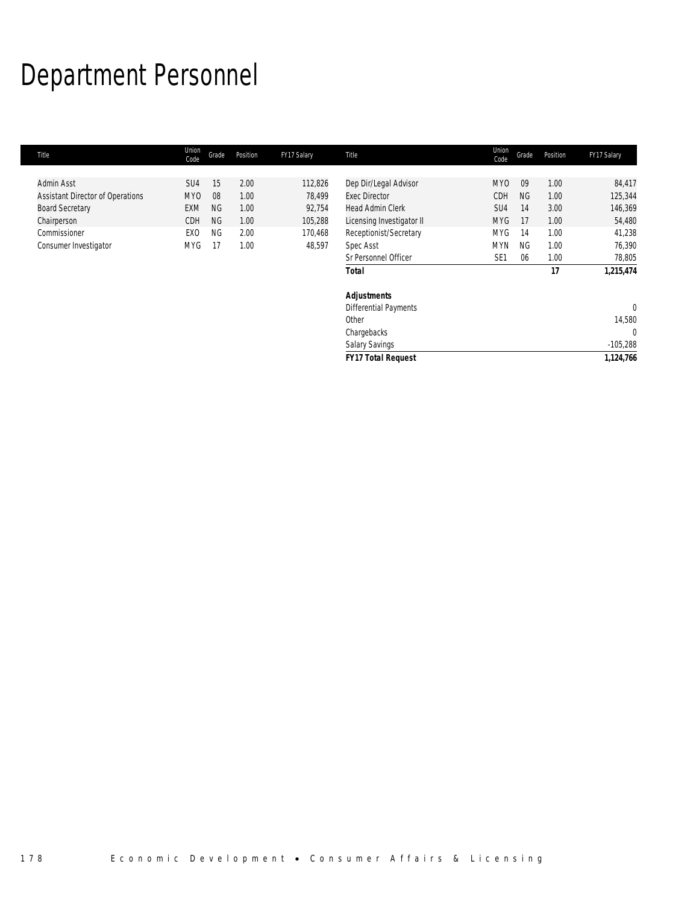# Department Personnel

| Title | Union Code | Grade | Position | FY17 Salary |
|---|---|---|---|---|
| Admin Asst | SU4 | 15 | 2.00 | 112,826 |
| Assistant Director of Operations | MYO | 08 | 1.00 | 78,499 |
| Board Secretary | EXM | NG | 1.00 | 92,754 |
| Chairperson | CDH | NG | 1.00 | 105,288 |
| Commissioner | EXO | NG | 2.00 | 170,468 |
| Consumer Investigator | MYG | 17 | 1.00 | 48,597 |
| Dep Dir/Legal Advisor | MYO | 09 | 1.00 | 84,417 |
| Exec Director | CDH | NG | 1.00 | 125,344 |
| Head Admin Clerk | SU4 | 14 | 3.00 | 146,369 |
| Licensing Investigator II | MYG | 17 | 1.00 | 54,480 |
| Receptionist/Secretary | MYG | 14 | 1.00 | 41,238 |
| Spec Asst | MYN | NG | 1.00 | 76,390 |
| Sr Personnel Officer | SE1 | 06 | 1.00 | 78,805 |
| ***Total*** | | | ***17*** | ***1,215,474*** |
| | | | | |
| ***Adjustments*** | | | | |
| Differential Payments | | | | 0 |
| Other | | | | 14,580 |
| Chargebacks | | | | 0 |
| Salary Savings | | | | -105,288 |
| ***FY17 Total Request*** | | | | ***1,124,766*** |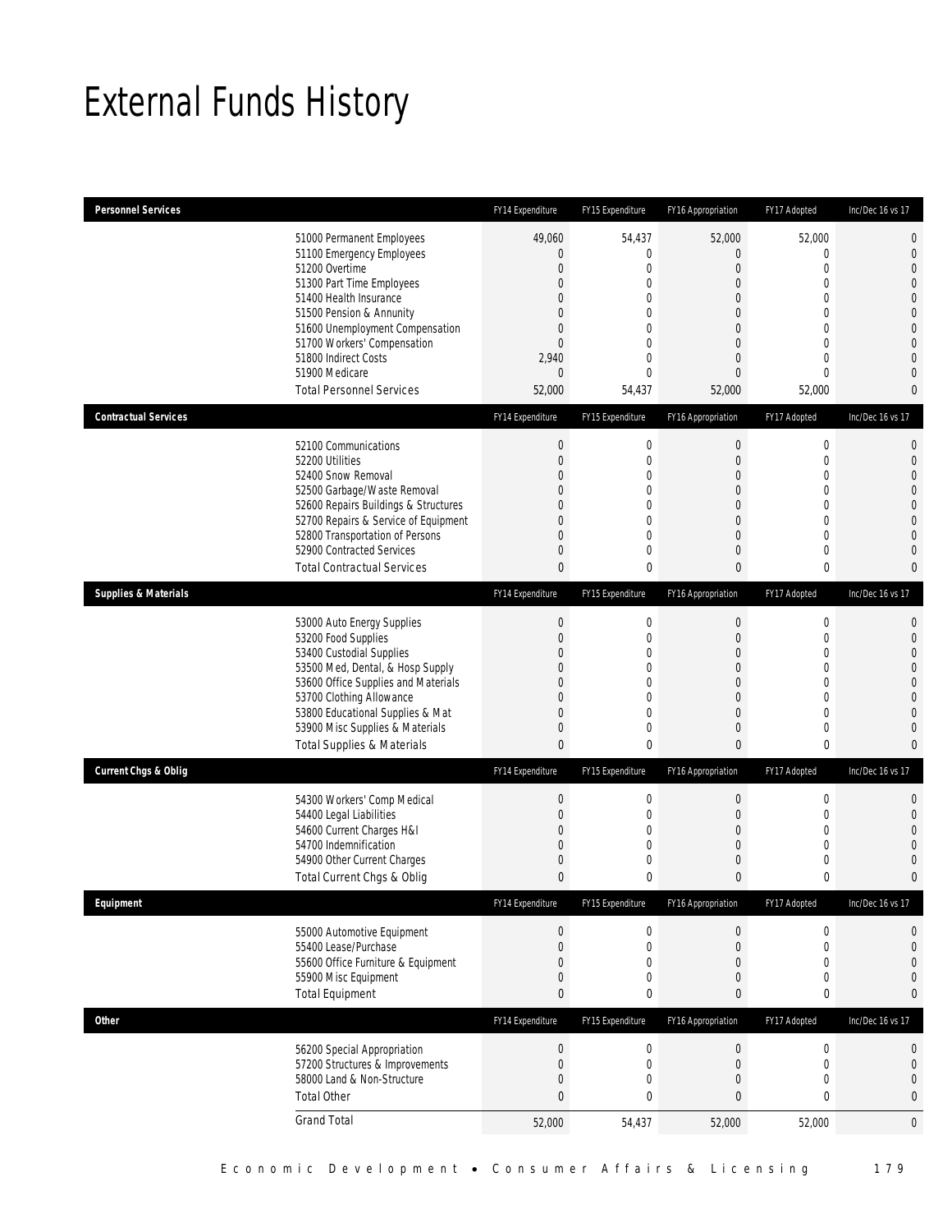# External Funds History

| Personnel Services | FY14 Expenditure | FY15 Expenditure | FY16 Appropriation | FY17 Adopted | Inc/Dec 16 vs 17 |
|---|---|---|---|---|---|
| 51000 Permanent Employees | 49,060 | 54,437 | 52,000 | 52,000 | 0 |
| 51100 Emergency Employees | 0 | 0 | 0 | 0 | 0 |
| 51200 Overtime | 0 | 0 | 0 | 0 | 0 |
| 51300 Part Time Employees | 0 | 0 | 0 | 0 | 0 |
| 51400 Health Insurance | 0 | 0 | 0 | 0 | 0 |
| 51500 Pension & Annunity | 0 | 0 | 0 | 0 | 0 |
| 51600 Unemployment Compensation | 0 | 0 | 0 | 0 | 0 |
| 51700 Workers' Compensation | 0 | 0 | 0 | 0 | 0 |
| 51800 Indirect Costs | 2,940 | 0 | 0 | 0 | 0 |
| 51900 Medicare | 0 | 0 | 0 | 0 | 0 |
| Total Personnel Services | 52,000 | 54,437 | 52,000 | 52,000 | 0 |

| Contractual Services | FY14 Expenditure | FY15 Expenditure | FY16 Appropriation | FY17 Adopted | Inc/Dec 16 vs 17 |
|---|---|---|---|---|---|
| 52100 Communications | 0 | 0 | 0 | 0 | 0 |
| 52200 Utilities | 0 | 0 | 0 | 0 | 0 |
| 52400 Snow Removal | 0 | 0 | 0 | 0 | 0 |
| 52500 Garbage/Waste Removal | 0 | 0 | 0 | 0 | 0 |
| 52600 Repairs Buildings & Structures | 0 | 0 | 0 | 0 | 0 |
| 52700 Repairs & Service of Equipment | 0 | 0 | 0 | 0 | 0 |
| 52800 Transportation of Persons | 0 | 0 | 0 | 0 | 0 |
| 52900 Contracted Services | 0 | 0 | 0 | 0 | 0 |
| Total Contractual Services | 0 | 0 | 0 | 0 | 0 |

| Supplies & Materials | FY14 Expenditure | FY15 Expenditure | FY16 Appropriation | FY17 Adopted | Inc/Dec 16 vs 17 |
|---|---|---|---|---|---|
| 53000 Auto Energy Supplies | 0 | 0 | 0 | 0 | 0 |
| 53200 Food Supplies | 0 | 0 | 0 | 0 | 0 |
| 53400 Custodial Supplies | 0 | 0 | 0 | 0 | 0 |
| 53500 Med, Dental, & Hosp Supply | 0 | 0 | 0 | 0 | 0 |
| 53600 Office Supplies and Materials | 0 | 0 | 0 | 0 | 0 |
| 53700 Clothing Allowance | 0 | 0 | 0 | 0 | 0 |
| 53800 Educational Supplies & Mat | 0 | 0 | 0 | 0 | 0 |
| 53900 Misc Supplies & Materials | 0 | 0 | 0 | 0 | 0 |
| Total Supplies & Materials | 0 | 0 | 0 | 0 | 0 |

| Current Chgs & Oblig | FY14 Expenditure | FY15 Expenditure | FY16 Appropriation | FY17 Adopted | Inc/Dec 16 vs 17 |
|---|---|---|---|---|---|
| 54300 Workers' Comp Medical | 0 | 0 | 0 | 0 | 0 |
| 54400 Legal Liabilities | 0 | 0 | 0 | 0 | 0 |
| 54600 Current Charges H&I | 0 | 0 | 0 | 0 | 0 |
| 54700 Indemnification | 0 | 0 | 0 | 0 | 0 |
| 54900 Other Current Charges | 0 | 0 | 0 | 0 | 0 |
| Total Current Chgs & Oblig | 0 | 0 | 0 | 0 | 0 |

| Equipment | FY14 Expenditure | FY15 Expenditure | FY16 Appropriation | FY17 Adopted | Inc/Dec 16 vs 17 |
|---|---|---|---|---|---|
| 55000 Automotive Equipment | 0 | 0 | 0 | 0 | 0 |
| 55400 Lease/Purchase | 0 | 0 | 0 | 0 | 0 |
| 55600 Office Furniture & Equipment | 0 | 0 | 0 | 0 | 0 |
| 55900 Misc Equipment | 0 | 0 | 0 | 0 | 0 |
| Total Equipment | 0 | 0 | 0 | 0 | 0 |

| Other | FY14 Expenditure | FY15 Expenditure | FY16 Appropriation | FY17 Adopted | Inc/Dec 16 vs 17 |
|---|---|---|---|---|---|
| 56200 Special Appropriation | 0 | 0 | 0 | 0 | 0 |
| 57200 Structures & Improvements | 0 | 0 | 0 | 0 | 0 |
| 58000 Land & Non-Structure | 0 | 0 | 0 | 0 | 0 |
| Total Other | 0 | 0 | 0 | 0 | 0 |
| Grand Total | 52,000 | 54,437 | 52,000 | 52,000 | 0 |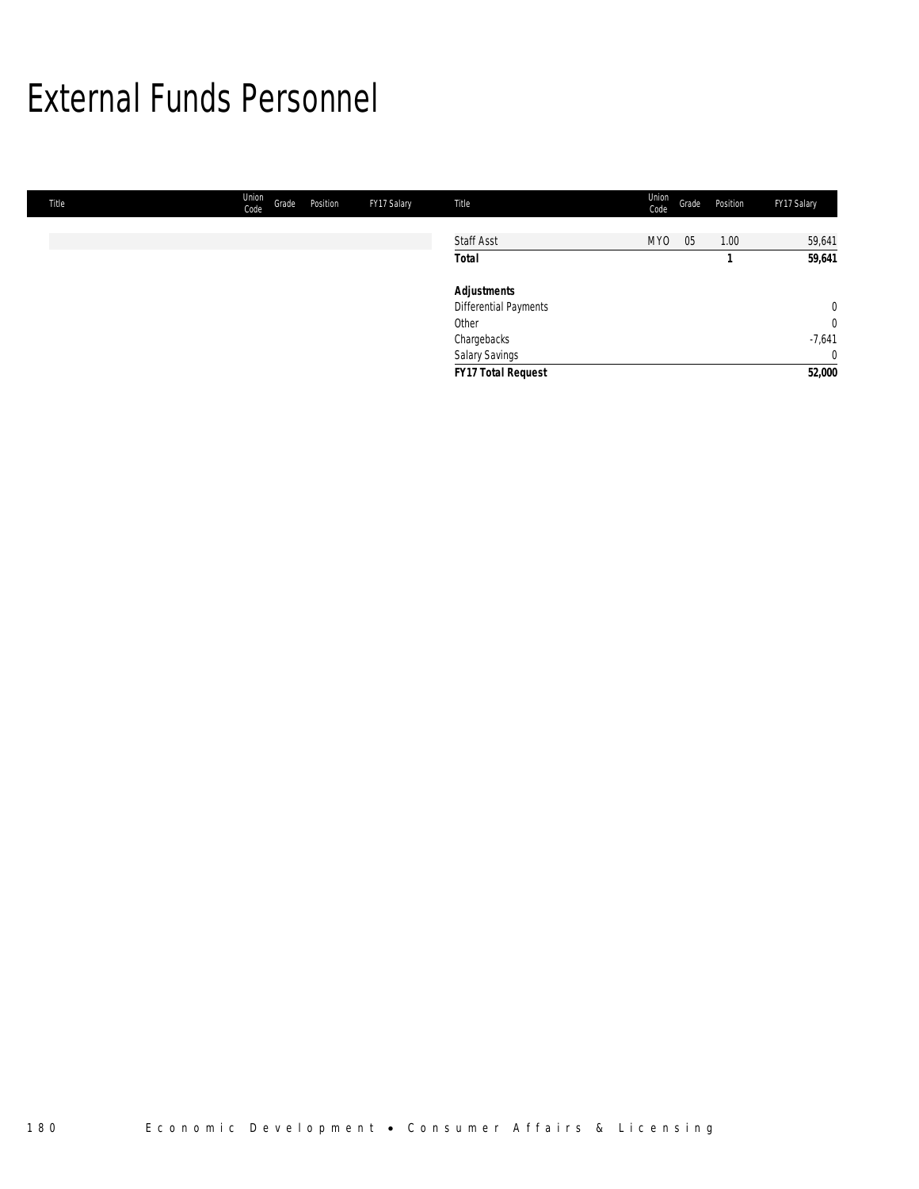# External Funds Personnel

| Title | Union Code | Grade | Position | FY17 Salary |
|---|---|---|---|---|
| Staff Asst | MYO | 05 | 1.00 | 59,641 |
| **Total** | | | **1** | **59,641** |
| | | | | |
| ***Adjustments*** | | | | |
| Differential Payments | | | | 0 |
| Other | | | | 0 |
| Chargebacks | | | | -7,641 |
| Salary Savings | | | | 0 |
| ***FY17 Total Request*** | | | | **52,000** |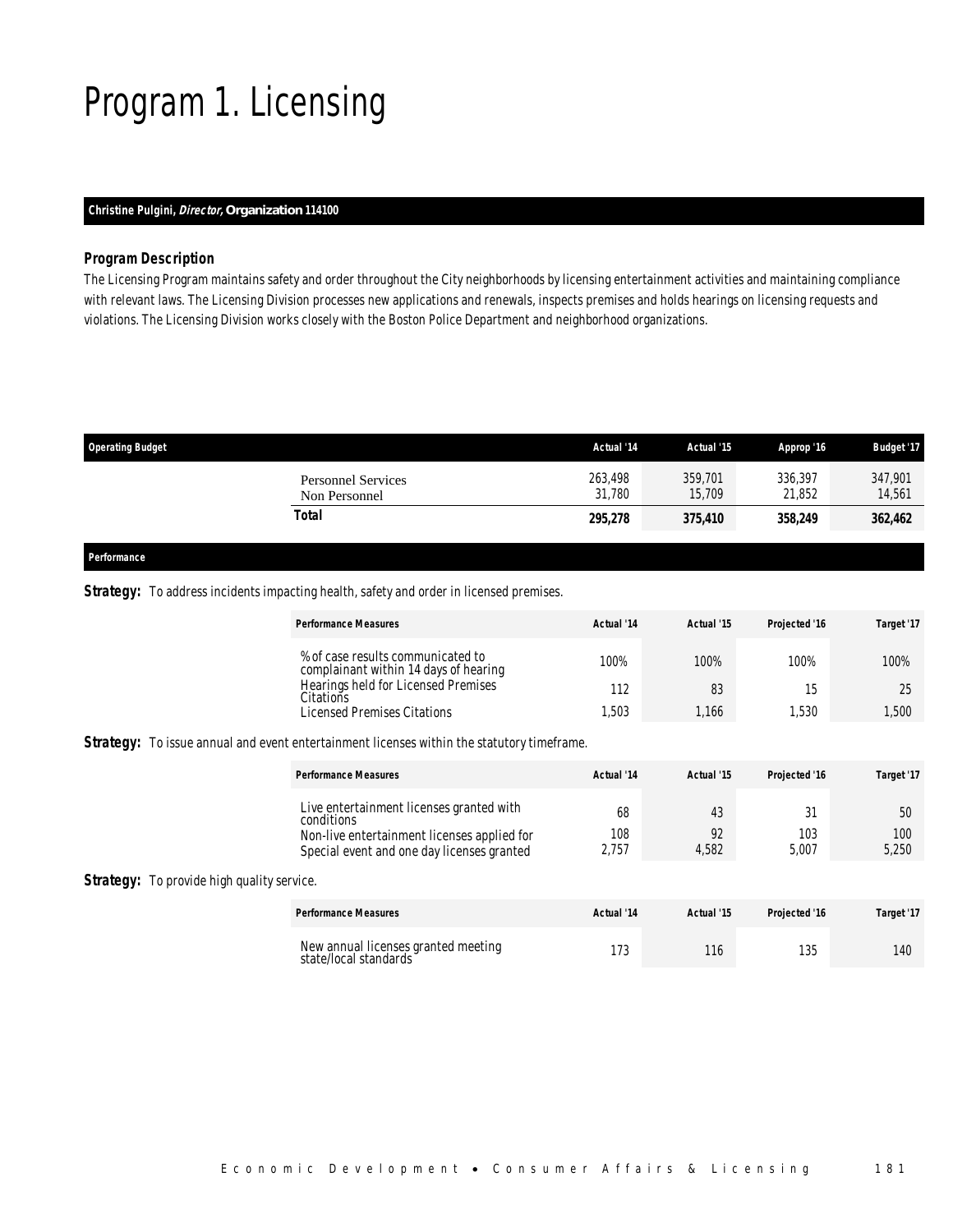# Program 1. Licensing

**Christine Pulgini, *Director*, Organization 114100**

### Program Description

The Licensing Program maintains safety and order throughout the City neighborhoods by licensing entertainment activities and maintaining compliance with relevant laws. The Licensing Division processes new applications and renewals, inspects premises and holds hearings on licensing requests and violations. The Licensing Division works closely with the Boston Police Department and neighborhood organizations.

| Operating Budget | Actual '14 | Actual '15 | Approp '16 | Budget '17 |
|---|---|---|---|---|
| Personnel Services | 263,498 | 359,701 | 336,397 | 347,901 |
| Non Personnel | 31,780 | 15,709 | 21,852 | 14,561 |
| **Total** | **295,278** | **375,410** | **358,249** | **362,462** |

### Performance

**Strategy:** To address incidents impacting health, safety and order in licensed premises.

| Performance Measures | Actual '14 | Actual '15 | Projected '16 | Target '17 |
|---|---|---|---|---|
| % of case results communicated to complainant within 14 days of hearing | 100% | 100% | 100% | 100% |
| Hearings held for Licensed Premises Citations | 112 | 83 | 15 | 25 |
| Licensed Premises Citations | 1,503 | 1,166 | 1,530 | 1,500 |

**Strategy:** To issue annual and event entertainment licenses within the statutory timeframe.

| Performance Measures | Actual '14 | Actual '15 | Projected '16 | Target '17 |
|---|---|---|---|---|
| Live entertainment licenses granted with conditions | 68 | 43 | 31 | 50 |
| Non-live entertainment licenses applied for | 108 | 92 | 103 | 100 |
| Special event and one day licenses granted | 2,757 | 4,582 | 5,007 | 5,250 |

**Strategy:** To provide high quality service.

| Performance Measures | Actual '14 | Actual '15 | Projected '16 | Target '17 |
|---|---|---|---|---|
| New annual licenses granted meeting state/local standards | 173 | 116 | 135 | 140 |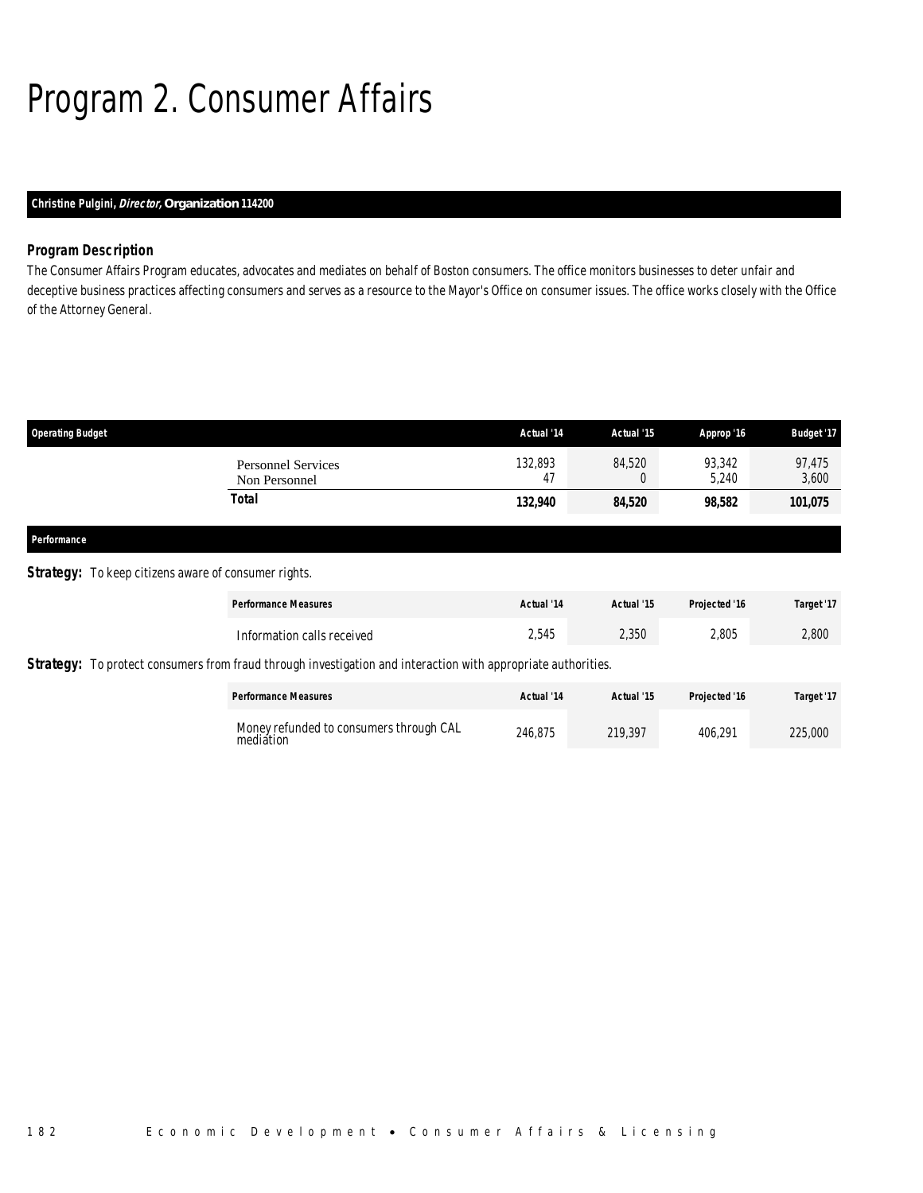# Program 2. Consumer Affairs

**Christine Pulgini, *Director*, Organization 114200**

### Program Description

The Consumer Affairs Program educates, advocates and mediates on behalf of Boston consumers. The office monitors businesses to deter unfair and deceptive business practices affecting consumers and serves as a resource to the Mayor's Office on consumer issues. The office works closely with the Office of the Attorney General.

| Operating Budget | Actual '14 | Actual '15 | Approp '16 | Budget '17 |
|---|---|---|---|---|
| Personnel Services | 132,893 | 84,520 | 93,342 | 97,475 |
| Non Personnel | 47 | 0 | 5,240 | 3,600 |
| **Total** | **132,940** | **84,520** | **98,582** | **101,075** |

**Performance**

**Strategy:** To keep citizens aware of consumer rights.

| Performance Measures | Actual '14 | Actual '15 | Projected '16 | Target '17 |
|---|---|---|---|---|
| Information calls received | 2,545 | 2,350 | 2,805 | 2,800 |

**Strategy:** To protect consumers from fraud through investigation and interaction with appropriate authorities.

| Performance Measures | Actual '14 | Actual '15 | Projected '16 | Target '17 |
|---|---|---|---|---|
| Money refunded to consumers through CAL mediation | 246,875 | 219,397 | 406,291 | 225,000 |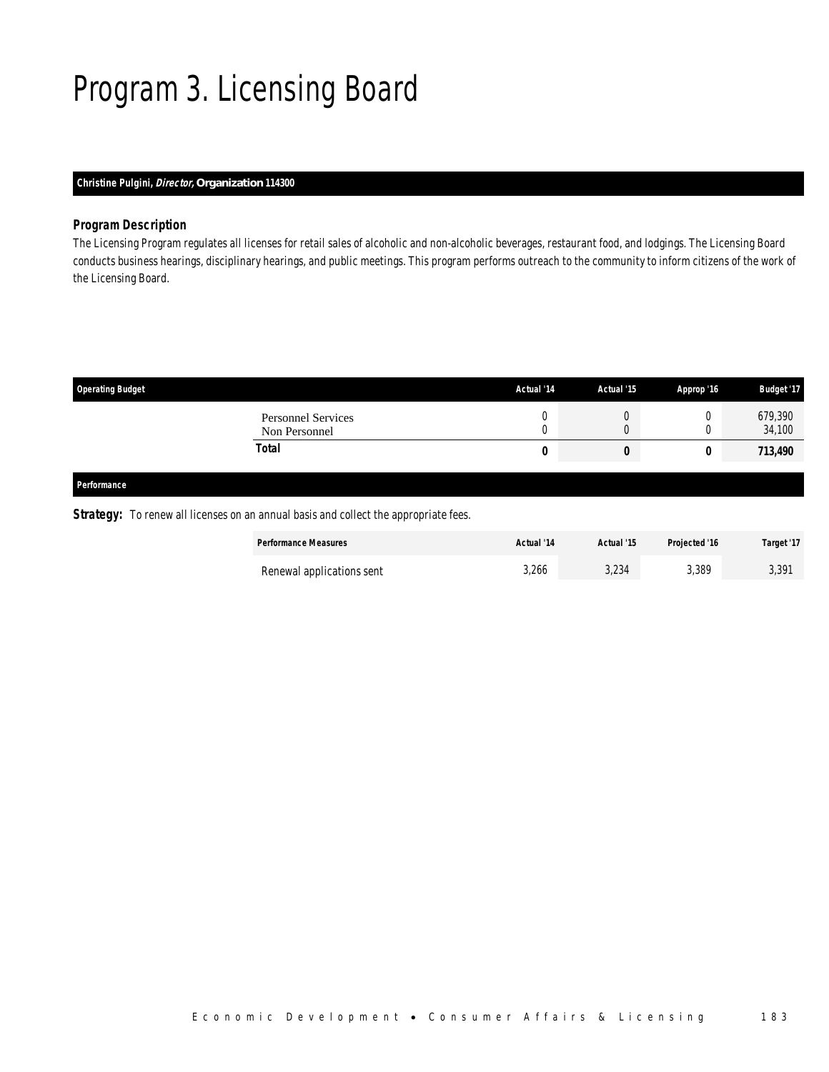# Program 3. Licensing Board

**Christine Pulgini, *Director*, Organization 114300**

### Program Description

The Licensing Program regulates all licenses for retail sales of alcoholic and non-alcoholic beverages, restaurant food, and lodgings. The Licensing Board conducts business hearings, disciplinary hearings, and public meetings. This program performs outreach to the community to inform citizens of the work of the Licensing Board.

| Operating Budget | Actual '14 | Actual '15 | Approp '16 | Budget '17 |
|---|---|---|---|---|
| Personnel Services | 0 | 0 | 0 | 679,390 |
| Non Personnel | 0 | 0 | 0 | 34,100 |
| **Total** | **0** | **0** | **0** | **713,490** |

### Performance

**Strategy:** To renew all licenses on an annual basis and collect the appropriate fees.

| Performance Measures | Actual '14 | Actual '15 | Projected '16 | Target '17 |
|---|---|---|---|---|
| Renewal applications sent | 3,266 | 3,234 | 3,389 | 3,391 |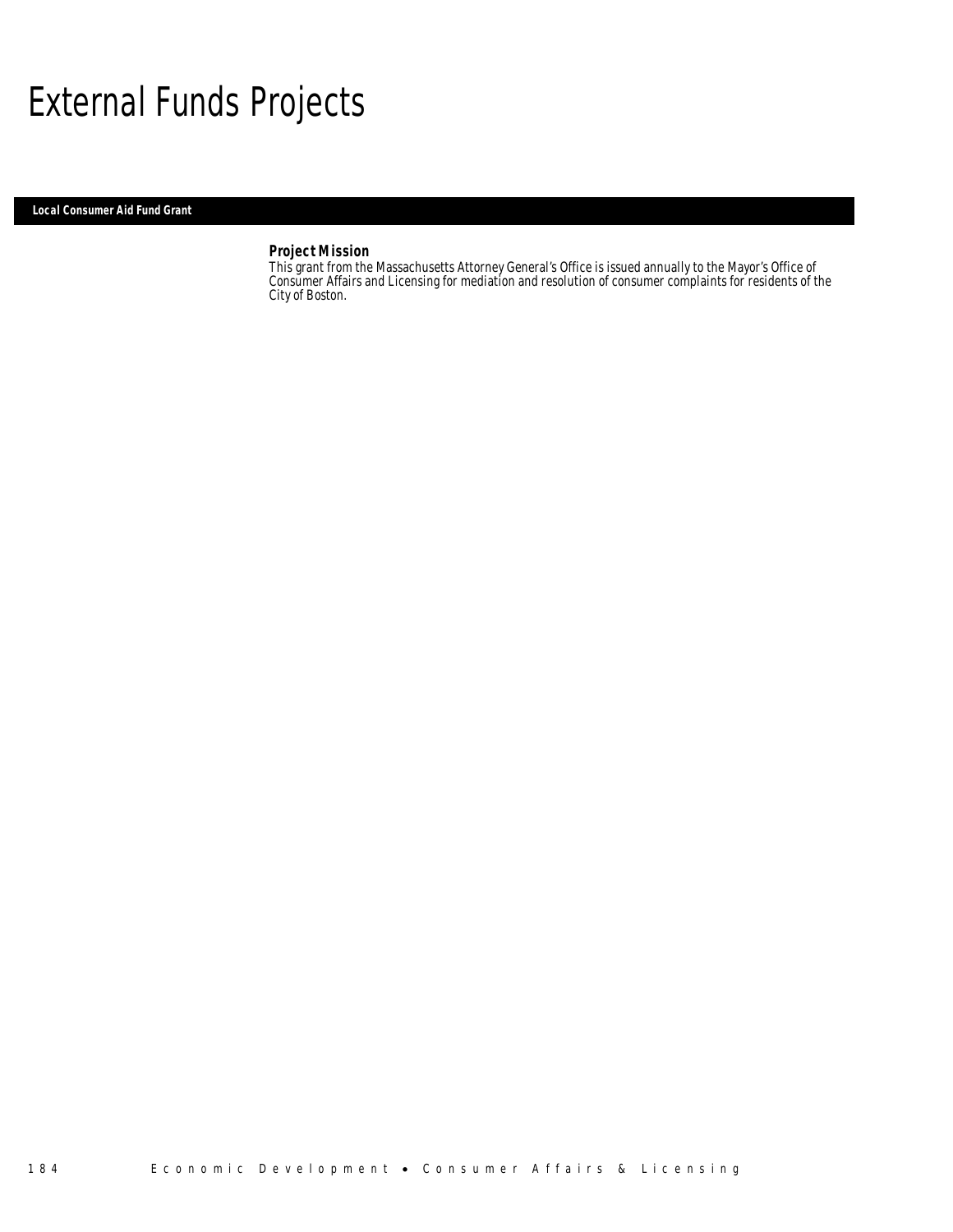# External Funds Projects

## Local Consumer Aid Fund Grant

### Project Mission

This grant from the Massachusetts Attorney General's Office is issued annually to the Mayor's Office of Consumer Affairs and Licensing for mediation and resolution of consumer complaints for residents of the City of Boston.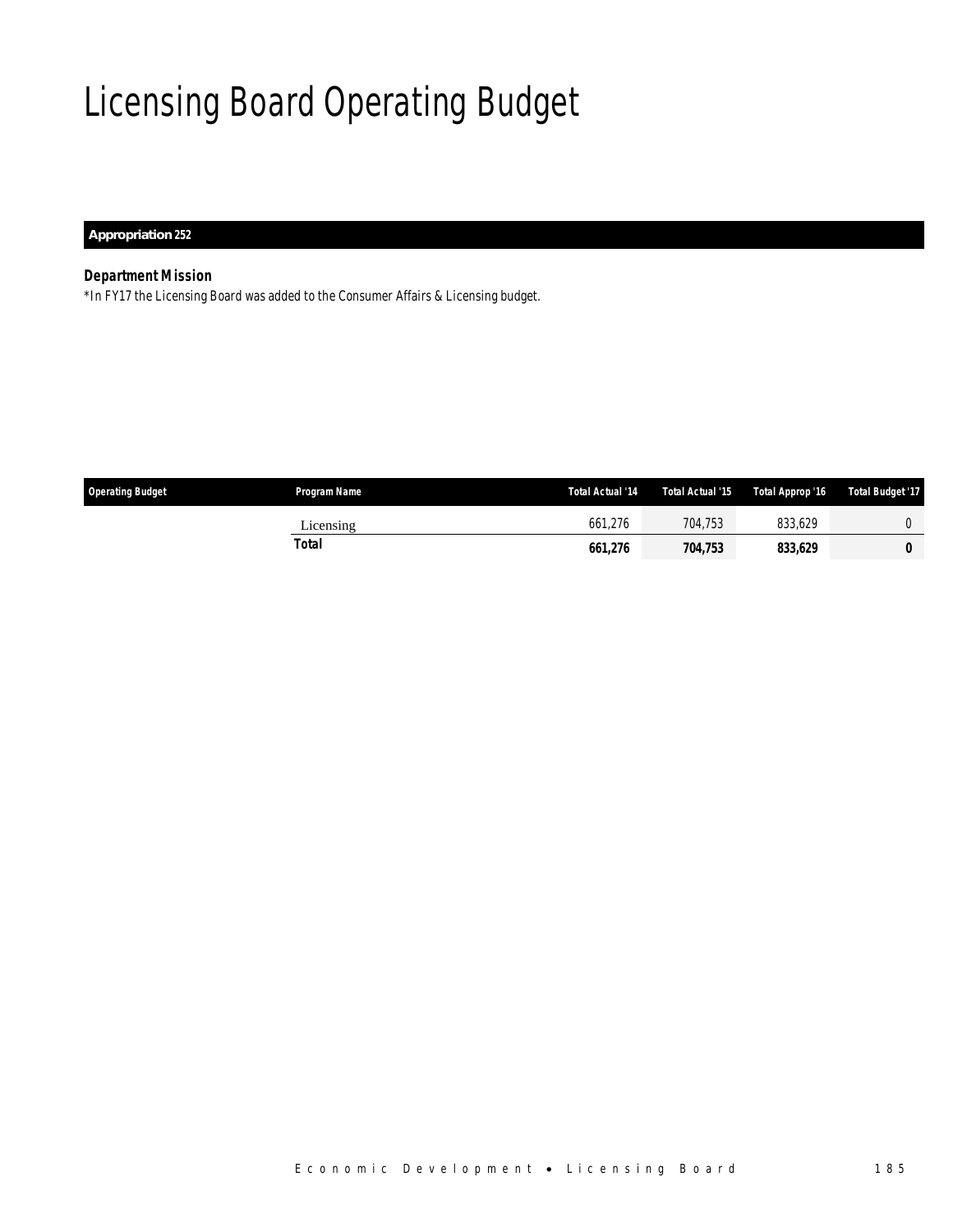# Licensing Board Operating Budget

**Appropriation 252**

***Department Mission***

*In FY17 the Licensing Board was added to the Consumer Affairs & Licensing budget.

| Operating Budget | Program Name | Total Actual '14 | Total Actual '15 | Total Approp '16 | Total Budget '17 |
|---|---|---|---|---|---|
| | Licensing | 661,276 | 704,753 | 833,629 | 0 |
| | **Total** | **661,276** | **704,753** | **833,629** | **0** |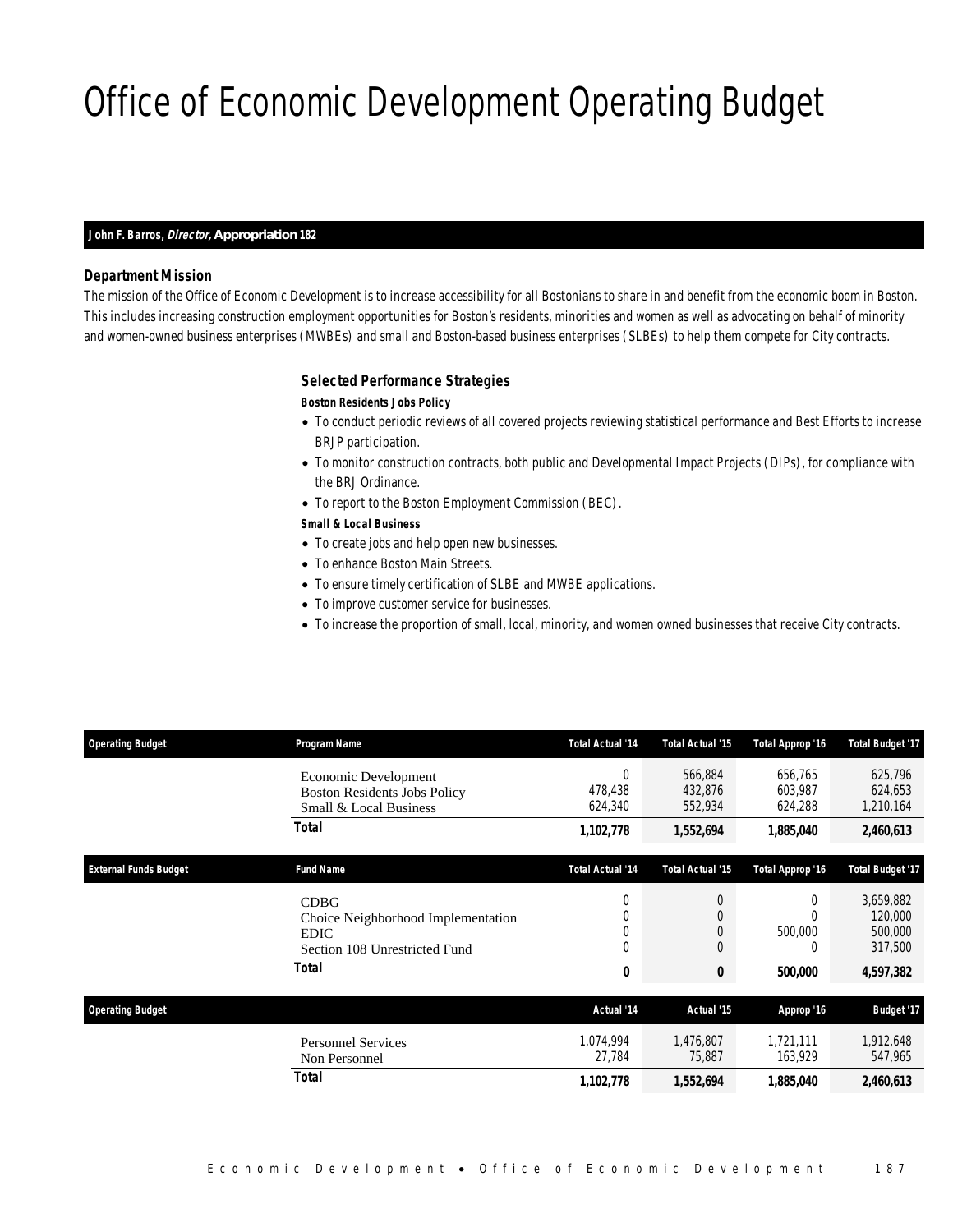# Office of Economic Development Operating Budget

**John F. Barros, *Director,* Appropriation 182**

### Department Mission

The mission of the Office of Economic Development is to increase accessibility for all Bostonians to share in and benefit from the economic boom in Boston. This includes increasing construction employment opportunities for Boston's residents, minorities and women as well as advocating on behalf of minority and women-owned business enterprises (MWBEs) and small and Boston-based business enterprises (SLBEs) to help them compete for City contracts.

### Selected Performance Strategies

**Boston Residents Jobs Policy**

- To conduct periodic reviews of all covered projects reviewing statistical performance and Best Efforts to increase BRJP participation.
- To monitor construction contracts, both public and Developmental Impact Projects (DIPs), for compliance with the BRJ Ordinance.
- To report to the Boston Employment Commission (BEC).

**Small & Local Business**

- To create jobs and help open new businesses.
- To enhance Boston Main Streets.
- To ensure timely certification of SLBE and MWBE applications.
- To improve customer service for businesses.
- To increase the proportion of small, local, minority, and women owned businesses that receive City contracts.

| Operating Budget | Program Name | Total Actual '14 | Total Actual '15 | Total Approp '16 | Total Budget '17 |
|---|---|---|---|---|---|
| | Economic Development | 0 | 566,884 | 656,765 | 625,796 |
| | Boston Residents Jobs Policy | 478,438 | 432,876 | 603,987 | 624,653 |
| | Small & Local Business | 624,340 | 552,934 | 624,288 | 1,210,164 |
| | **Total** | **1,102,778** | **1,552,694** | **1,885,040** | **2,460,613** |

| External Funds Budget | Fund Name | Total Actual '14 | Total Actual '15 | Total Approp '16 | Total Budget '17 |
|---|---|---|---|---|---|
| | CDBG | 0 | 0 | 0 | 3,659,882 |
| | Choice Neighborhood Implementation | 0 | 0 | 0 | 120,000 |
| | EDIC | 0 | 0 | 500,000 | 500,000 |
| | Section 108 Unrestricted Fund | 0 | 0 | 0 | 317,500 |
| | **Total** | **0** | **0** | **500,000** | **4,597,382** |

| Operating Budget | | Actual '14 | Actual '15 | Approp '16 | Budget '17 |
|---|---|---|---|---|---|
| | Personnel Services | 1,074,994 | 1,476,807 | 1,721,111 | 1,912,648 |
| | Non Personnel | 27,784 | 75,887 | 163,929 | 547,965 |
| | **Total** | **1,102,778** | **1,552,694** | **1,885,040** | **2,460,613** |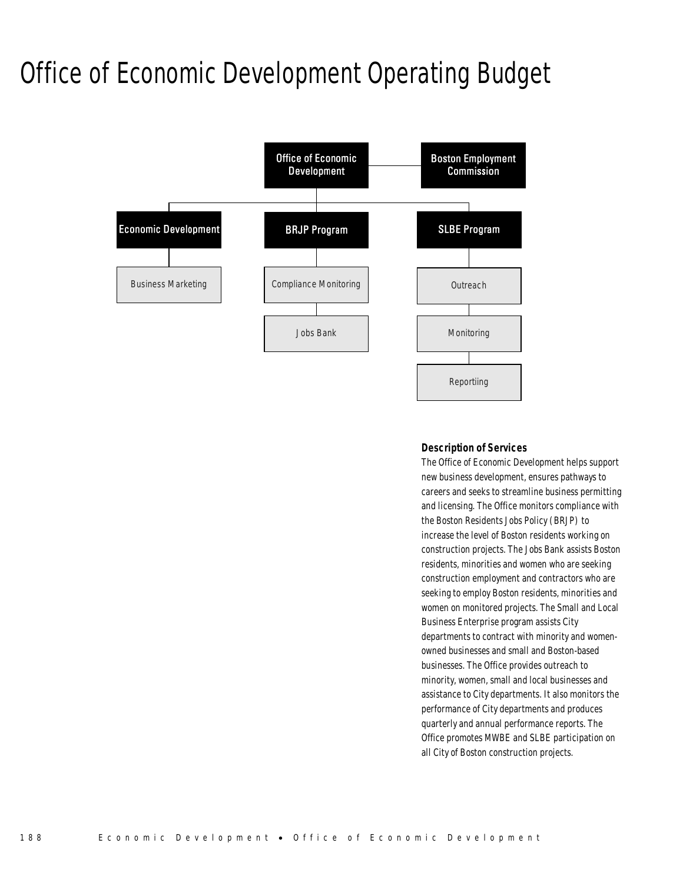# Office of Economic Development Operating Budget

- Office of Economic Development
  - Boston Employment Commission
  - Economic Development
    - Business Marketing
  - BRJP Program
    - Compliance Monitoring
    - Jobs Bank
  - SLBE Program
    - Outreach
    - Monitoring
    - Reportiing

### Description of Services

The Office of Economic Development helps support new business development, ensures pathways to careers and seeks to streamline business permitting and licensing. The Office monitors compliance with the Boston Residents Jobs Policy (BRJP) to increase the level of Boston residents working on construction projects. The Jobs Bank assists Boston residents, minorities and women who are seeking construction employment and contractors who are seeking to employ Boston residents, minorities and women on monitored projects. The Small and Local Business Enterprise program assists City departments to contract with minority and women-owned businesses and small and Boston-based businesses. The Office provides outreach to minority, women, small and local businesses and assistance to City departments. It also monitors the performance of City departments and produces quarterly and annual performance reports. The Office promotes MWBE and SLBE participation on all City of Boston construction projects.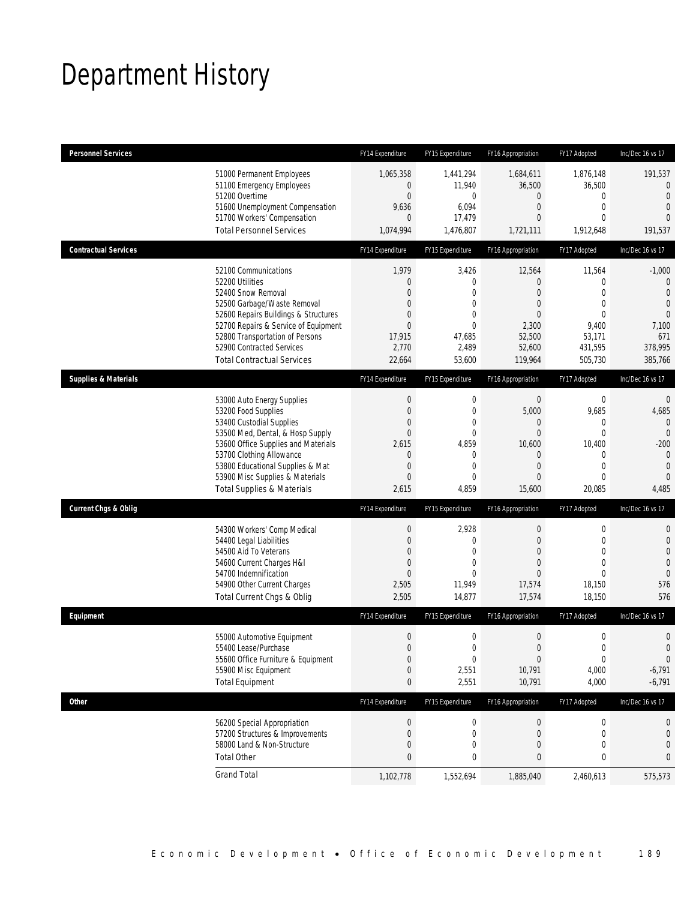# Department History

| Personnel Services | FY14 Expenditure | FY15 Expenditure | FY16 Appropriation | FY17 Adopted | Inc/Dec 16 vs 17 |
|---|---|---|---|---|---|
| 51000 Permanent Employees | 1,065,358 | 1,441,294 | 1,684,611 | 1,876,148 | 191,537 |
| 51100 Emergency Employees | 0 | 11,940 | 36,500 | 36,500 | 0 |
| 51200 Overtime | 0 | 0 | 0 | 0 | 0 |
| 51600 Unemployment Compensation | 9,636 | 6,094 | 0 | 0 | 0 |
| 51700 Workers' Compensation | 0 | 17,479 | 0 | 0 | 0 |
| Total Personnel Services | 1,074,994 | 1,476,807 | 1,721,111 | 1,912,648 | 191,537 |
| **Contractual Services** | **FY14 Expenditure** | **FY15 Expenditure** | **FY16 Appropriation** | **FY17 Adopted** | **Inc/Dec 16 vs 17** |
| 52100 Communications | 1,979 | 3,426 | 12,564 | 11,564 | -1,000 |
| 52200 Utilities | 0 | 0 | 0 | 0 | 0 |
| 52400 Snow Removal | 0 | 0 | 0 | 0 | 0 |
| 52500 Garbage/Waste Removal | 0 | 0 | 0 | 0 | 0 |
| 52600 Repairs Buildings & Structures | 0 | 0 | 0 | 0 | 0 |
| 52700 Repairs & Service of Equipment | 0 | 0 | 2,300 | 9,400 | 7,100 |
| 52800 Transportation of Persons | 17,915 | 47,685 | 52,500 | 53,171 | 671 |
| 52900 Contracted Services | 2,770 | 2,489 | 52,600 | 431,595 | 378,995 |
| Total Contractual Services | 22,664 | 53,600 | 119,964 | 505,730 | 385,766 |
| **Supplies & Materials** | **FY14 Expenditure** | **FY15 Expenditure** | **FY16 Appropriation** | **FY17 Adopted** | **Inc/Dec 16 vs 17** |
| 53000 Auto Energy Supplies | 0 | 0 | 0 | 0 | 0 |
| 53200 Food Supplies | 0 | 0 | 5,000 | 9,685 | 4,685 |
| 53400 Custodial Supplies | 0 | 0 | 0 | 0 | 0 |
| 53500 Med, Dental, & Hosp Supply | 0 | 0 | 0 | 0 | 0 |
| 53600 Office Supplies and Materials | 2,615 | 4,859 | 10,600 | 10,400 | -200 |
| 53700 Clothing Allowance | 0 | 0 | 0 | 0 | 0 |
| 53800 Educational Supplies & Mat | 0 | 0 | 0 | 0 | 0 |
| 53900 Misc Supplies & Materials | 0 | 0 | 0 | 0 | 0 |
| Total Supplies & Materials | 2,615 | 4,859 | 15,600 | 20,085 | 4,485 |
| **Current Chgs & Oblig** | **FY14 Expenditure** | **FY15 Expenditure** | **FY16 Appropriation** | **FY17 Adopted** | **Inc/Dec 16 vs 17** |
| 54300 Workers' Comp Medical | 0 | 2,928 | 0 | 0 | 0 |
| 54400 Legal Liabilities | 0 | 0 | 0 | 0 | 0 |
| 54500 Aid To Veterans | 0 | 0 | 0 | 0 | 0 |
| 54600 Current Charges H&I | 0 | 0 | 0 | 0 | 0 |
| 54700 Indemnification | 0 | 0 | 0 | 0 | 0 |
| 54900 Other Current Charges | 2,505 | 11,949 | 17,574 | 18,150 | 576 |
| Total Current Chgs & Oblig | 2,505 | 14,877 | 17,574 | 18,150 | 576 |
| **Equipment** | **FY14 Expenditure** | **FY15 Expenditure** | **FY16 Appropriation** | **FY17 Adopted** | **Inc/Dec 16 vs 17** |
| 55000 Automotive Equipment | 0 | 0 | 0 | 0 | 0 |
| 55400 Lease/Purchase | 0 | 0 | 0 | 0 | 0 |
| 55600 Office Furniture & Equipment | 0 | 0 | 0 | 0 | 0 |
| 55900 Misc Equipment | 0 | 2,551 | 10,791 | 4,000 | -6,791 |
| Total Equipment | 0 | 2,551 | 10,791 | 4,000 | -6,791 |
| **Other** | **FY14 Expenditure** | **FY15 Expenditure** | **FY16 Appropriation** | **FY17 Adopted** | **Inc/Dec 16 vs 17** |
| 56200 Special Appropriation | 0 | 0 | 0 | 0 | 0 |
| 57200 Structures & Improvements | 0 | 0 | 0 | 0 | 0 |
| 58000 Land & Non-Structure | 0 | 0 | 0 | 0 | 0 |
| Total Other | 0 | 0 | 0 | 0 | 0 |
| Grand Total | 1,102,778 | 1,552,694 | 1,885,040 | 2,460,613 | 575,573 |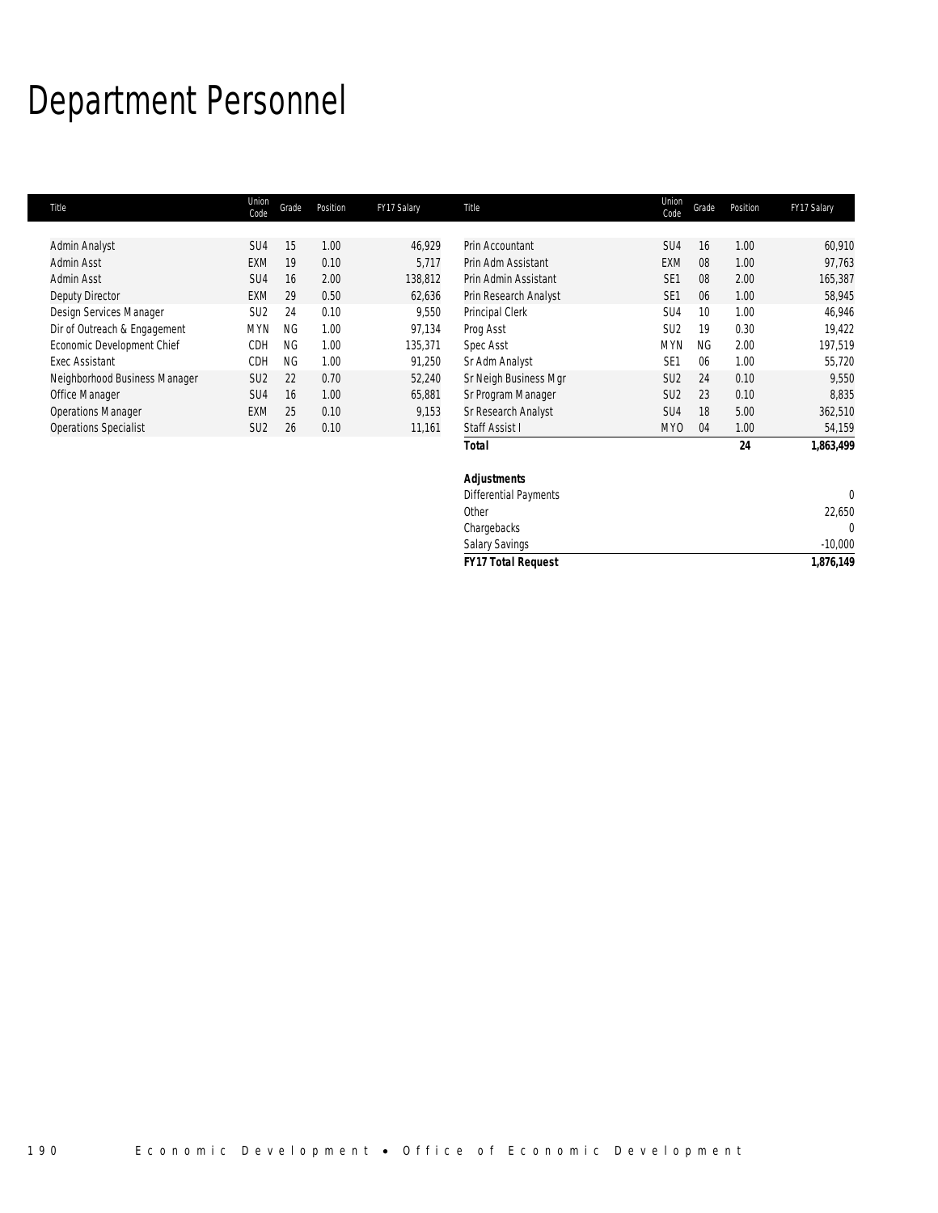# Department Personnel

| Title | Union Code | Grade | Position | FY17 Salary |
|---|---|---|---|---|
| Admin Analyst | SU4 | 15 | 1.00 | 46,929 |
| Admin Asst | EXM | 19 | 0.10 | 5,717 |
| Admin Asst | SU4 | 16 | 2.00 | 138,812 |
| Deputy Director | EXM | 29 | 0.50 | 62,636 |
| Design Services Manager | SU2 | 24 | 0.10 | 9,550 |
| Dir of Outreach & Engagement | MYN | NG | 1.00 | 97,134 |
| Economic Development Chief | CDH | NG | 1.00 | 135,371 |
| Exec Assistant | CDH | NG | 1.00 | 91,250 |
| Neighborhood Business Manager | SU2 | 22 | 0.70 | 52,240 |
| Office Manager | SU4 | 16 | 1.00 | 65,881 |
| Operations Manager | EXM | 25 | 0.10 | 9,153 |
| Operations Specialist | SU2 | 26 | 0.10 | 11,161 |
| Prin Accountant | SU4 | 16 | 1.00 | 60,910 |
| Prin Adm Assistant | EXM | 08 | 1.00 | 97,763 |
| Prin Admin Assistant | SE1 | 08 | 2.00 | 165,387 |
| Prin Research Analyst | SE1 | 06 | 1.00 | 58,945 |
| Principal Clerk | SU4 | 10 | 1.00 | 46,946 |
| Prog Asst | SU2 | 19 | 0.30 | 19,422 |
| Spec Asst | MYN | NG | 2.00 | 197,519 |
| Sr Adm Analyst | SE1 | 06 | 1.00 | 55,720 |
| Sr Neigh Business Mgr | SU2 | 24 | 0.10 | 9,550 |
| Sr Program Manager | SU2 | 23 | 0.10 | 8,835 |
| Sr Research Analyst | SU4 | 18 | 5.00 | 362,510 |
| Staff Assist I | MYO | 04 | 1.00 | 54,159 |
| **Total** | | | **24** | **1,863,499** |

| ***Adjustments*** | |
|---|---|
| Differential Payments | 0 |
| Other | 22,650 |
| Chargebacks | 0 |
| Salary Savings | -10,000 |
| ***FY17 Total Request*** | **1,876,149** |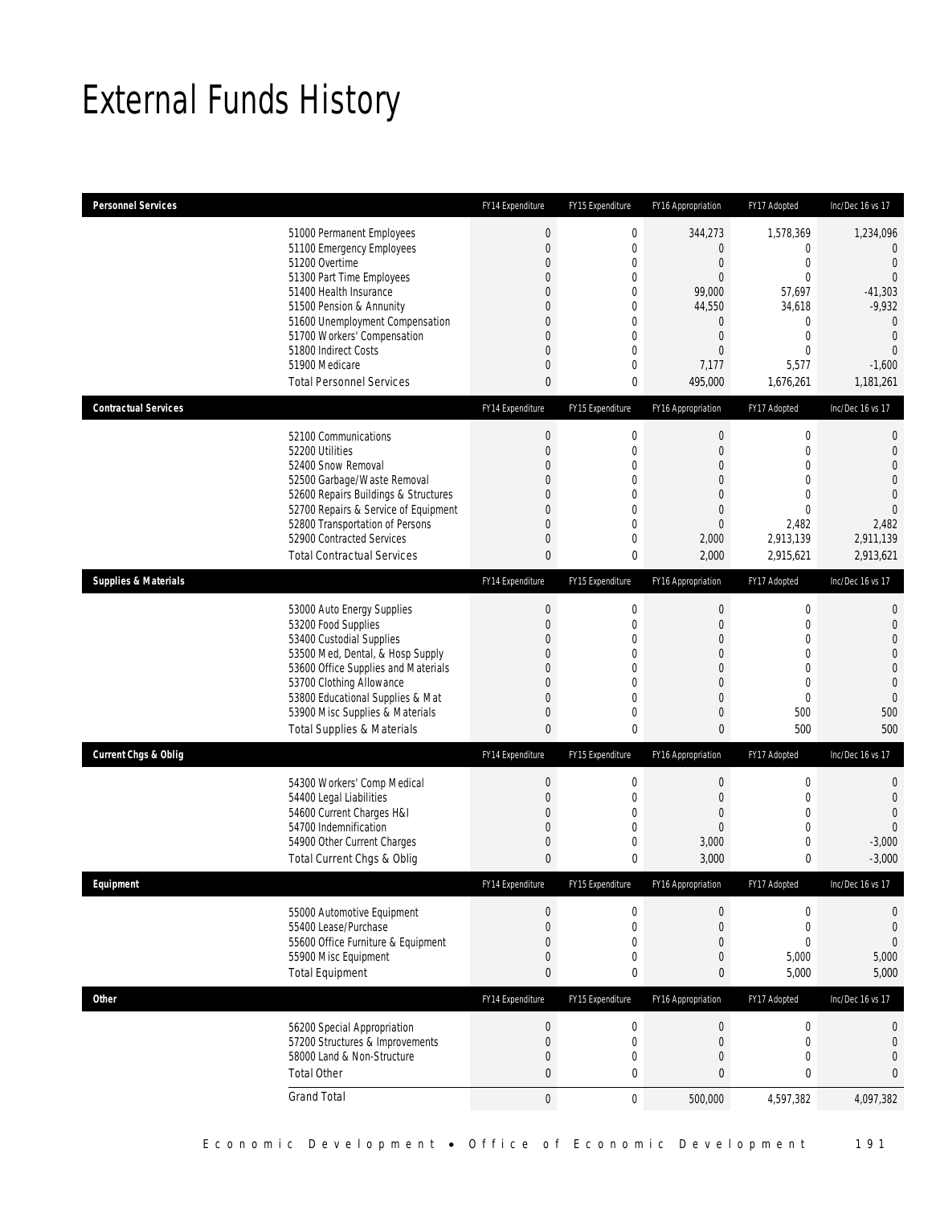# External Funds History

| Personnel Services | FY14 Expenditure | FY15 Expenditure | FY16 Appropriation | FY17 Adopted | Inc/Dec 16 vs 17 |
|---|---|---|---|---|---|
| 51000 Permanent Employees | 0 | 0 | 344,273 | 1,578,369 | 1,234,096 |
| 51100 Emergency Employees | 0 | 0 | 0 | 0 | 0 |
| 51200 Overtime | 0 | 0 | 0 | 0 | 0 |
| 51300 Part Time Employees | 0 | 0 | 0 | 0 | 0 |
| 51400 Health Insurance | 0 | 0 | 99,000 | 57,697 | -41,303 |
| 51500 Pension & Annunity | 0 | 0 | 44,550 | 34,618 | -9,932 |
| 51600 Unemployment Compensation | 0 | 0 | 0 | 0 | 0 |
| 51700 Workers' Compensation | 0 | 0 | 0 | 0 | 0 |
| 51800 Indirect Costs | 0 | 0 | 0 | 0 | 0 |
| 51900 Medicare | 0 | 0 | 7,177 | 5,577 | -1,600 |
| Total Personnel Services | 0 | 0 | 495,000 | 1,676,261 | 1,181,261 |

| Contractual Services | FY14 Expenditure | FY15 Expenditure | FY16 Appropriation | FY17 Adopted | Inc/Dec 16 vs 17 |
|---|---|---|---|---|---|
| 52100 Communications | 0 | 0 | 0 | 0 | 0 |
| 52200 Utilities | 0 | 0 | 0 | 0 | 0 |
| 52400 Snow Removal | 0 | 0 | 0 | 0 | 0 |
| 52500 Garbage/Waste Removal | 0 | 0 | 0 | 0 | 0 |
| 52600 Repairs Buildings & Structures | 0 | 0 | 0 | 0 | 0 |
| 52700 Repairs & Service of Equipment | 0 | 0 | 0 | 0 | 0 |
| 52800 Transportation of Persons | 0 | 0 | 0 | 2,482 | 2,482 |
| 52900 Contracted Services | 0 | 0 | 2,000 | 2,913,139 | 2,911,139 |
| Total Contractual Services | 0 | 0 | 2,000 | 2,915,621 | 2,913,621 |

| Supplies & Materials | FY14 Expenditure | FY15 Expenditure | FY16 Appropriation | FY17 Adopted | Inc/Dec 16 vs 17 |
|---|---|---|---|---|---|
| 53000 Auto Energy Supplies | 0 | 0 | 0 | 0 | 0 |
| 53200 Food Supplies | 0 | 0 | 0 | 0 | 0 |
| 53400 Custodial Supplies | 0 | 0 | 0 | 0 | 0 |
| 53500 Med, Dental, & Hosp Supply | 0 | 0 | 0 | 0 | 0 |
| 53600 Office Supplies and Materials | 0 | 0 | 0 | 0 | 0 |
| 53700 Clothing Allowance | 0 | 0 | 0 | 0 | 0 |
| 53800 Educational Supplies & Mat | 0 | 0 | 0 | 0 | 0 |
| 53900 Misc Supplies & Materials | 0 | 0 | 0 | 500 | 500 |
| Total Supplies & Materials | 0 | 0 | 0 | 500 | 500 |

| Current Chgs & Oblig | FY14 Expenditure | FY15 Expenditure | FY16 Appropriation | FY17 Adopted | Inc/Dec 16 vs 17 |
|---|---|---|---|---|---|
| 54300 Workers' Comp Medical | 0 | 0 | 0 | 0 | 0 |
| 54400 Legal Liabilities | 0 | 0 | 0 | 0 | 0 |
| 54600 Current Charges H&I | 0 | 0 | 0 | 0 | 0 |
| 54700 Indemnification | 0 | 0 | 0 | 0 | 0 |
| 54900 Other Current Charges | 0 | 0 | 3,000 | 0 | -3,000 |
| Total Current Chgs & Oblig | 0 | 0 | 3,000 | 0 | -3,000 |

| Equipment | FY14 Expenditure | FY15 Expenditure | FY16 Appropriation | FY17 Adopted | Inc/Dec 16 vs 17 |
|---|---|---|---|---|---|
| 55000 Automotive Equipment | 0 | 0 | 0 | 0 | 0 |
| 55400 Lease/Purchase | 0 | 0 | 0 | 0 | 0 |
| 55600 Office Furniture & Equipment | 0 | 0 | 0 | 0 | 0 |
| 55900 Misc Equipment | 0 | 0 | 0 | 5,000 | 5,000 |
| Total Equipment | 0 | 0 | 0 | 5,000 | 5,000 |

| Other | FY14 Expenditure | FY15 Expenditure | FY16 Appropriation | FY17 Adopted | Inc/Dec 16 vs 17 |
|---|---|---|---|---|---|
| 56200 Special Appropriation | 0 | 0 | 0 | 0 | 0 |
| 57200 Structures & Improvements | 0 | 0 | 0 | 0 | 0 |
| 58000 Land & Non-Structure | 0 | 0 | 0 | 0 | 0 |
| Total Other | 0 | 0 | 0 | 0 | 0 |
| Grand Total | 0 | 0 | 500,000 | 4,597,382 | 4,097,382 |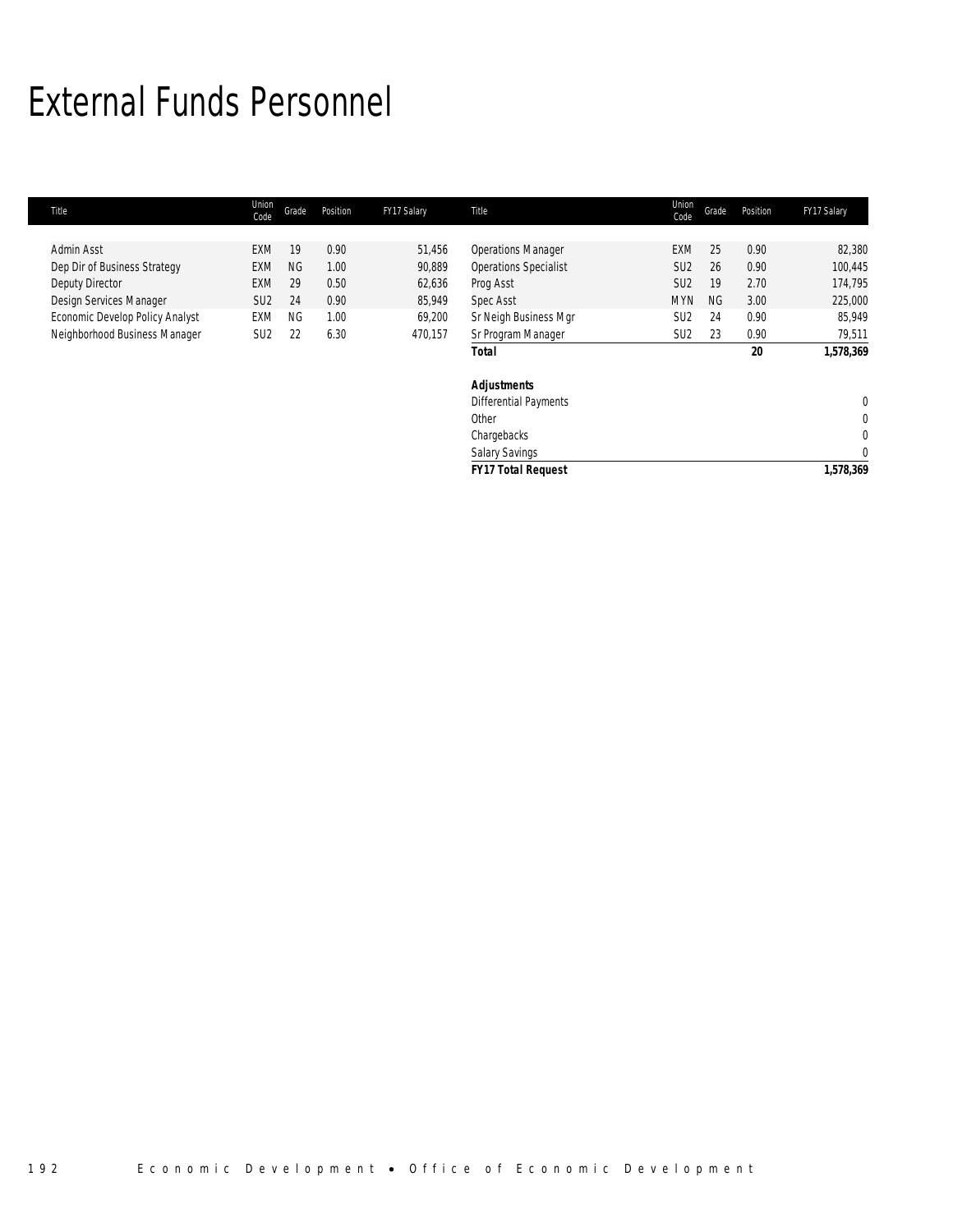# External Funds Personnel

| Title | Union Code | Grade | Position | FY17 Salary | Title | Union Code | Grade | Position | FY17 Salary |
|---|---|---|---|---|---|---|---|---|---|
| Admin Asst | EXM | 19 | 0.90 | 51,456 | Operations Manager | EXM | 25 | 0.90 | 82,380 |
| Dep Dir of Business Strategy | EXM | NG | 1.00 | 90,889 | Operations Specialist | SU2 | 26 | 0.90 | 100,445 |
| Deputy Director | EXM | 29 | 0.50 | 62,636 | Prog Asst | SU2 | 19 | 2.70 | 174,795 |
| Design Services Manager | SU2 | 24 | 0.90 | 85,949 | Spec Asst | MYN | NG | 3.00 | 225,000 |
| Economic Develop Policy Analyst | EXM | NG | 1.00 | 69,200 | Sr Neigh Business Mgr | SU2 | 24 | 0.90 | 85,949 |
| Neighborhood Business Manager | SU2 | 22 | 6.30 | 470,157 | Sr Program Manager | SU2 | 23 | 0.90 | 79,511 |
| | | | | | **Total** | | | **20** | **1,578,369** |
| | | | | | **Adjustments** | | | | |
| | | | | | Differential Payments | | | | 0 |
| | | | | | Other | | | | 0 |
| | | | | | Chargebacks | | | | 0 |
| | | | | | Salary Savings | | | | 0 |
| | | | | | **FY17 Total Request** | | | | **1,578,369** |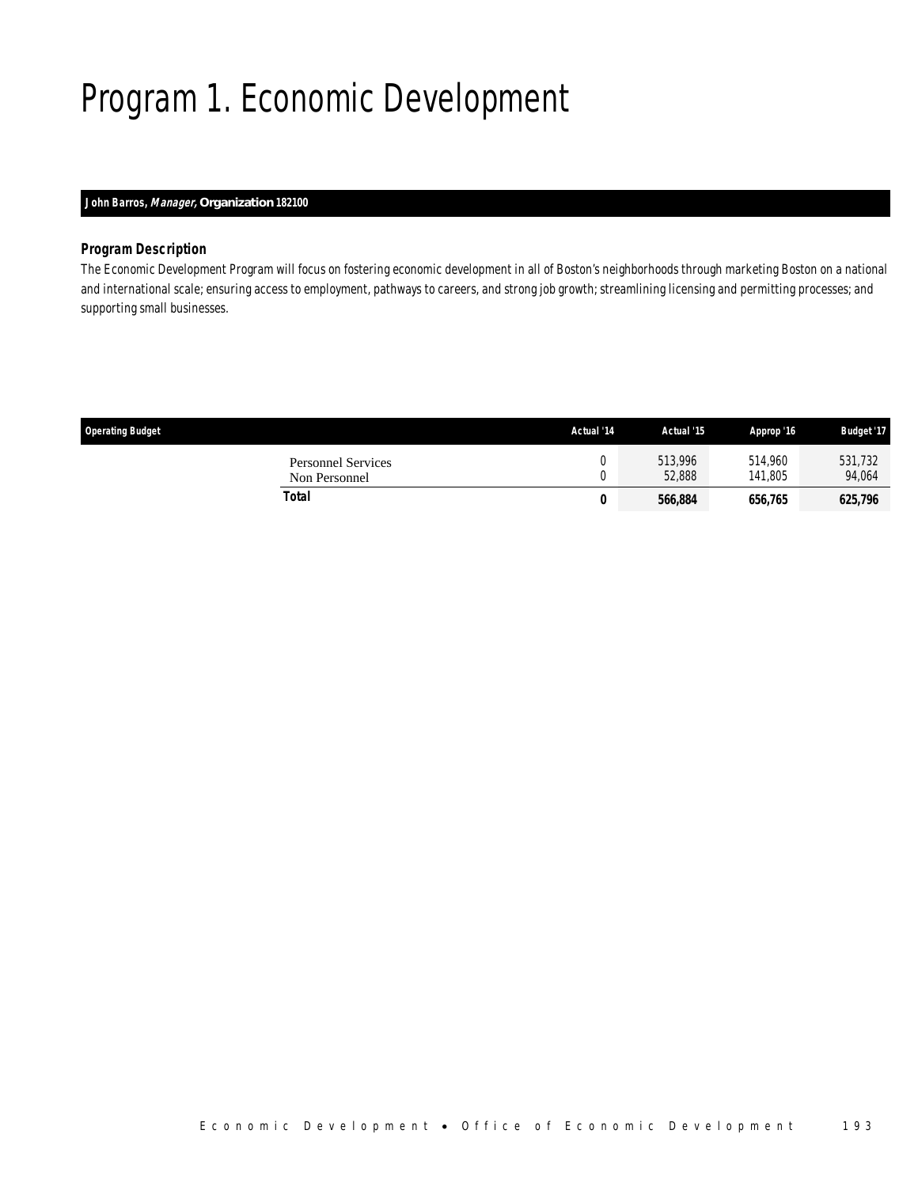# Program 1. Economic Development

**John Barros, *Manager,* Organization 182100**

### Program Description

*The Economic Development Program will focus on fostering economic development in all of Boston's neighborhoods through marketing Boston on a national and international scale; ensuring access to employment, pathways to careers, and strong job growth; streamlining licensing and permitting processes; and supporting small businesses.*

| Operating Budget | Actual '14 | Actual '15 | Approp '16 | Budget '17 |
|---|---|---|---|---|
| Personnel Services | 0 | 513,996 | 514,960 | 531,732 |
| Non Personnel | 0 | 52,888 | 141,805 | 94,064 |
| **Total** | **0** | **566,884** | **656,765** | **625,796** |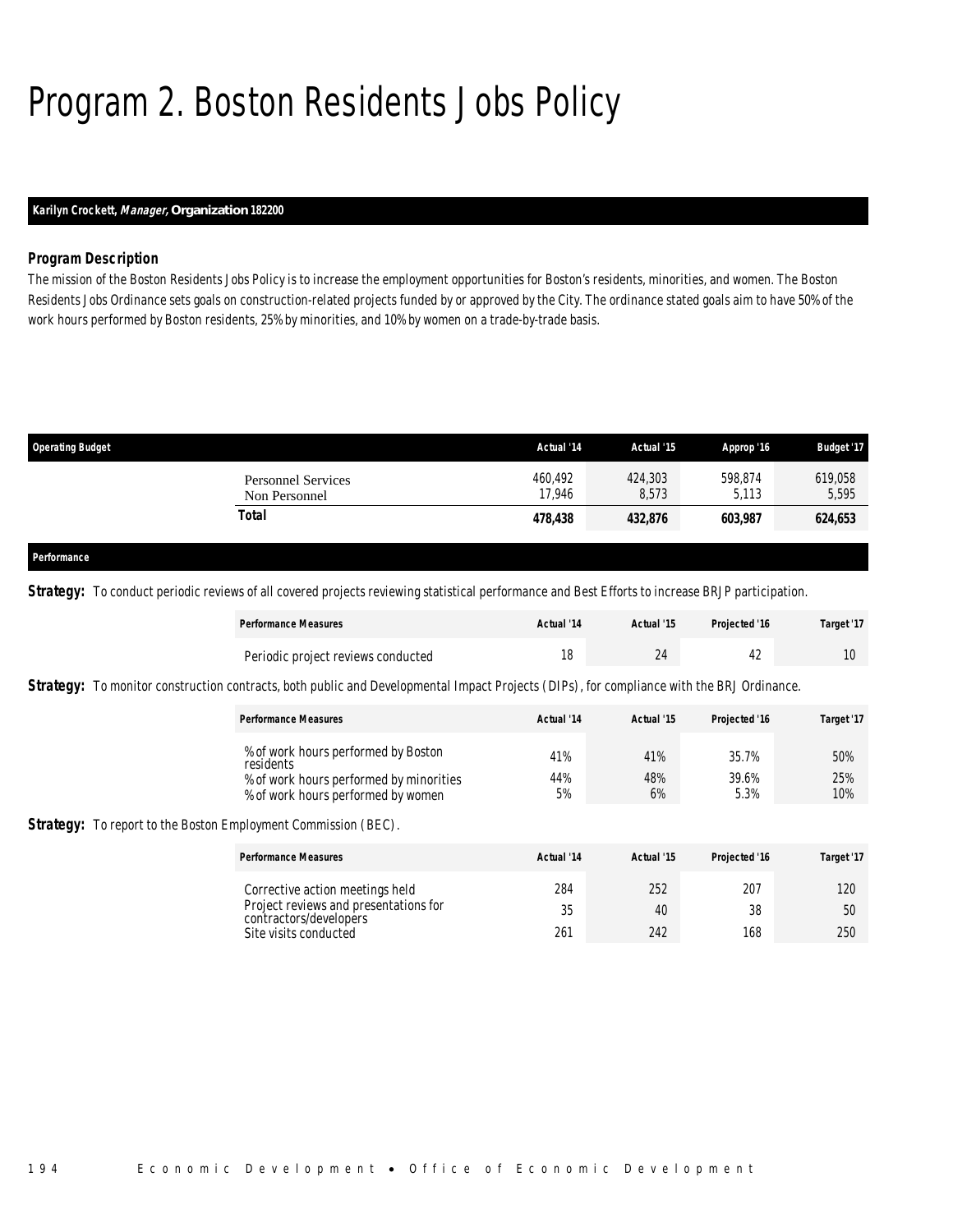# Program 2. Boston Residents Jobs Policy

**Karilyn Crockett, *Manager,* Organization 182200**

### *Program Description*

The mission of the Boston Residents Jobs Policy is to increase the employment opportunities for Boston's residents, minorities, and women. The Boston Residents Jobs Ordinance sets goals on construction-related projects funded by or approved by the City. The ordinance stated goals aim to have 50% of the work hours performed by Boston residents, 25% by minorities, and 10% by women on a trade-by-trade basis.

| Operating Budget | Actual '14 | Actual '15 | Approp '16 | Budget '17 |
|---|---|---|---|---|
| Personnel Services | 460,492 | 424,303 | 598,874 | 619,058 |
| Non Personnel | 17,946 | 8,573 | 5,113 | 5,595 |
| **Total** | **478,438** | **432,876** | **603,987** | **624,653** |

**Performance**

***Strategy:*** To conduct periodic reviews of all covered projects reviewing statistical performance and Best Efforts to increase BRJP participation.

| Performance Measures | Actual '14 | Actual '15 | Projected '16 | Target '17 |
|---|---|---|---|---|
| Periodic project reviews conducted | 18 | 24 | 42 | 10 |

***Strategy:*** To monitor construction contracts, both public and Developmental Impact Projects (DIPs), for compliance with the BRJ Ordinance.

| Performance Measures | Actual '14 | Actual '15 | Projected '16 | Target '17 |
|---|---|---|---|---|
| % of work hours performed by Boston residents | 41% | 41% | 35.7% | 50% |
| % of work hours performed by minorities | 44% | 48% | 39.6% | 25% |
| % of work hours performed by women | 5% | 6% | 5.3% | 10% |

***Strategy:*** To report to the Boston Employment Commission (BEC).

| Performance Measures | Actual '14 | Actual '15 | Projected '16 | Target '17 |
|---|---|---|---|---|
| Corrective action meetings held | 284 | 252 | 207 | 120 |
| Project reviews and presentations for contractors/developers | 35 | 40 | 38 | 50 |
| Site visits conducted | 261 | 242 | 168 | 250 |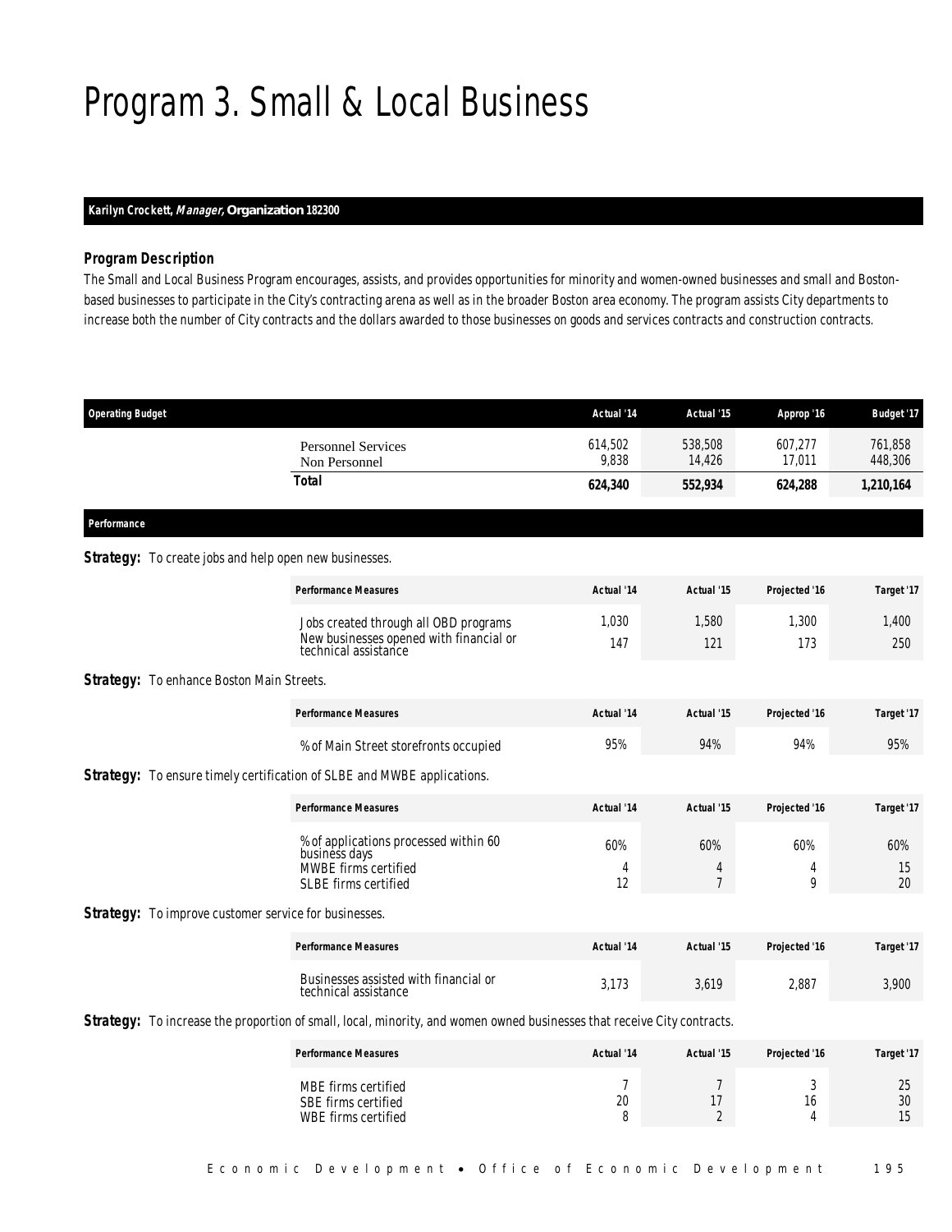# Program 3. Small & Local Business

**Karilyn Crockett, *Manager*, Organization 182300**

### *Program Description*

The Small and Local Business Program encourages, assists, and provides opportunities for minority and women-owned businesses and small and Boston-based businesses to participate in the City's contracting arena as well as in the broader Boston area economy. The program assists City departments to increase both the number of City contracts and the dollars awarded to those businesses on goods and services contracts and construction contracts.

| Operating Budget | Actual '14 | Actual '15 | Approp '16 | Budget '17 |
|---|---|---|---|---|
| Personnel Services | 614,502 | 538,508 | 607,277 | 761,858 |
| Non Personnel | 9,838 | 14,426 | 17,011 | 448,306 |
| **Total** | **624,340** | **552,934** | **624,288** | **1,210,164** |

### *Performance*

**Strategy:** To create jobs and help open new businesses.

| Performance Measures | Actual '14 | Actual '15 | Projected '16 | Target '17 |
|---|---|---|---|---|
| Jobs created through all OBD programs | 1,030 | 1,580 | 1,300 | 1,400 |
| New businesses opened with financial or technical assistance | 147 | 121 | 173 | 250 |

**Strategy:** To enhance Boston Main Streets.

| Performance Measures | Actual '14 | Actual '15 | Projected '16 | Target '17 |
|---|---|---|---|---|
| % of Main Street storefronts occupied | 95% | 94% | 94% | 95% |

**Strategy:** To ensure timely certification of SLBE and MWBE applications.

| Performance Measures | Actual '14 | Actual '15 | Projected '16 | Target '17 |
|---|---|---|---|---|
| % of applications processed within 60 business days | 60% | 60% | 60% | 60% |
| MWBE firms certified | 4 | 4 | 4 | 15 |
| SLBE firms certified | 12 | 7 | 9 | 20 |

**Strategy:** To improve customer service for businesses.

| Performance Measures | Actual '14 | Actual '15 | Projected '16 | Target '17 |
|---|---|---|---|---|
| Businesses assisted with financial or technical assistance | 3,173 | 3,619 | 2,887 | 3,900 |

**Strategy:** To increase the proportion of small, local, minority, and women owned businesses that receive City contracts.

| Performance Measures | Actual '14 | Actual '15 | Projected '16 | Target '17 |
|---|---|---|---|---|
| MBE firms certified | 7 | 7 | 3 | 25 |
| SBE firms certified | 20 | 17 | 16 | 30 |
| WBE firms certified | 8 | 2 | 4 | 15 |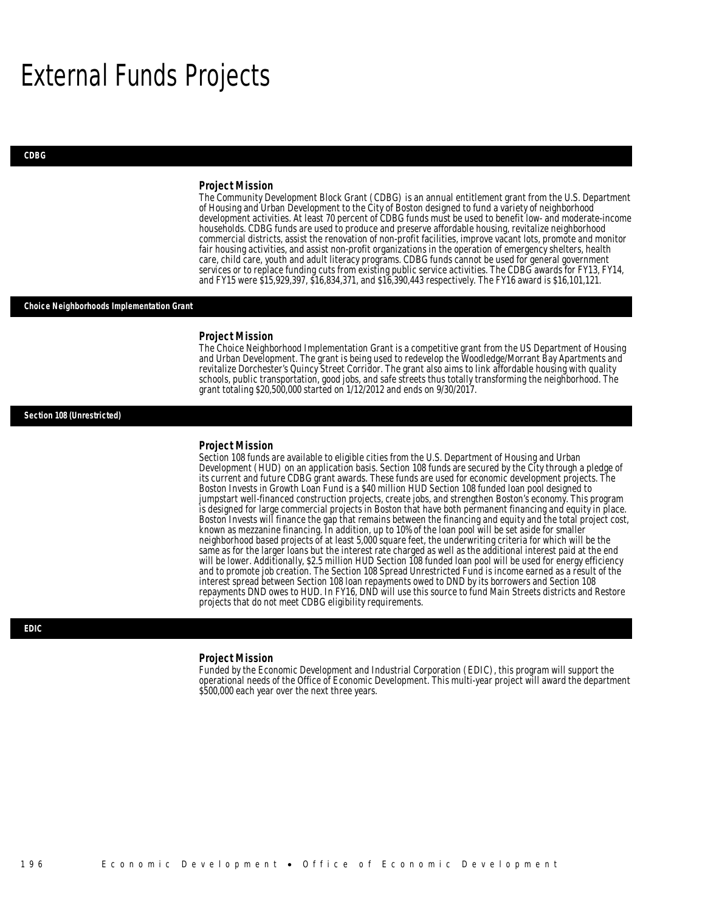# External Funds Projects

## CDBG

### Project Mission

The Community Development Block Grant (CDBG) is an annual entitlement grant from the U.S. Department of Housing and Urban Development to the City of Boston designed to fund a variety of neighborhood development activities. At least 70 percent of CDBG funds must be used to benefit low- and moderate-income households. CDBG funds are used to produce and preserve affordable housing, revitalize neighborhood commercial districts, assist the renovation of non-profit facilities, improve vacant lots, promote and monitor fair housing activities, and assist non-profit organizations in the operation of emergency shelters, health care, child care, youth and adult literacy programs. CDBG funds cannot be used for general government services or to replace funding cuts from existing public service activities. The CDBG awards for FY13, FY14, and FY15 were $15,929,397, $16,834,371, and $16,390,443 respectively. The FY16 award is $16,101,121.

## Choice Neighborhoods Implementation Grant

### Project Mission

The Choice Neighborhood Implementation Grant is a competitive grant from the US Department of Housing and Urban Development. The grant is being used to redevelop the Woodledge/Morrant Bay Apartments and revitalize Dorchester's Quincy Street Corridor. The grant also aims to link affordable housing with quality schools, public transportation, good jobs, and safe streets thus totally transforming the neighborhood. The grant totaling $20,500,000 started on 1/12/2012 and ends on 9/30/2017.

## Section 108 (Unrestricted)

### Project Mission

Section 108 funds are available to eligible cities from the U.S. Department of Housing and Urban Development (HUD) on an application basis. Section 108 funds are secured by the City through a pledge of its current and future CDBG grant awards. These funds are used for economic development projects. The Boston Invests in Growth Loan Fund is a $40 million HUD Section 108 funded loan pool designed to jumpstart well-financed construction projects, create jobs, and strengthen Boston's economy. This program is designed for large commercial projects in Boston that have both permanent financing and equity in place. Boston Invests will finance the gap that remains between the financing and equity and the total project cost, known as mezzanine financing. In addition, up to 10% of the loan pool will be set aside for smaller neighborhood based projects of at least 5,000 square feet, the underwriting criteria for which will be the same as for the larger loans but the interest rate charged as well as the additional interest paid at the end will be lower. Additionally, $2.5 million HUD Section 108 funded loan pool will be used for energy efficiency and to promote job creation. The Section 108 Spread Unrestricted Fund is income earned as a result of the interest spread between Section 108 loan repayments owed to DND by its borrowers and Section 108 repayments DND owes to HUD. In FY16, DND will use this source to fund Main Streets districts and Restore projects that do not meet CDBG eligibility requirements.

## EDIC

### Project Mission

Funded by the Economic Development and Industrial Corporation (EDIC), this program will support the operational needs of the Office of Economic Development. This multi-year project will award the department $500,000 each year over the next three years.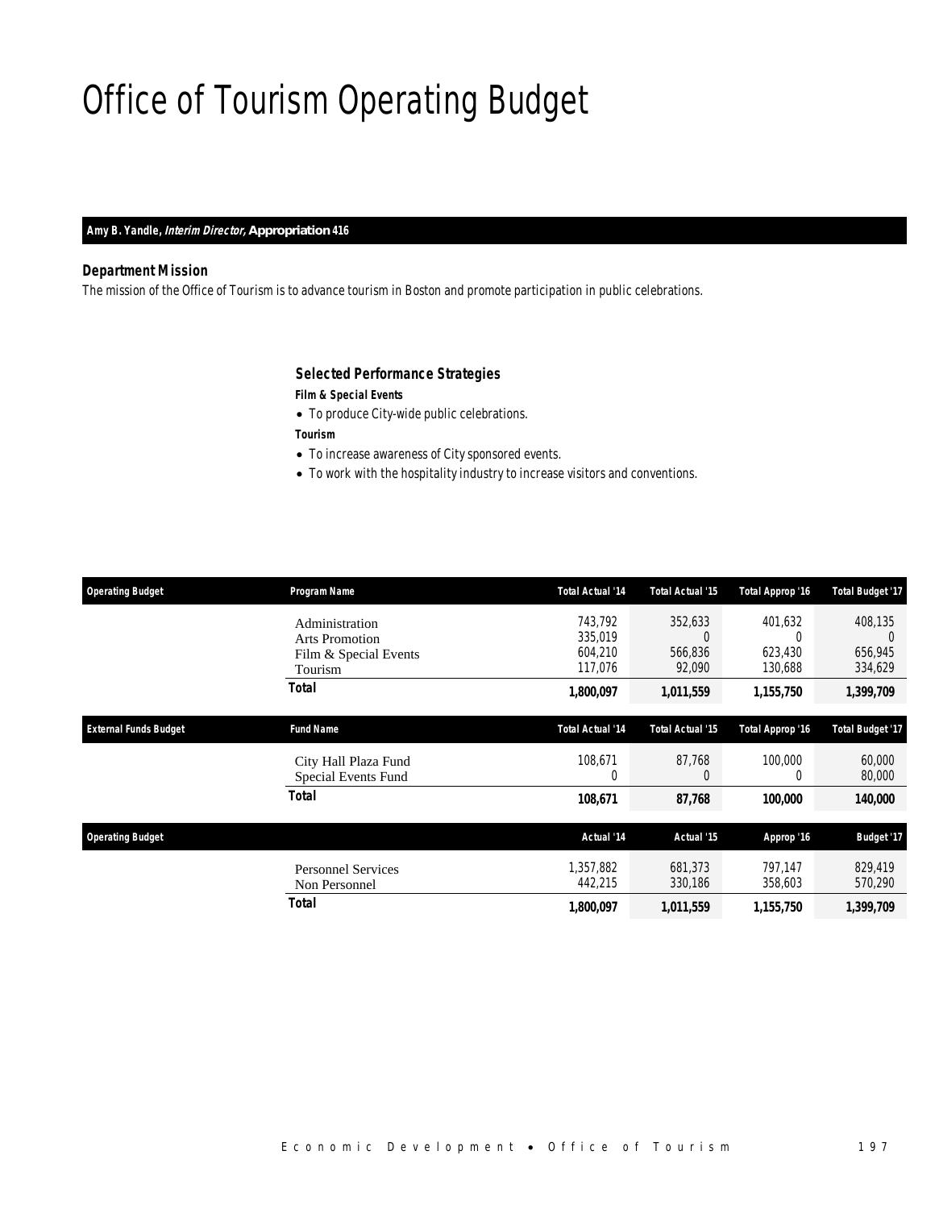# Office of Tourism Operating Budget

**Amy B. Yandle, *Interim Director,* Appropriation 416**

### Department Mission

*The mission of the Office of Tourism is to advance tourism in Boston and promote participation in public celebrations.*

### Selected Performance Strategies

***Film & Special Events***

- To produce City-wide public celebrations.

***Tourism***

- To increase awareness of City sponsored events.
- To work with the hospitality industry to increase visitors and conventions.

| Operating Budget | Program Name | Total Actual '14 | Total Actual '15 | Total Approp '16 | Total Budget '17 |
|---|---|---|---|---|---|
| | Administration | 743,792 | 352,633 | 401,632 | 408,135 |
| | Arts Promotion | 335,019 | 0 | 0 | 0 |
| | Film & Special Events | 604,210 | 566,836 | 623,430 | 656,945 |
| | Tourism | 117,076 | 92,090 | 130,688 | 334,629 |
| | **Total** | **1,800,097** | **1,011,559** | **1,155,750** | **1,399,709** |

| External Funds Budget | Fund Name | Total Actual '14 | Total Actual '15 | Total Approp '16 | Total Budget '17 |
|---|---|---|---|---|---|
| | City Hall Plaza Fund | 108,671 | 87,768 | 100,000 | 60,000 |
| | Special Events Fund | 0 | 0 | 0 | 80,000 |
| | **Total** | **108,671** | **87,768** | **100,000** | **140,000** |

| Operating Budget | | Actual '14 | Actual '15 | Approp '16 | Budget '17 |
|---|---|---|---|---|---|
| | Personnel Services | 1,357,882 | 681,373 | 797,147 | 829,419 |
| | Non Personnel | 442,215 | 330,186 | 358,603 | 570,290 |
| | **Total** | **1,800,097** | **1,011,559** | **1,155,750** | **1,399,709** |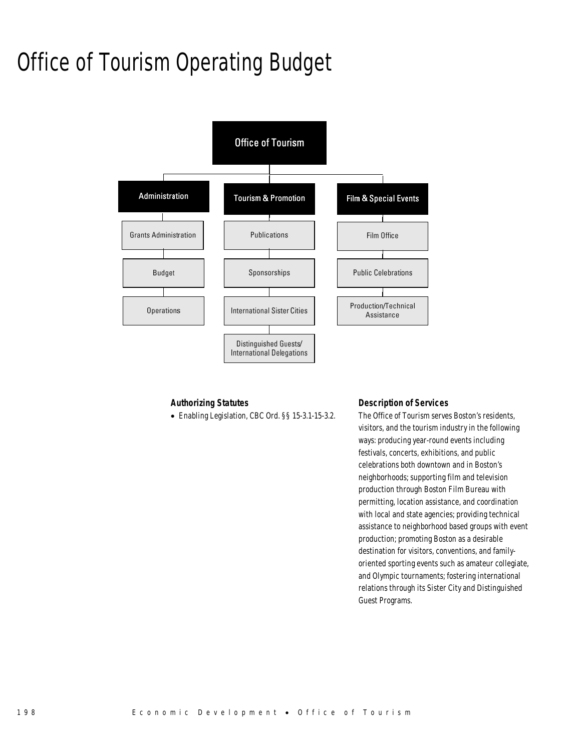# Office of Tourism Operating Budget

- Office of Tourism
  - Administration
    - Grants Administration
    - Budget
    - Operations
  - Tourism & Promotion
    - Publications
    - Sponsorships
    - International Sister Cities
    - Distinguished Guests/ International Delegations
  - Film & Special Events
    - Film Office
    - Public Celebrations
    - Production/Technical Assistance

### Authorizing Statutes

- Enabling Legislation, CBC Ord. §§ 15-3.1-15-3.2.

### Description of Services

The Office of Tourism serves Boston's residents, visitors, and the tourism industry in the following ways: producing year-round events including festivals, concerts, exhibitions, and public celebrations both downtown and in Boston's neighborhoods; supporting film and television production through Boston Film Bureau with permitting, location assistance, and coordination with local and state agencies; providing technical assistance to neighborhood based groups with event production; promoting Boston as a desirable destination for visitors, conventions, and family-oriented sporting events such as amateur collegiate, and Olympic tournaments; fostering international relations through its Sister City and Distinguished Guest Programs.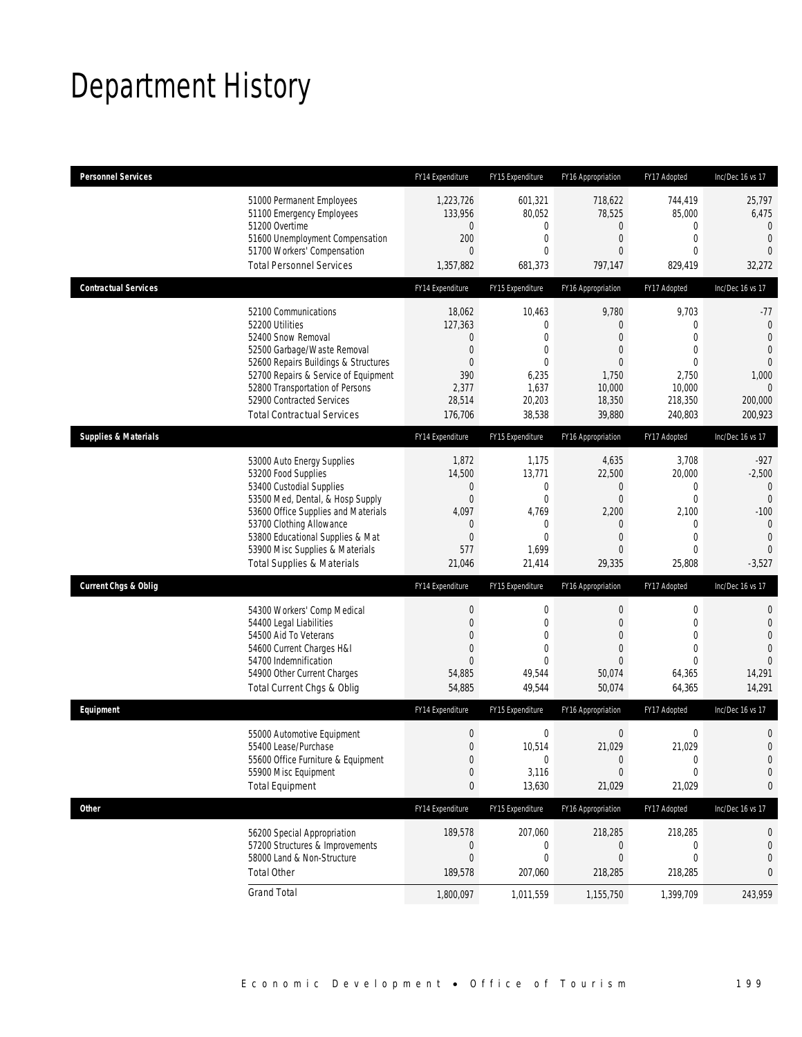# Department History

| Personnel Services | FY14 Expenditure | FY15 Expenditure | FY16 Appropriation | FY17 Adopted | Inc/Dec 16 vs 17 |
|---|---|---|---|---|---|
| 51000 Permanent Employees | 1,223,726 | 601,321 | 718,622 | 744,419 | 25,797 |
| 51100 Emergency Employees | 133,956 | 80,052 | 78,525 | 85,000 | 6,475 |
| 51200 Overtime | 0 | 0 | 0 | 0 | 0 |
| 51600 Unemployment Compensation | 200 | 0 | 0 | 0 | 0 |
| 51700 Workers' Compensation | 0 | 0 | 0 | 0 | 0 |
| Total Personnel Services | 1,357,882 | 681,373 | 797,147 | 829,419 | 32,272 |

| Contractual Services | FY14 Expenditure | FY15 Expenditure | FY16 Appropriation | FY17 Adopted | Inc/Dec 16 vs 17 |
|---|---|---|---|---|---|
| 52100 Communications | 18,062 | 10,463 | 9,780 | 9,703 | -77 |
| 52200 Utilities | 127,363 | 0 | 0 | 0 | 0 |
| 52400 Snow Removal | 0 | 0 | 0 | 0 | 0 |
| 52500 Garbage/Waste Removal | 0 | 0 | 0 | 0 | 0 |
| 52600 Repairs Buildings & Structures | 0 | 0 | 0 | 0 | 0 |
| 52700 Repairs & Service of Equipment | 390 | 6,235 | 1,750 | 2,750 | 1,000 |
| 52800 Transportation of Persons | 2,377 | 1,637 | 10,000 | 10,000 | 0 |
| 52900 Contracted Services | 28,514 | 20,203 | 18,350 | 218,350 | 200,000 |
| Total Contractual Services | 176,706 | 38,538 | 39,880 | 240,803 | 200,923 |

| Supplies & Materials | FY14 Expenditure | FY15 Expenditure | FY16 Appropriation | FY17 Adopted | Inc/Dec 16 vs 17 |
|---|---|---|---|---|---|
| 53000 Auto Energy Supplies | 1,872 | 1,175 | 4,635 | 3,708 | -927 |
| 53200 Food Supplies | 14,500 | 13,771 | 22,500 | 20,000 | -2,500 |
| 53400 Custodial Supplies | 0 | 0 | 0 | 0 | 0 |
| 53500 Med, Dental, & Hosp Supply | 0 | 0 | 0 | 0 | 0 |
| 53600 Office Supplies and Materials | 4,097 | 4,769 | 2,200 | 2,100 | -100 |
| 53700 Clothing Allowance | 0 | 0 | 0 | 0 | 0 |
| 53800 Educational Supplies & Mat | 0 | 0 | 0 | 0 | 0 |
| 53900 Misc Supplies & Materials | 577 | 1,699 | 0 | 0 | 0 |
| Total Supplies & Materials | 21,046 | 21,414 | 29,335 | 25,808 | -3,527 |

| Current Chgs & Oblig | FY14 Expenditure | FY15 Expenditure | FY16 Appropriation | FY17 Adopted | Inc/Dec 16 vs 17 |
|---|---|---|---|---|---|
| 54300 Workers' Comp Medical | 0 | 0 | 0 | 0 | 0 |
| 54400 Legal Liabilities | 0 | 0 | 0 | 0 | 0 |
| 54500 Aid To Veterans | 0 | 0 | 0 | 0 | 0 |
| 54600 Current Charges H&I | 0 | 0 | 0 | 0 | 0 |
| 54700 Indemnification | 0 | 0 | 0 | 0 | 0 |
| 54900 Other Current Charges | 54,885 | 49,544 | 50,074 | 64,365 | 14,291 |
| Total Current Chgs & Oblig | 54,885 | 49,544 | 50,074 | 64,365 | 14,291 |

| Equipment | FY14 Expenditure | FY15 Expenditure | FY16 Appropriation | FY17 Adopted | Inc/Dec 16 vs 17 |
|---|---|---|---|---|---|
| 55000 Automotive Equipment | 0 | 0 | 0 | 0 | 0 |
| 55400 Lease/Purchase | 0 | 10,514 | 21,029 | 21,029 | 0 |
| 55600 Office Furniture & Equipment | 0 | 0 | 0 | 0 | 0 |
| 55900 Misc Equipment | 0 | 3,116 | 0 | 0 | 0 |
| Total Equipment | 0 | 13,630 | 21,029 | 21,029 | 0 |

| Other | FY14 Expenditure | FY15 Expenditure | FY16 Appropriation | FY17 Adopted | Inc/Dec 16 vs 17 |
|---|---|---|---|---|---|
| 56200 Special Appropriation | 189,578 | 207,060 | 218,285 | 218,285 | 0 |
| 57200 Structures & Improvements | 0 | 0 | 0 | 0 | 0 |
| 58000 Land & Non-Structure | 0 | 0 | 0 | 0 | 0 |
| Total Other | 189,578 | 207,060 | 218,285 | 218,285 | 0 |
| Grand Total | 1,800,097 | 1,011,559 | 1,155,750 | 1,399,709 | 243,959 |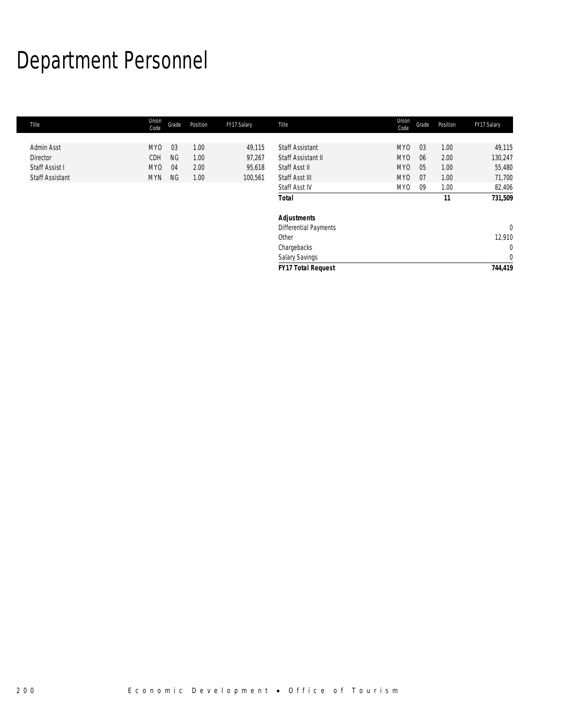# Department Personnel

| Title | Union Code | Grade | Position | FY17 Salary |
|---|---|---|---|---|
| Admin Asst | MYO | 03 | 1.00 | 49,115 |
| Director | CDH | NG | 1.00 | 97,267 |
| Staff Assist I | MYO | 04 | 2.00 | 95,618 |
| Staff Assistant | MYN | NG | 1.00 | 100,561 |
| Staff Assistant | MYO | 03 | 1.00 | 49,115 |
| Staff Assistant II | MYO | 06 | 2.00 | 130,247 |
| Staff Asst II | MYO | 05 | 1.00 | 55,480 |
| Staff Asst III | MYO | 07 | 1.00 | 71,700 |
| Staff Asst IV | MYO | 09 | 1.00 | 82,406 |
| ***Total*** | | | ***11*** | ***731,509*** |
| | | | | |
| ***Adjustments*** | | | | |
| Differential Payments | | | | 0 |
| Other | | | | 12,910 |
| Chargebacks | | | | 0 |
| Salary Savings | | | | 0 |
| ***FY17 Total Request*** | | | | ***744,419*** |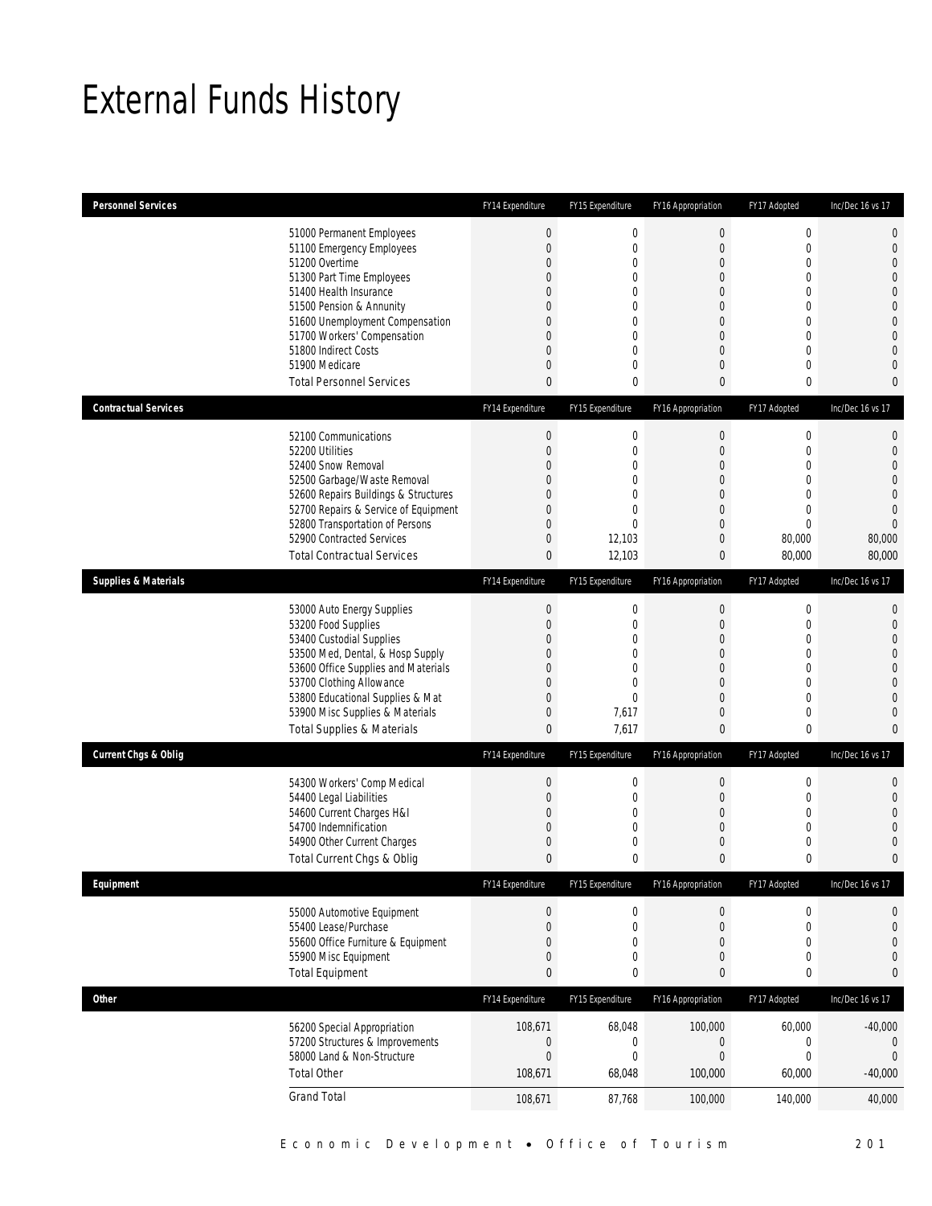# External Funds History

| Personnel Services | FY14 Expenditure | FY15 Expenditure | FY16 Appropriation | FY17 Adopted | Inc/Dec 16 vs 17 |
|---|---|---|---|---|---|
| 51000 Permanent Employees | 0 | 0 | 0 | 0 | 0 |
| 51100 Emergency Employees | 0 | 0 | 0 | 0 | 0 |
| 51200 Overtime | 0 | 0 | 0 | 0 | 0 |
| 51300 Part Time Employees | 0 | 0 | 0 | 0 | 0 |
| 51400 Health Insurance | 0 | 0 | 0 | 0 | 0 |
| 51500 Pension & Annunity | 0 | 0 | 0 | 0 | 0 |
| 51600 Unemployment Compensation | 0 | 0 | 0 | 0 | 0 |
| 51700 Workers' Compensation | 0 | 0 | 0 | 0 | 0 |
| 51800 Indirect Costs | 0 | 0 | 0 | 0 | 0 |
| 51900 Medicare | 0 | 0 | 0 | 0 | 0 |
| Total Personnel Services | 0 | 0 | 0 | 0 | 0 |

| Contractual Services | FY14 Expenditure | FY15 Expenditure | FY16 Appropriation | FY17 Adopted | Inc/Dec 16 vs 17 |
|---|---|---|---|---|---|
| 52100 Communications | 0 | 0 | 0 | 0 | 0 |
| 52200 Utilities | 0 | 0 | 0 | 0 | 0 |
| 52400 Snow Removal | 0 | 0 | 0 | 0 | 0 |
| 52500 Garbage/Waste Removal | 0 | 0 | 0 | 0 | 0 |
| 52600 Repairs Buildings & Structures | 0 | 0 | 0 | 0 | 0 |
| 52700 Repairs & Service of Equipment | 0 | 0 | 0 | 0 | 0 |
| 52800 Transportation of Persons | 0 | 0 | 0 | 0 | 0 |
| 52900 Contracted Services | 0 | 12,103 | 0 | 80,000 | 80,000 |
| Total Contractual Services | 0 | 12,103 | 0 | 80,000 | 80,000 |

| Supplies & Materials | FY14 Expenditure | FY15 Expenditure | FY16 Appropriation | FY17 Adopted | Inc/Dec 16 vs 17 |
|---|---|---|---|---|---|
| 53000 Auto Energy Supplies | 0 | 0 | 0 | 0 | 0 |
| 53200 Food Supplies | 0 | 0 | 0 | 0 | 0 |
| 53400 Custodial Supplies | 0 | 0 | 0 | 0 | 0 |
| 53500 Med, Dental, & Hosp Supply | 0 | 0 | 0 | 0 | 0 |
| 53600 Office Supplies and Materials | 0 | 0 | 0 | 0 | 0 |
| 53700 Clothing Allowance | 0 | 0 | 0 | 0 | 0 |
| 53800 Educational Supplies & Mat | 0 | 0 | 0 | 0 | 0 |
| 53900 Misc Supplies & Materials | 0 | 7,617 | 0 | 0 | 0 |
| Total Supplies & Materials | 0 | 7,617 | 0 | 0 | 0 |

| Current Chgs & Oblig | FY14 Expenditure | FY15 Expenditure | FY16 Appropriation | FY17 Adopted | Inc/Dec 16 vs 17 |
|---|---|---|---|---|---|
| 54300 Workers' Comp Medical | 0 | 0 | 0 | 0 | 0 |
| 54400 Legal Liabilities | 0 | 0 | 0 | 0 | 0 |
| 54600 Current Charges H&I | 0 | 0 | 0 | 0 | 0 |
| 54700 Indemnification | 0 | 0 | 0 | 0 | 0 |
| 54900 Other Current Charges | 0 | 0 | 0 | 0 | 0 |
| Total Current Chgs & Oblig | 0 | 0 | 0 | 0 | 0 |

| Equipment | FY14 Expenditure | FY15 Expenditure | FY16 Appropriation | FY17 Adopted | Inc/Dec 16 vs 17 |
|---|---|---|---|---|---|
| 55000 Automotive Equipment | 0 | 0 | 0 | 0 | 0 |
| 55400 Lease/Purchase | 0 | 0 | 0 | 0 | 0 |
| 55600 Office Furniture & Equipment | 0 | 0 | 0 | 0 | 0 |
| 55900 Misc Equipment | 0 | 0 | 0 | 0 | 0 |
| Total Equipment | 0 | 0 | 0 | 0 | 0 |

| Other | FY14 Expenditure | FY15 Expenditure | FY16 Appropriation | FY17 Adopted | Inc/Dec 16 vs 17 |
|---|---|---|---|---|---|
| 56200 Special Appropriation | 108,671 | 68,048 | 100,000 | 60,000 | -40,000 |
| 57200 Structures & Improvements | 0 | 0 | 0 | 0 | 0 |
| 58000 Land & Non-Structure | 0 | 0 | 0 | 0 | 0 |
| Total Other | 108,671 | 68,048 | 100,000 | 60,000 | -40,000 |
| Grand Total | 108,671 | 87,768 | 100,000 | 140,000 | 40,000 |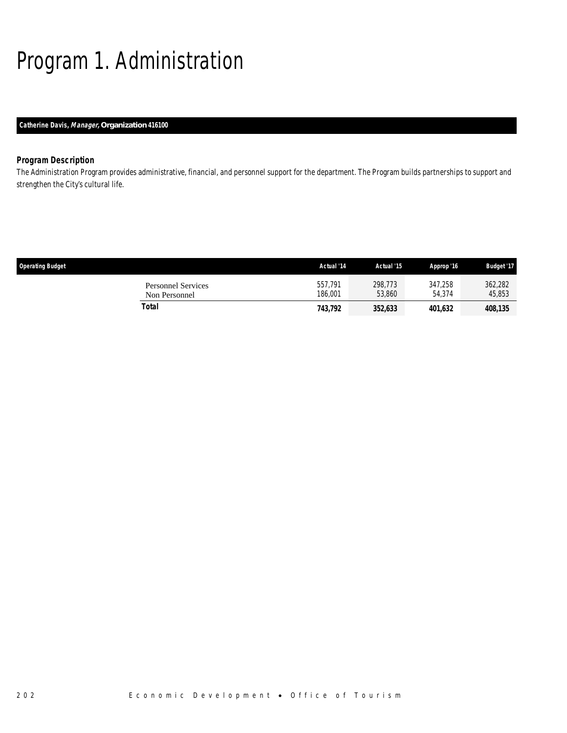# Program 1. Administration

**Catherine Davis, *Manager*, Organization 416100**

### *Program Description*

The Administration Program provides administrative, financial, and personnel support for the department. The Program builds partnerships to support and strengthen the City's cultural life.

| Operating Budget | Actual '14 | Actual '15 | Approp '16 | Budget '17 |
|---|---|---|---|---|
| Personnel Services | 557,791 | 298,773 | 347,258 | 362,282 |
| Non Personnel | 186,001 | 53,860 | 54,374 | 45,853 |
| **Total** | **743,792** | **352,633** | **401,632** | **408,135** |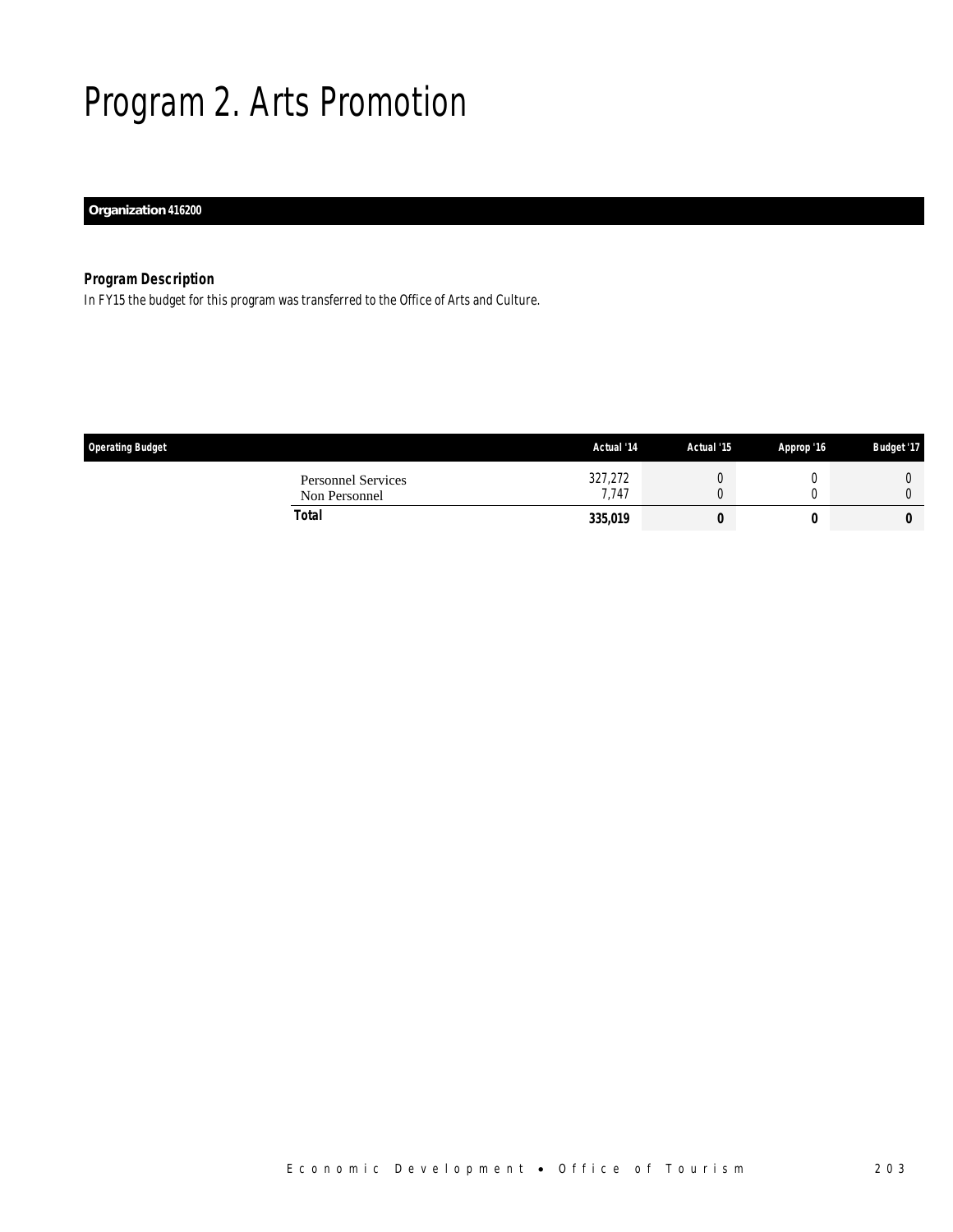# Program 2. Arts Promotion

**Organization 416200**

***Program Description***

*In FY15 the budget for this program was transferred to the Office of Arts and Culture.*

| Operating Budget | Actual '14 | Actual '15 | Approp '16 | Budget '17 |
|---|---|---|---|---|
| Personnel Services | 327,272 | 0 | 0 | 0 |
| Non Personnel | 7,747 | 0 | 0 | 0 |
| **Total** | **335,019** | **0** | **0** | **0** |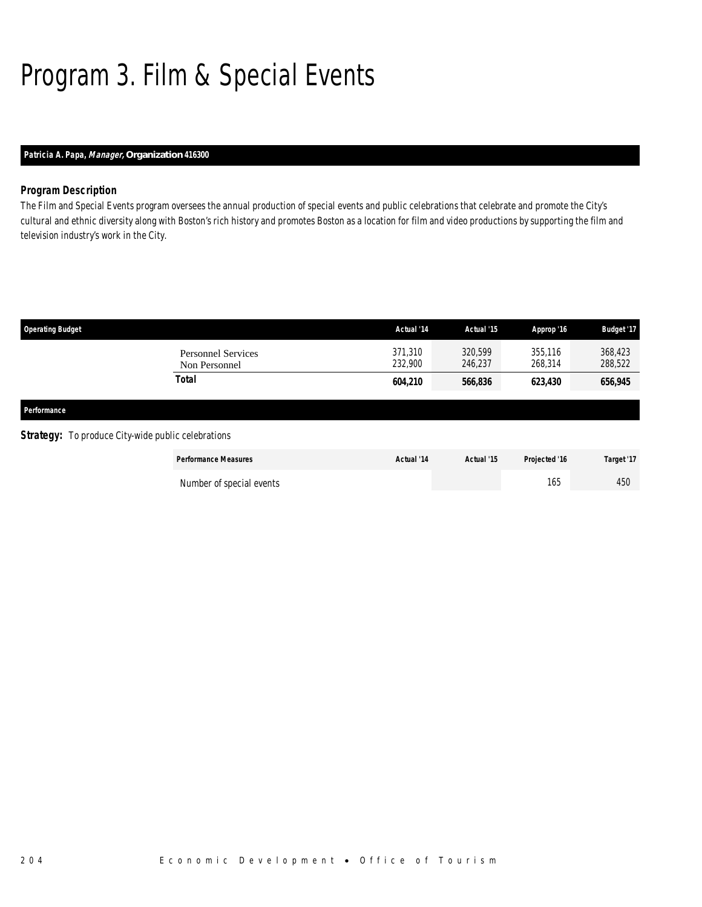# Program 3. Film & Special Events

**Patricia A. Papa, *Manager,* Organization 416300**

### Program Description

*The Film and Special Events program oversees the annual production of special events and public celebrations that celebrate and promote the City's cultural and ethnic diversity along with Boston's rich history and promotes Boston as a location for film and video productions by supporting the film and television industry's work in the City.*

| Operating Budget | Actual '14 | Actual '15 | Approp '16 | Budget '17 |
|---|---|---|---|---|
| Personnel Services | 371,310 | 320,599 | 355,116 | 368,423 |
| Non Personnel | 232,900 | 246,237 | 268,314 | 288,522 |
| **Total** | **604,210** | **566,836** | **623,430** | **656,945** |

### Performance

**Strategy:** To produce City-wide public celebrations

| Performance Measures | Actual '14 | Actual '15 | Projected '16 | Target '17 |
|---|---|---|---|---|
| Number of special events | | | 165 | 450 |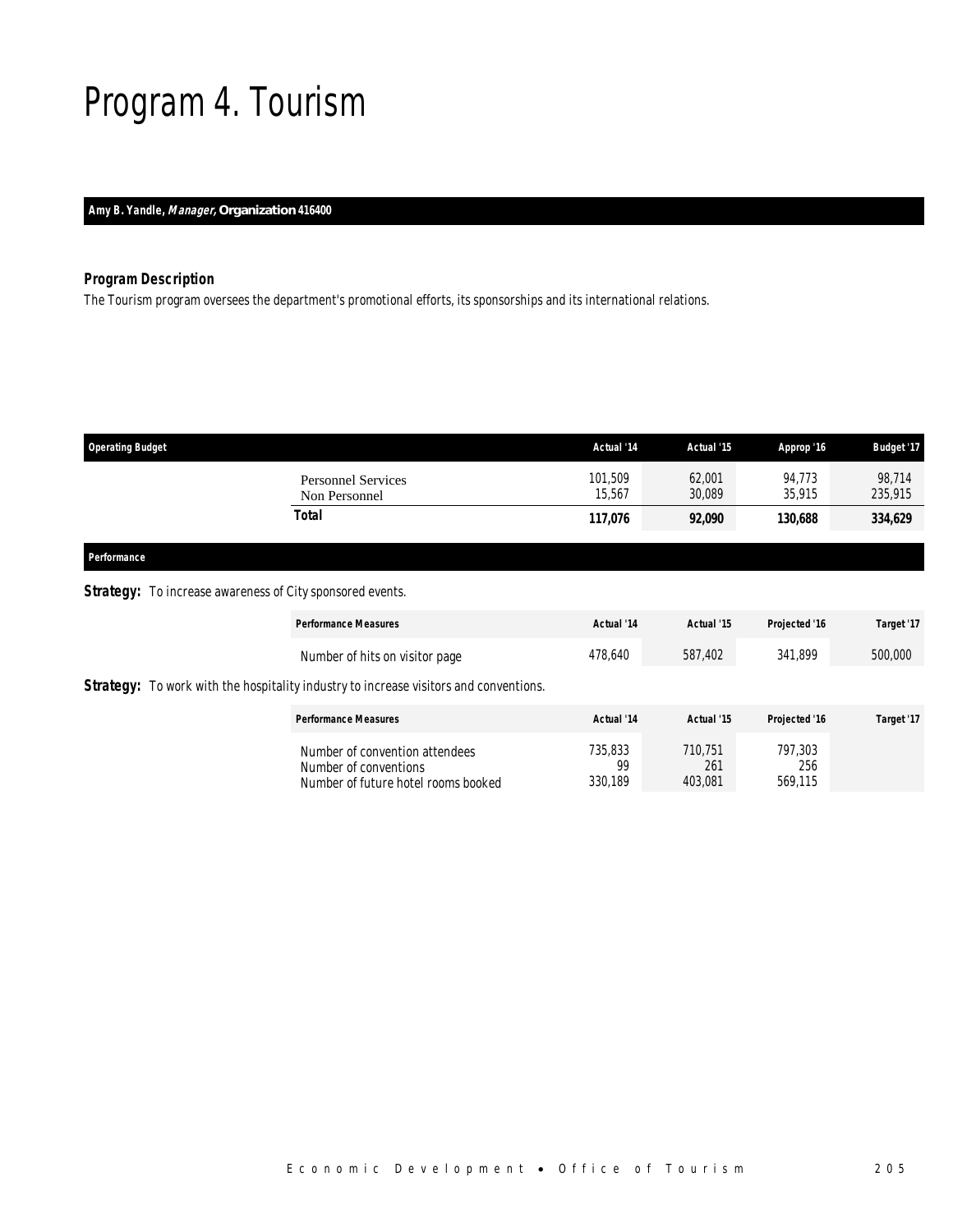# Program 4. Tourism

**Amy B. Yandle, *Manager,* Organization 416400**

### Program Description

The Tourism program oversees the department's promotional efforts, its sponsorships and its international relations.

| Operating Budget | Actual '14 | Actual '15 | Approp '16 | Budget '17 |
|---|---|---|---|---|
| Personnel Services | 101,509 | 62,001 | 94,773 | 98,714 |
| Non Personnel | 15,567 | 30,089 | 35,915 | 235,915 |
| **Total** | **117,076** | **92,090** | **130,688** | **334,629** |

### Performance

**Strategy:** To increase awareness of City sponsored events.

| Performance Measures | Actual '14 | Actual '15 | Projected '16 | Target '17 |
|---|---|---|---|---|
| Number of hits on visitor page | 478,640 | 587,402 | 341,899 | 500,000 |

**Strategy:** To work with the hospitality industry to increase visitors and conventions.

| Performance Measures | Actual '14 | Actual '15 | Projected '16 | Target '17 |
|---|---|---|---|---|
| Number of convention attendees | 735,833 | 710,751 | 797,303 | |
| Number of conventions | 99 | 261 | 256 | |
| Number of future hotel rooms booked | 330,189 | 403,081 | 569,115 | |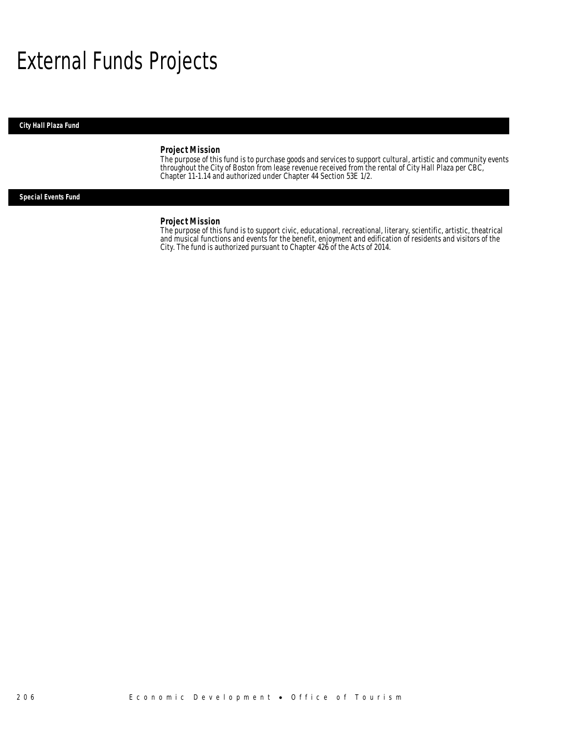# External Funds Projects

## City Hall Plaza Fund

### Project Mission

The purpose of this fund is to purchase goods and services to support cultural, artistic and community events throughout the City of Boston from lease revenue received from the rental of City Hall Plaza per CBC, Chapter 11-1.14 and authorized under Chapter 44 Section 53E 1/2.

## Special Events Fund

### Project Mission

The purpose of this fund is to support civic, educational, recreational, literary, scientific, artistic, theatrical and musical functions and events for the benefit, enjoyment and edification of residents and visitors of the City. The fund is authorized pursuant to Chapter 426 of the Acts of 2014.